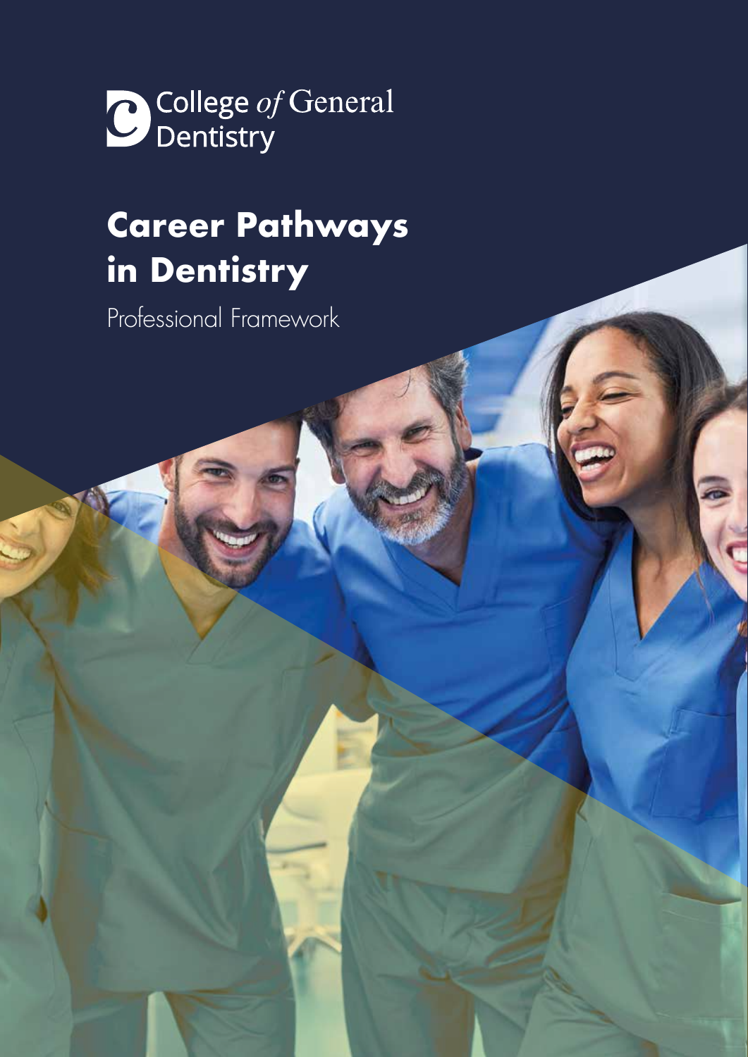College *of* General Dentistry

# Career Pathways in Dentistry

Professional Framework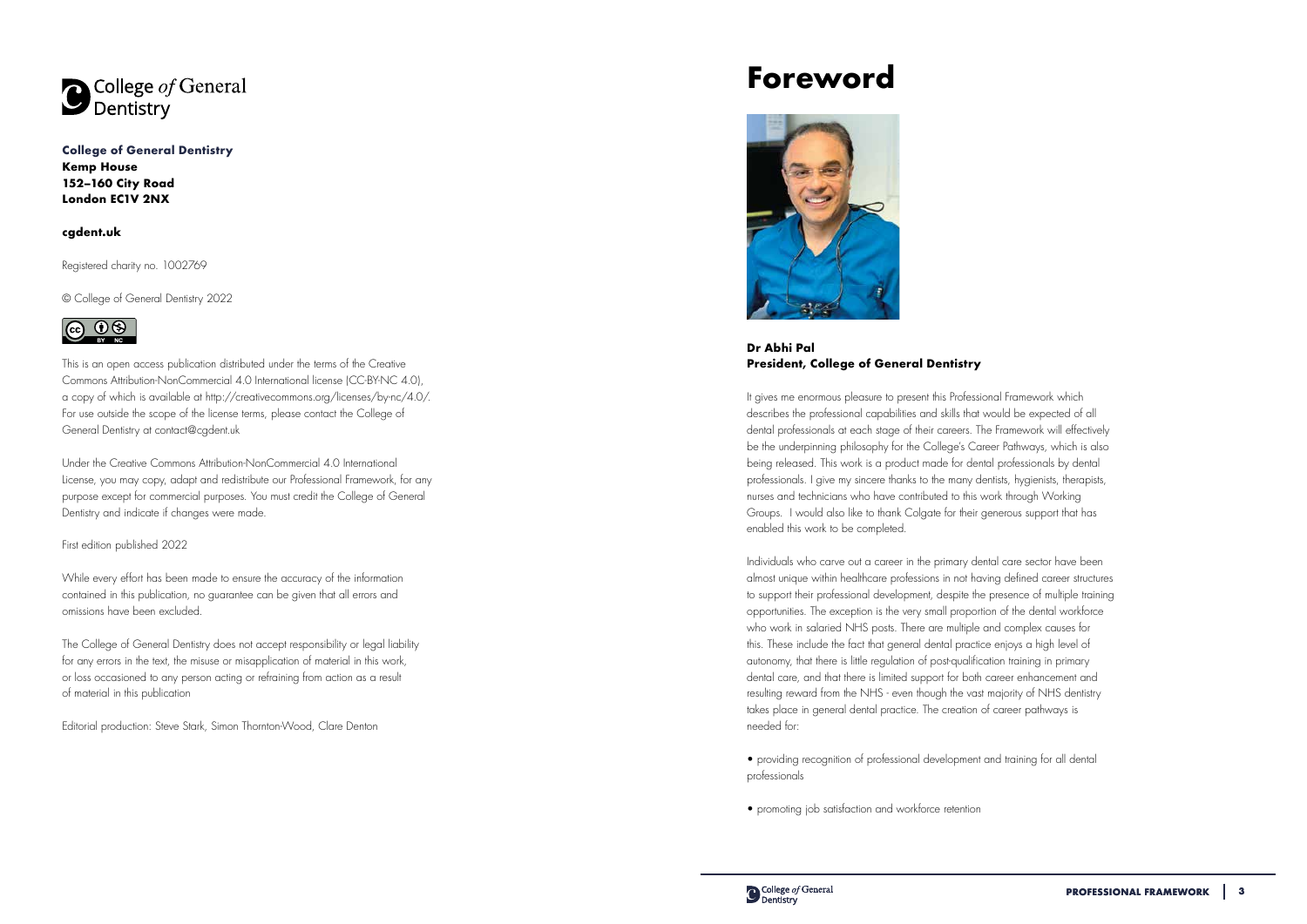College *of* General Dentistry

**College of General Dentistry**
**Kemp House**
**152–160 City Road**
**London EC1V 2NX**

**cgdent.uk**

Registered charity no. 1002769

© College of General Dentistry 2022

This is an open access publication distributed under the terms of the Creative Commons Attribution-NonCommercial 4.0 International license (CC-BY-NC 4.0), a copy of which is available at http://creativecommons.org/licenses/by-nc/4.0/. For use outside the scope of the license terms, please contact the College of General Dentistry at contact@cgdent.uk

Under the Creative Commons Attribution-NonCommercial 4.0 International License, you may copy, adapt and redistribute our Professional Framework, for any purpose except for commercial purposes. You must credit the College of General Dentistry and indicate if changes were made.

First edition published 2022

While every effort has been made to ensure the accuracy of the information contained in this publication, no guarantee can be given that all errors and omissions have been excluded.

The College of General Dentistry does not accept responsibility or legal liability for any errors in the text, the misuse or misapplication of material in this work, or loss occasioned to any person acting or refraining from action as a result of material in this publication

Editorial production: Steve Stark, Simon Thornton-Wood, Clare Denton

# Foreword

**Dr Abhi Pal**
**President, College of General Dentistry**

It gives me enormous pleasure to present this Professional Framework which describes the professional capabilities and skills that would be expected of all dental professionals at each stage of their careers. The Framework will effectively be the underpinning philosophy for the College's Career Pathways, which is also being released. This work is a product made for dental professionals by dental professionals. I give my sincere thanks to the many dentists, hygienists, therapists, nurses and technicians who have contributed to this work through Working Groups. I would also like to thank Colgate for their generous support that has enabled this work to be completed.

Individuals who carve out a career in the primary dental care sector have been almost unique within healthcare professions in not having defined career structures to support their professional development, despite the presence of multiple training opportunities. The exception is the very small proportion of the dental workforce who work in salaried NHS posts. There are multiple and complex causes for this. These include the fact that general dental practice enjoys a high level of autonomy, that there is little regulation of post-qualification training in primary dental care, and that there is limited support for both career enhancement and resulting reward from the NHS - even though the vast majority of NHS dentistry takes place in general dental practice. The creation of career pathways is needed for:

- providing recognition of professional development and training for all dental professionals

- promoting job satisfaction and workforce retention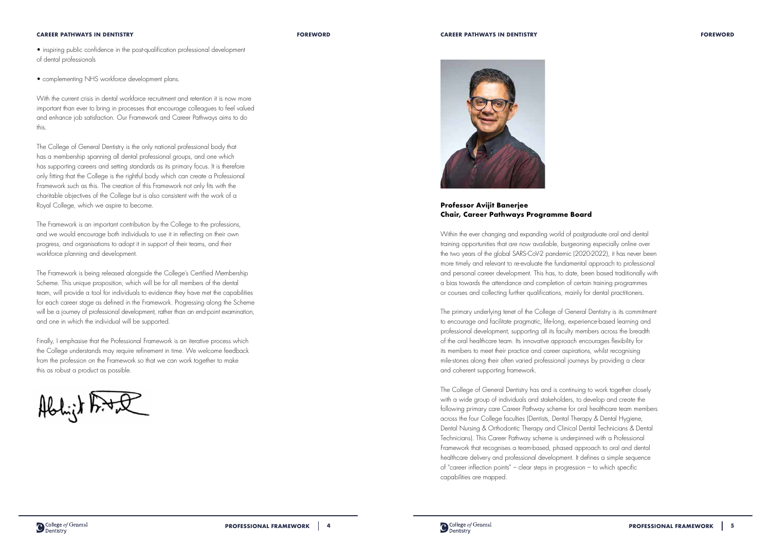• inspiring public confidence in the post-qualification professional development of dental professionals

• complementing NHS workforce development plans.

With the current crisis in dental workforce recruitment and retention it is now more important than ever to bring in processes that encourage colleagues to feel valued and enhance job satisfaction. Our Framework and Career Pathways aims to do this.

The College of General Dentistry is the only national professional body that has a membership spanning all dental professional groups, and one which has supporting careers and setting standards as its primary focus. It is therefore only fitting that the College is the rightful body which can create a Professional Framework such as this. The creation of this Framework not only fits with the charitable objectives of the College but is also consistent with the work of a Royal College, which we aspire to become.

The Framework is an important contribution by the College to the professions, and we would encourage both individuals to use it in reflecting on their own progress, and organisations to adopt it in support of their teams, and their workforce planning and development.

The Framework is being released alongside the College's Certified Membership Scheme. This unique proposition, which will be for all members of the dental team, will provide a tool for individuals to evidence they have met the capabilities for each career stage as defined in the Framework. Progressing along the Scheme will be a journey of professional development, rather than an end-point examination, and one in which the individual will be supported.

Finally, I emphasise that the Professional Framework is an iterative process which the College understands may require refinement in time. We welcome feedback from the profession on the Framework so that we can work together to make this as robust a product as possible.

**Professor Avijit Banerjee**
**Chair, Career Pathways Programme Board**

Within the ever changing and expanding world of postgraduate oral and dental training opportunities that are now available, burgeoning especially online over the two years of the global SARS-CoV-2 pandemic (2020-2022), it has never been more timely and relevant to re-evaluate the fundamental approach to professional and personal career development. This has, to date, been based traditionally with a bias towards the attendance and completion of certain training programmes or courses and collecting further qualifications, mainly for dental practitioners.

The primary underlying tenet of the College of General Dentistry is its commitment to encourage and facilitate pragmatic, life-long, experience-based learning and professional development, supporting all its faculty members across the breadth of the oral healthcare team. Its innovative approach encourages flexibility for its members to meet their practice and career aspirations, whilst recognising mile-stones along their often varied professional journeys by providing a clear and coherent supporting framework.

The College of General Dentistry has and is continuing to work together closely with a wide group of individuals and stakeholders, to develop and create the following primary care Career Pathway scheme for oral healthcare team members across the four College faculties (Dentists, Dental Therapy & Dental Hygiene, Dental Nursing & Orthodontic Therapy and Clinical Dental Technicians & Dental Technicians). This Career Pathway scheme is underpinned with a Professional Framework that recognises a team-based, phased approach to oral and dental healthcare delivery and professional development. It defines a simple sequence of "career inflection points" – clear steps in progression – to which specific capabilities are mapped.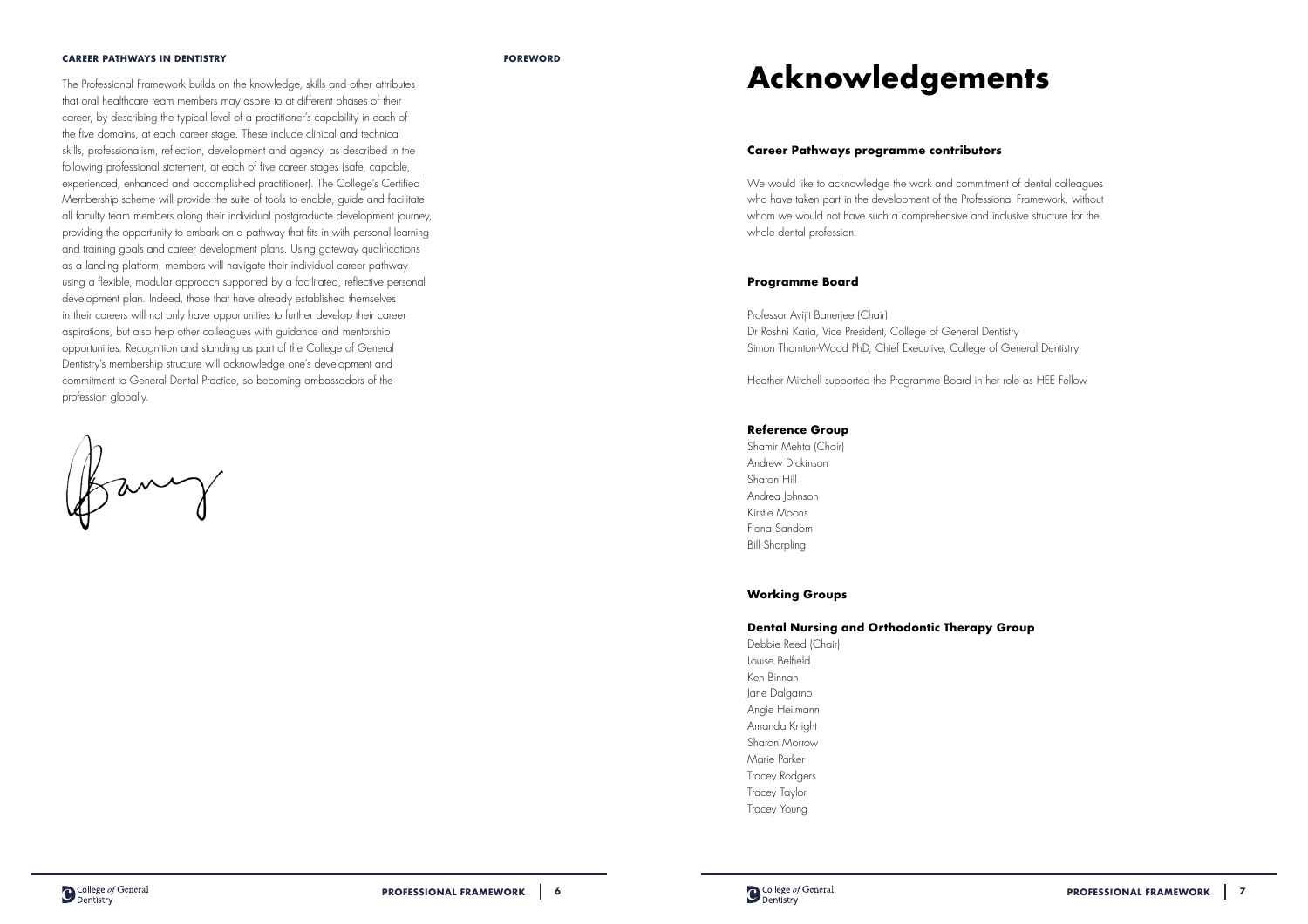The Professional Framework builds on the knowledge, skills and other attributes that oral healthcare team members may aspire to at different phases of their career, by describing the typical level of a practitioner's capability in each of the five domains, at each career stage. These include clinical and technical skills, professionalism, reflection, development and agency, as described in the following professional statement, at each of five career stages (safe, capable, experienced, enhanced and accomplished practitioner). The College's Certified Membership scheme will provide the suite of tools to enable, guide and facilitate all faculty team members along their individual postgraduate development journey, providing the opportunity to embark on a pathway that fits in with personal learning and training goals and career development plans. Using gateway qualifications as a landing platform, members will navigate their individual career pathway using a flexible, modular approach supported by a facilitated, reflective personal development plan. Indeed, those that have already established themselves in their careers will not only have opportunities to further develop their career aspirations, but also help other colleagues with guidance and mentorship opportunities. Recognition and standing as part of the College of General Dentistry's membership structure will acknowledge one's development and commitment to General Dental Practice, so becoming ambassadors of the profession globally.

# Acknowledgements

### Career Pathways programme contributors

We would like to acknowledge the work and commitment of dental colleagues who have taken part in the development of the Professional Framework, without whom we would not have such a comprehensive and inclusive structure for the whole dental profession.

### Programme Board

Professor Avijit Banerjee (Chair)
Dr Roshni Karia, Vice President, College of General Dentistry
Simon Thornton-Wood PhD, Chief Executive, College of General Dentistry

Heather Mitchell supported the Programme Board in her role as HEE Fellow

### Reference Group

Shamir Mehta (Chair)
Andrew Dickinson
Sharon Hill
Andrea Johnson
Kirstie Moons
Fiona Sandom
Bill Sharpling

### Working Groups

### Dental Nursing and Orthodontic Therapy Group

Debbie Reed (Chair)
Louise Belfield
Ken Binnah
Jane Dalgarno
Angie Heilmann
Amanda Knight
Sharon Morrow
Marie Parker
Tracey Rodgers
Tracey Taylor
Tracey Young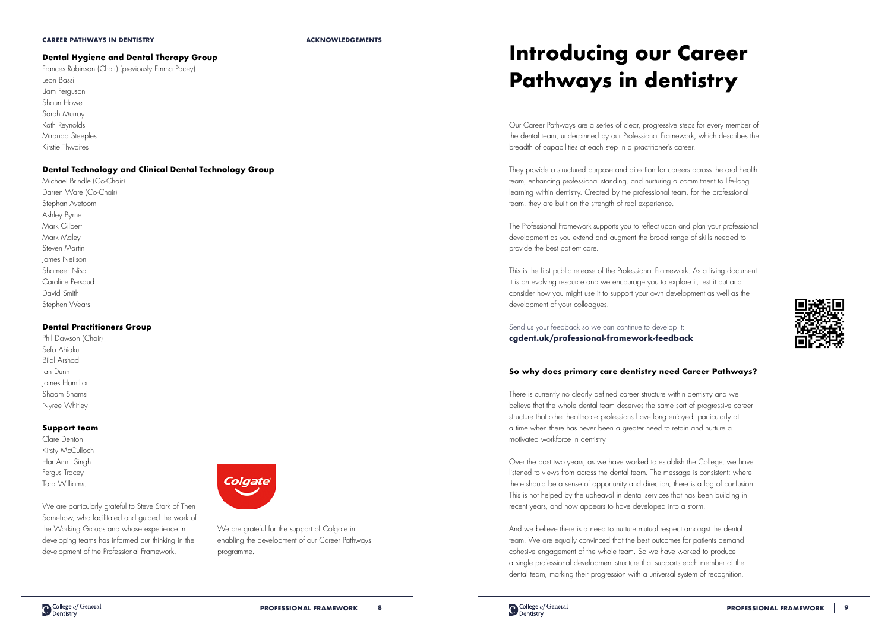## Acknowledgements

### Dental Hygiene and Dental Therapy Group

Frances Robinson (Chair) (previously Emma Pacey)
Leon Bassi
Liam Ferguson
Shaun Howe
Sarah Murray
Kath Reynolds
Miranda Steeples
Kirstie Thwaites

### Dental Technology and Clinical Dental Technology Group

Michael Brindle (Co-Chair)
Darren Ware (Co-Chair)
Stephan Avetoom
Ashley Byrne
Mark Gilbert
Mark Maley
Steven Martin
James Neilson
Shameer Nisa
Caroline Persaud
David Smith
Stephen Wears

### Dental Practitioners Group

Phil Dawson (Chair)
Sefa Ahiaku
Bilal Arshad
Ian Dunn
James Hamilton
Shaam Shamsi
Nyree Whitley

### Support team

Clare Denton
Kirsty McCulloch
Har Amrit Singh
Fergus Tracey
Tara Williams.

We are particularly grateful to Steve Stark of Then Somehow, who facilitated and guided the work of the Working Groups and whose experience in developing teams has informed our thinking in the development of the Professional Framework.

We are grateful for the support of Colgate in enabling the development of our Career Pathways programme.

# Introducing our Career Pathways in dentistry

Our Career Pathways are a series of clear, progressive steps for every member of the dental team, underpinned by our Professional Framework, which describes the breadth of capabilities at each step in a practitioner's career.

They provide a structured purpose and direction for careers across the oral health team, enhancing professional standing, and nurturing a commitment to life-long learning within dentistry. Created by the professional team, for the professional team, they are built on the strength of real experience.

The Professional Framework supports you to reflect upon and plan your professional development as you extend and augment the broad range of skills needed to provide the best patient care.

This is the first public release of the Professional Framework. As a living document it is an evolving resource and we encourage you to explore it, test it out and consider how you might use it to support your own development as well as the development of your colleagues.

Send us your feedback so we can continue to develop it:
**cgdent.uk/professional-framework-feedback**

### So why does primary care dentistry need Career Pathways?

There is currently no clearly defined career structure within dentistry and we believe that the whole dental team deserves the same sort of progressive career structure that other healthcare professions have long enjoyed, particularly at a time when there has never been a greater need to retain and nurture a motivated workforce in dentistry.

Over the past two years, as we have worked to establish the College, we have listened to views from across the dental team. The message is consistent: where there should be a sense of opportunity and direction, there is a fog of confusion. This is not helped by the upheaval in dental services that has been building in recent years, and now appears to have developed into a storm.

And we believe there is a need to nurture mutual respect amongst the dental team. We are equally convinced that the best outcomes for patients demand cohesive engagement of the whole team. So we have worked to produce a single professional development structure that supports each member of the dental team, marking their progression with a universal system of recognition.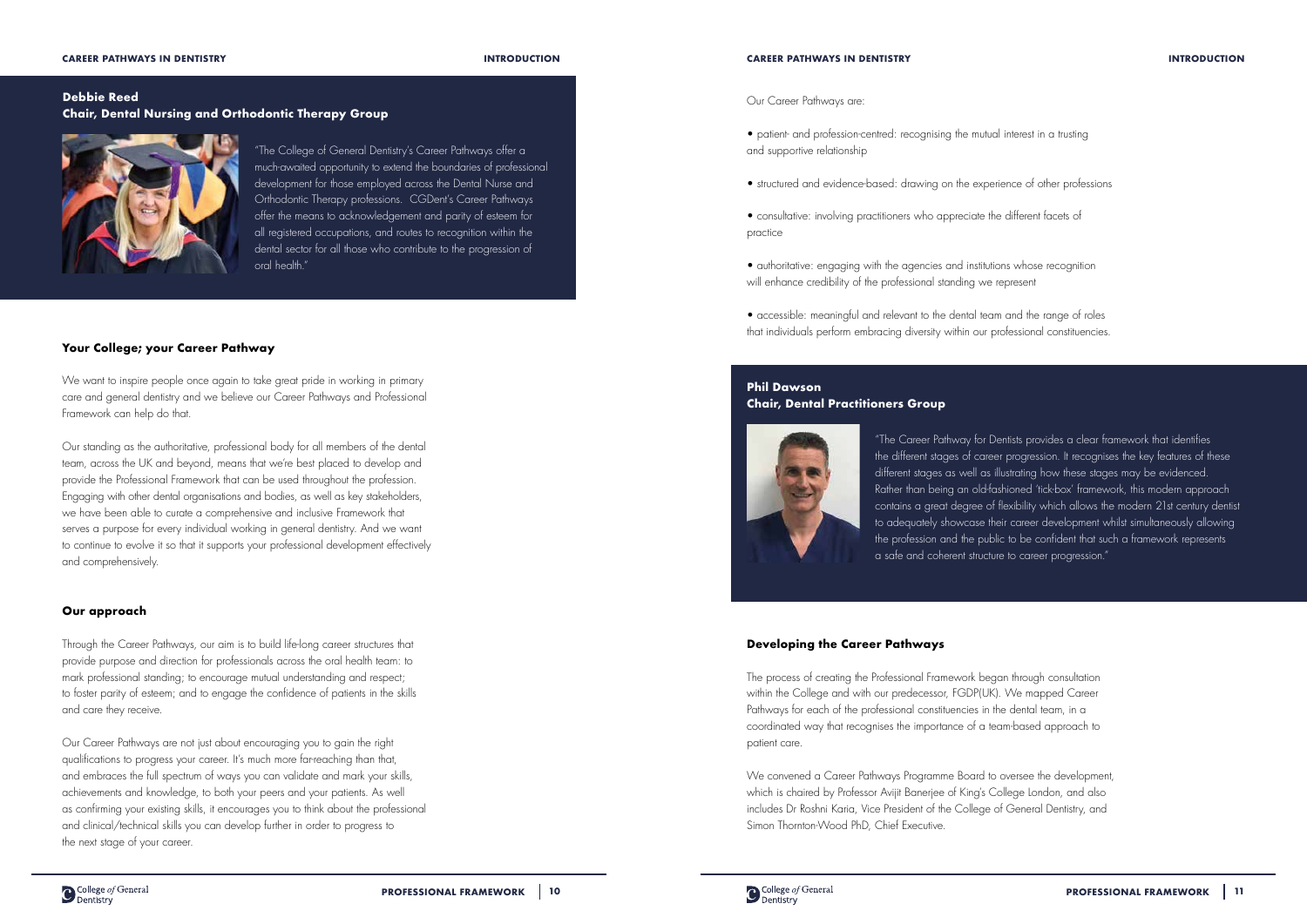**Debbie Reed**
**Chair, Dental Nursing and Orthodontic Therapy Group**

"The College of General Dentistry's Career Pathways offer a much-awaited opportunity to extend the boundaries of professional development for those employed across the Dental Nurse and Orthodontic Therapy professions. CGDent's Career Pathways offer the means to acknowledgement and parity of esteem for all registered occupations, and routes to recognition within the dental sector for all those who contribute to the progression of oral health."

## Your College; your Career Pathway

We want to inspire people once again to take great pride in working in primary care and general dentistry and we believe our Career Pathways and Professional Framework can help do that.

Our standing as the authoritative, professional body for all members of the dental team, across the UK and beyond, means that we're best placed to develop and provide the Professional Framework that can be used throughout the profession. Engaging with other dental organisations and bodies, as well as key stakeholders, we have been able to curate a comprehensive and inclusive Framework that serves a purpose for every individual working in general dentistry. And we want to continue to evolve it so that it supports your professional development effectively and comprehensively.

## Our approach

Through the Career Pathways, our aim is to build life-long career structures that provide purpose and direction for professionals across the oral health team: to mark professional standing; to encourage mutual understanding and respect; to foster parity of esteem; and to engage the confidence of patients in the skills and care they receive.

Our Career Pathways are not just about encouraging you to gain the right qualifications to progress your career. It's much more far-reaching than that, and embraces the full spectrum of ways you can validate and mark your skills, achievements and knowledge, to both your peers and your patients. As well as confirming your existing skills, it encourages you to think about the professional and clinical/technical skills you can develop further in order to progress to the next stage of your career.

Our Career Pathways are:

- patient- and profession-centred: recognising the mutual interest in a trusting and supportive relationship
- structured and evidence-based: drawing on the experience of other professions
- consultative: involving practitioners who appreciate the different facets of practice
- authoritative: engaging with the agencies and institutions whose recognition will enhance credibility of the professional standing we represent
- accessible: meaningful and relevant to the dental team and the range of roles that individuals perform embracing diversity within our professional constituencies.

**Phil Dawson**
**Chair, Dental Practitioners Group**

"The Career Pathway for Dentists provides a clear framework that identifies the different stages of career progression. It recognises the key features of these different stages as well as illustrating how these stages may be evidenced. Rather than being an old-fashioned 'tick-box' framework, this modern approach contains a great degree of flexibility which allows the modern 21st century dentist to adequately showcase their career development whilst simultaneously allowing the profession and the public to be confident that such a framework represents a safe and coherent structure to career progression."

## Developing the Career Pathways

The process of creating the Professional Framework began through consultation within the College and with our predecessor, FGDP(UK). We mapped Career Pathways for each of the professional constituencies in the dental team, in a coordinated way that recognises the importance of a team-based approach to patient care.

We convened a Career Pathways Programme Board to oversee the development, which is chaired by Professor Avijit Banerjee of King's College London, and also includes Dr Roshni Karia, Vice President of the College of General Dentistry, and Simon Thornton-Wood PhD, Chief Executive.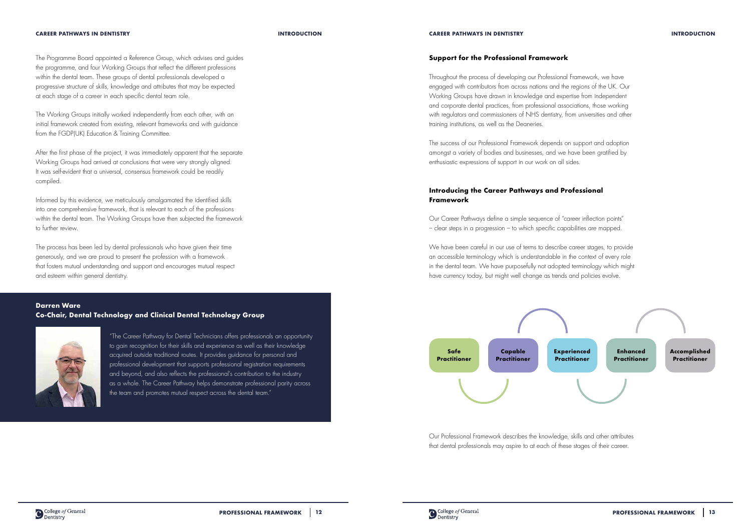The Programme Board appointed a Reference Group, which advises and guides the programme, and four Working Groups that reflect the different professions within the dental team. These groups of dental professionals developed a progressive structure of skills, knowledge and attributes that may be expected at each stage of a career in each specific dental team role.

The Working Groups initially worked independently from each other, with an initial framework created from existing, relevant frameworks and with guidance from the FGDP(UK) Education & Training Committee.

After the first phase of the project, it was immediately apparent that the separate Working Groups had arrived at conclusions that were very strongly aligned. It was self-evident that a universal, consensus framework could be readily compiled.

Informed by this evidence, we meticulously amalgamated the identified skills into one comprehensive framework, that is relevant to each of the professions within the dental team. The Working Groups have then subjected the framework to further review.

The process has been led by dental professionals who have given their time generously, and we are proud to present the profession with a framework that fosters mutual understanding and support and encourages mutual respect and esteem within general dentistry.

**Darren Ware**
**Co-Chair, Dental Technology and Clinical Dental Technology Group**

"The Career Pathway for Dental Technicians offers professionals an opportunity to gain recognition for their skills and experience as well as their knowledge acquired outside traditional routes. It provides guidance for personal and professional development that supports professional registration requirements and beyond, and also reflects the professional's contribution to the industry as a whole. The Career Pathway helps demonstrate professional parity across the team and promotes mutual respect across the dental team."

## Support for the Professional Framework

Throughout the process of developing our Professional Framework, we have engaged with contributors from across nations and the regions of the UK. Our Working Groups have drawn in knowledge and expertise from independent and corporate dental practices, from professional associations, those working with regulators and commissioners of NHS dentistry, from universities and other training institutions, as well as the Deaneries.

The success of our Professional Framework depends on support and adoption amongst a variety of bodies and businesses, and we have been gratified by enthusiastic expressions of support in our work on all sides.

## Introducing the Career Pathways and Professional Framework

Our Career Pathways define a simple sequence of "career inflection points" – clear steps in a progression – to which specific capabilities are mapped.

We have been careful in our use of terms to describe career stages, to provide an accessible terminology which is understandable in the context of every role in the dental team. We have purposefully not adopted terminology which might have currency today, but might well change as trends and policies evolve.

**Safe Practitioner** → **Capable Practitioner** → **Experienced Practitioner** → **Enhanced Practitioner** → **Accomplished Practitioner**

Our Professional Framework describes the knowledge, skills and other attributes that dental professionals may aspire to at each of these stages of their career.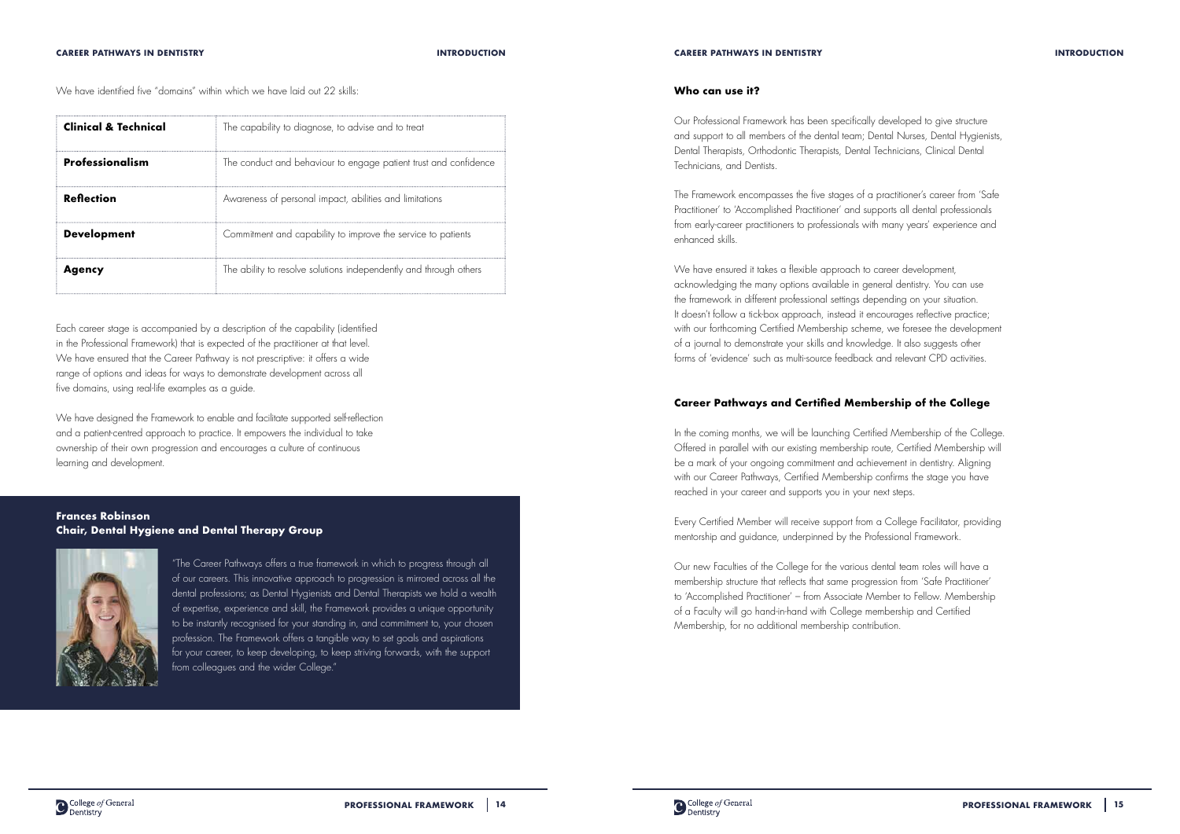We have identified five "domains" within which we have laid out 22 skills:

| | |
|---|---|
| **Clinical & Technical** | The capability to diagnose, to advise and to treat |
| **Professionalism** | The conduct and behaviour to engage patient trust and confidence |
| **Reflection** | Awareness of personal impact, abilities and limitations |
| **Development** | Commitment and capability to improve the service to patients |
| **Agency** | The ability to resolve solutions independently and through others |

Each career stage is accompanied by a description of the capability (identified in the Professional Framework) that is expected of the practitioner at that level. We have ensured that the Career Pathway is not prescriptive: it offers a wide range of options and ideas for ways to demonstrate development across all five domains, using real-life examples as a guide.

We have designed the Framework to enable and facilitate supported self-reflection and a patient-centred approach to practice. It empowers the individual to take ownership of their own progression and encourages a culture of continuous learning and development.

**Frances Robinson**
**Chair, Dental Hygiene and Dental Therapy Group**

"The Career Pathways offers a true framework in which to progress through all of our careers. This innovative approach to progression is mirrored across all the dental professions; as Dental Hygienists and Dental Therapists we hold a wealth of expertise, experience and skill, the Framework provides a unique opportunity to be instantly recognised for your standing in, and commitment to, your chosen profession. The Framework offers a tangible way to set goals and aspirations for your career, to keep developing, to keep striving forwards, with the support from colleagues and the wider College."

### Who can use it?

Our Professional Framework has been specifically developed to give structure and support to all members of the dental team; Dental Nurses, Dental Hygienists, Dental Therapists, Orthodontic Therapists, Dental Technicians, Clinical Dental Technicians, and Dentists.

The Framework encompasses the five stages of a practitioner's career from 'Safe Practitioner' to 'Accomplished Practitioner' and supports all dental professionals from early-career practitioners to professionals with many years' experience and enhanced skills.

We have ensured it takes a flexible approach to career development, acknowledging the many options available in general dentistry. You can use the framework in different professional settings depending on your situation. It doesn't follow a tick-box approach, instead it encourages reflective practice; with our forthcoming Certified Membership scheme, we foresee the development of a journal to demonstrate your skills and knowledge. It also suggests other forms of 'evidence' such as multi-source feedback and relevant CPD activities.

### Career Pathways and Certified Membership of the College

In the coming months, we will be launching Certified Membership of the College. Offered in parallel with our existing membership route, Certified Membership will be a mark of your ongoing commitment and achievement in dentistry. Aligning with our Career Pathways, Certified Membership confirms the stage you have reached in your career and supports you in your next steps.

Every Certified Member will receive support from a College Facilitator, providing mentorship and guidance, underpinned by the Professional Framework.

Our new Faculties of the College for the various dental team roles will have a membership structure that reflects that same progression from 'Safe Practitioner' to 'Accomplished Practitioner' – from Associate Member to Fellow. Membership of a Faculty will go hand-in-hand with College membership and Certified Membership, for no additional membership contribution.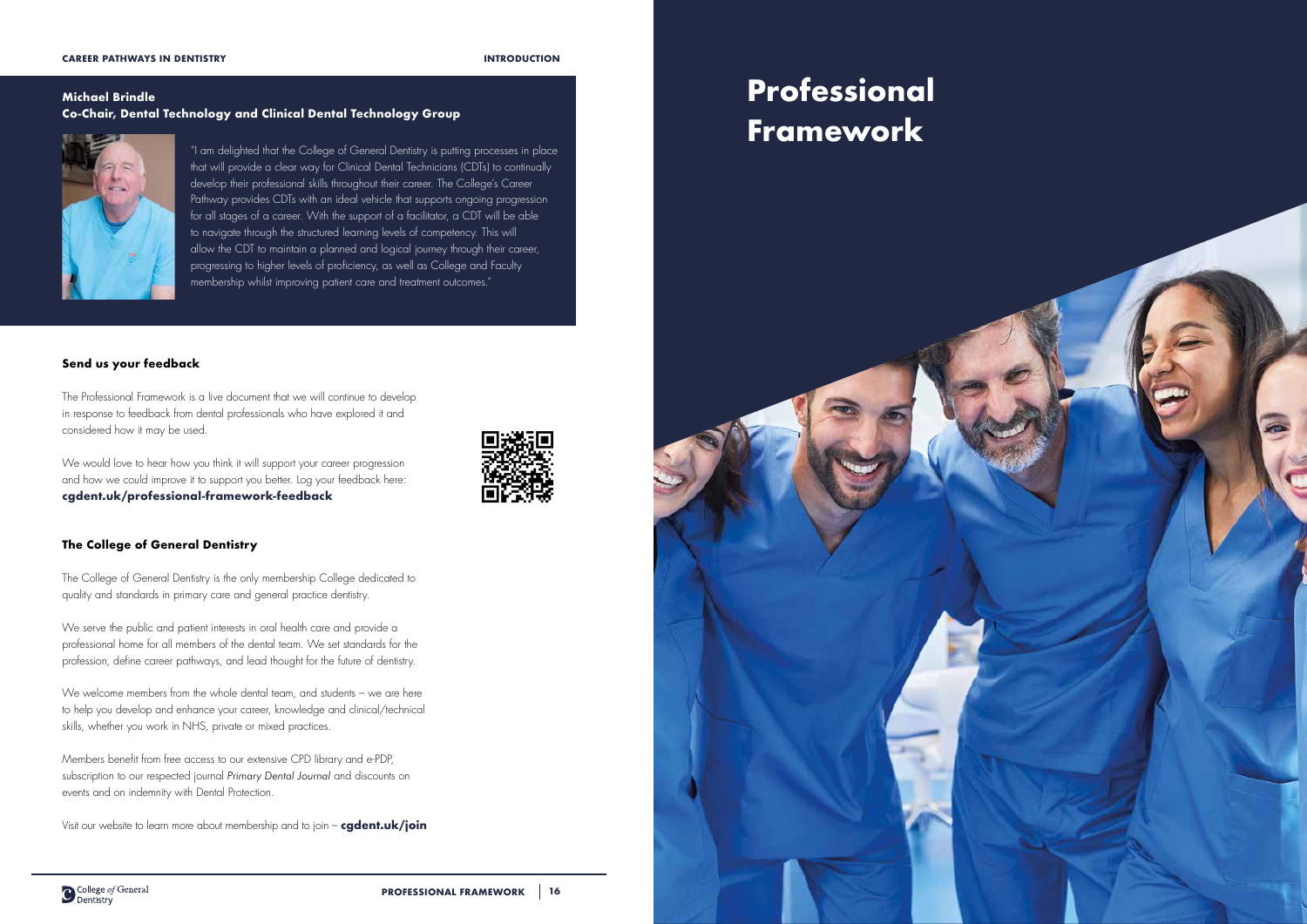**Michael Brindle**
**Co-Chair, Dental Technology and Clinical Dental Technology Group**

"I am delighted that the College of General Dentistry is putting processes in place that will provide a clear way for Clinical Dental Technicians (CDTs) to continually develop their professional skills throughout their career. The College's Career Pathway provides CDTs with an ideal vehicle that supports ongoing progression for all stages of a career. With the support of a facilitator, a CDT will be able to navigate through the structured learning levels of competency. This will allow the CDT to maintain a planned and logical journey through their career, progressing to higher levels of proficiency, as well as College and Faculty membership whilst improving patient care and treatment outcomes."

### Send us your feedback

The Professional Framework is a live document that we will continue to develop in response to feedback from dental professionals who have explored it and considered how it may be used.

We would love to hear how you think it will support your career progression and how we could improve it to support you better. Log your feedback here: **cgdent.uk/professional-framework-feedback**

### The College of General Dentistry

The College of General Dentistry is the only membership College dedicated to quality and standards in primary care and general practice dentistry.

We serve the public and patient interests in oral health care and provide a professional home for all members of the dental team. We set standards for the profession, define career pathways, and lead thought for the future of dentistry.

We welcome members from the whole dental team, and students – we are here to help you develop and enhance your career, knowledge and clinical/technical skills, whether you work in NHS, private or mixed practices.

Members benefit from free access to our extensive CPD library and e-PDP, subscription to our respected journal *Primary Dental Journal* and discounts on events and on indemnity with Dental Protection.

Visit our website to learn more about membership and to join – **cgdent.uk/join**

# Professional Framework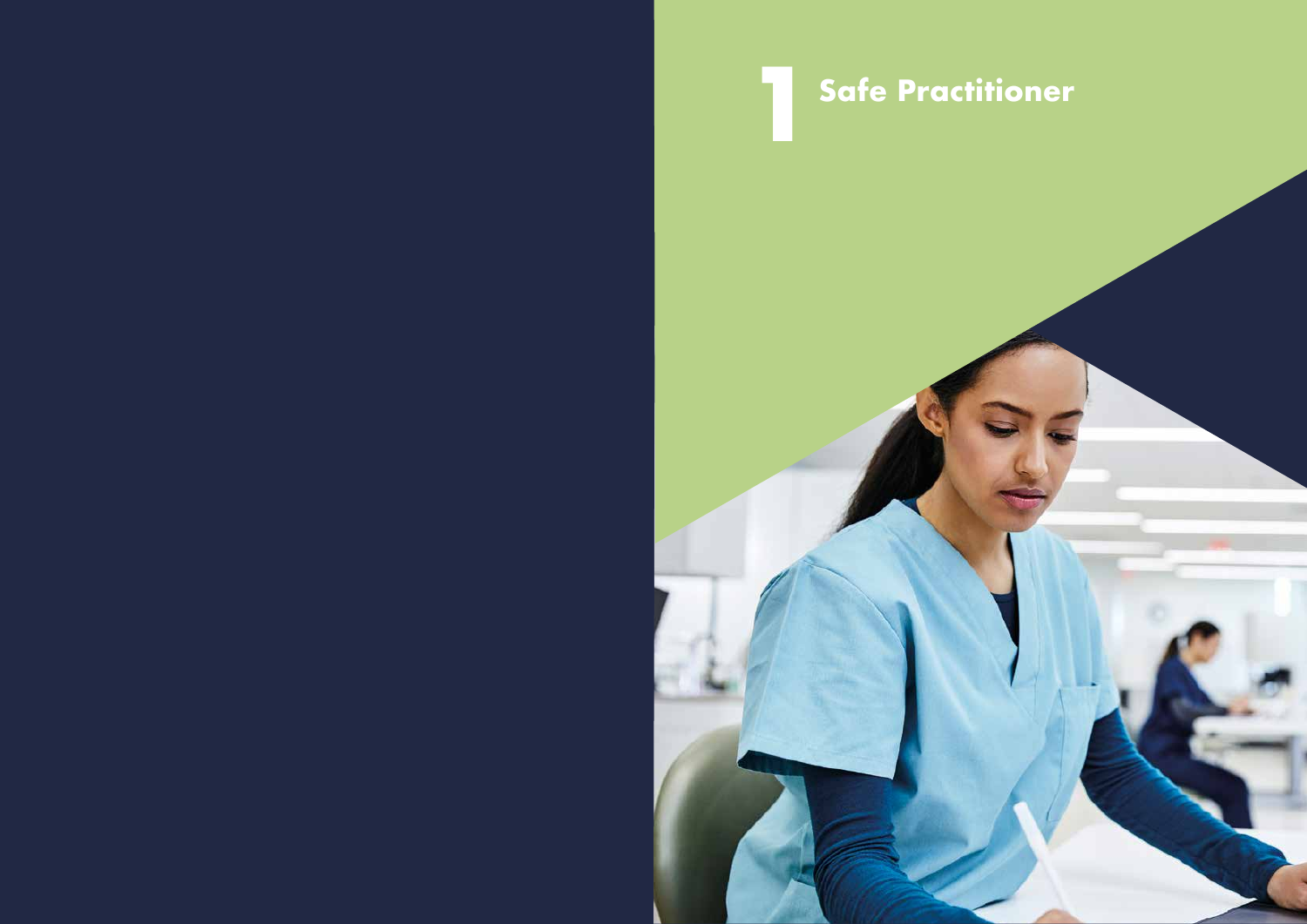# 1 Safe Practitioner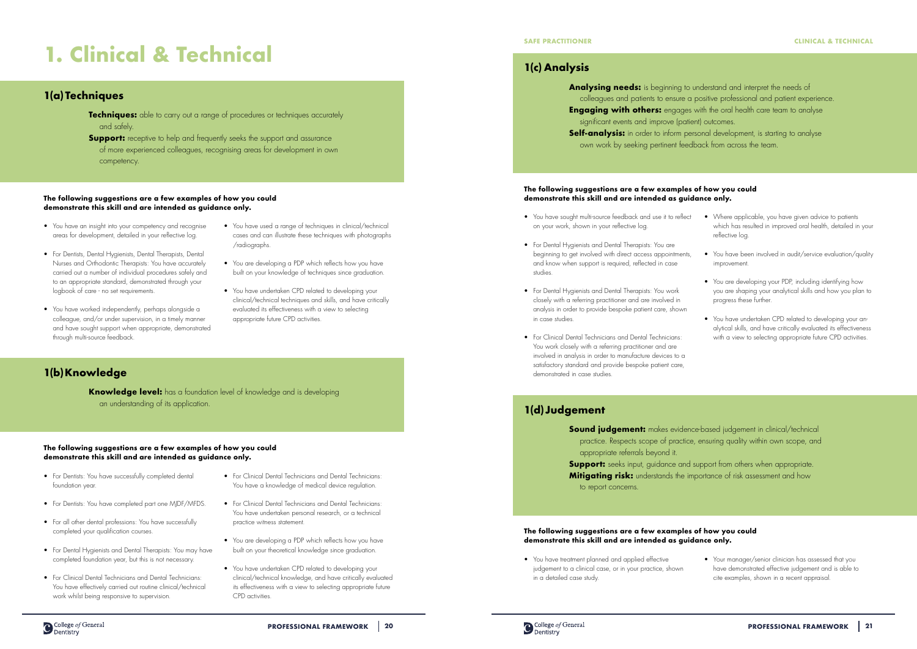# 1. Clinical & Technical

## 1(a) Techniques

**Techniques:** able to carry out a range of procedures or techniques accurately and safely.

**Support:** receptive to help and frequently seeks the support and assurance of more experienced colleagues, recognising areas for development in own competency.

**The following suggestions are a few examples of how you could demonstrate this skill and are intended as guidance only.**

- You have an insight into your competency and recognise areas for development, detailed in your reflective log.
- For Dentists, Dental Hygienists, Dental Therapists, Dental Nurses and Orthodontic Therapists: You have accurately carried out a number of individual procedures safely and to an appropriate standard, demonstrated through your logbook of care - no set requirements.
- You have worked independently, perhaps alongside a colleague, and/or under supervision, in a timely manner and have sought support when appropriate, demonstrated through multi-source feedback.
- You have used a range of techniques in clinical/technical cases and can illustrate these techniques with photographs /radiographs.
- You are developing a PDP which reflects how you have built on your knowledge of techniques since graduation.
- You have undertaken CPD related to developing your clinical/technical techniques and skills, and have critically evaluated its effectiveness with a view to selecting appropriate future CPD activities.

## 1(b) Knowledge

**Knowledge level:** has a foundation level of knowledge and is developing an understanding of its application.

**The following suggestions are a few examples of how you could demonstrate this skill and are intended as guidance only.**

- For Dentists: You have successfully completed dental foundation year.
- For Dentists: You have completed part one MJDF/MFDS.
- For all other dental professions: You have successfully completed your qualification courses.
- For Dental Hygienists and Dental Therapists: You may have completed foundation year, but this is not necessary.
- For Clinical Dental Technicians and Dental Technicians: You have effectively carried out routine clinical/technical work whilst being responsive to supervision.
- For Clinical Dental Technicians and Dental Technicians: You have a knowledge of medical device regulation.
- For Clinical Dental Technicians and Dental Technicians: You have undertaken personal research, or a technical practice witness statement.
- You are developing a PDP which reflects how you have built on your theoretical knowledge since graduation.
- You have undertaken CPD related to developing your clinical/technical knowledge, and have critically evaluated its effectiveness with a view to selecting appropriate future CPD activities.

## 1(c) Analysis

**Analysing needs:** is beginning to understand and interpret the needs of colleagues and patients to ensure a positive professional and patient experience.

**Engaging with others:** engages with the oral health care team to analyse significant events and improve (patient) outcomes.

**Self-analysis:** in order to inform personal development, is starting to analyse own work by seeking pertinent feedback from across the team.

**The following suggestions are a few examples of how you could demonstrate this skill and are intended as guidance only.**

- You have sought multi-source feedback and use it to reflect on your work, shown in your reflective log.
- For Dental Hygienists and Dental Therapists: You are beginning to get involved with direct access appointments, and know when support is required, reflected in case studies.
- For Dental Hygienists and Dental Therapists: You work closely with a referring practitioner and are involved in analysis in order to provide bespoke patient care, shown in case studies.
- For Clinical Dental Technicians and Dental Technicians: You work closely with a referring practitioner and are involved in analysis in order to manufacture devices to a satisfactory standard and provide bespoke patient care, demonstrated in case studies.
- Where applicable, you have given advice to patients which has resulted in improved oral health, detailed in your reflective log.
- You have been involved in audit/service evaluation/quality improvement.
- You are developing your PDP, including identifying how you are shaping your analytical skills and how you plan to progress these further.
- You have undertaken CPD related to developing your analytical skills, and have critically evaluated its effectiveness with a view to selecting appropriate future CPD activities.

## 1(d) Judgement

**Sound judgement:** makes evidence-based judgement in clinical/technical practice. Respects scope of practice, ensuring quality within own scope, and appropriate referrals beyond it.

**Support:** seeks input, guidance and support from others when appropriate.

**Mitigating risk:** understands the importance of risk assessment and how to report concerns.

**The following suggestions are a few examples of how you could demonstrate this skill and are intended as guidance only.**

- You have treatment planned and applied effective judgement to a clinical case, or in your practice, shown in a detailed case study.
- Your manager/senior clinician has assessed that you have demonstrated effective judgement and is able to cite examples, shown in a recent appraisal.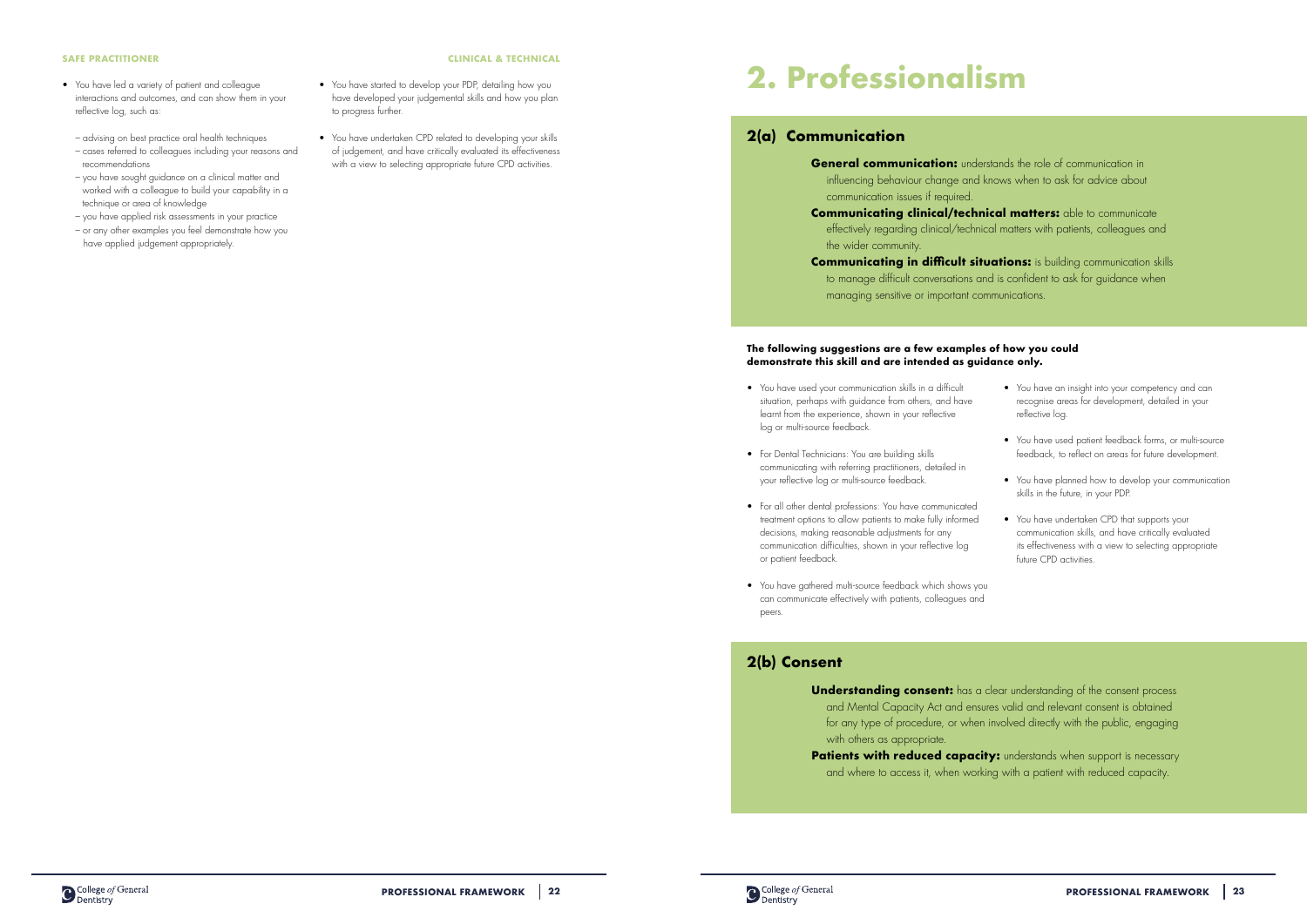**SAFE PRACTITIONER**

- You have led a variety of patient and colleague interactions and outcomes, and can show them in your reflective log, such as:
  - advising on best practice oral health techniques
  - cases referred to colleagues including your reasons and recommendations
  - you have sought guidance on a clinical matter and worked with a colleague to build your capability in a technique or area of knowledge
  - you have applied risk assessments in your practice
  - or any other examples you feel demonstrate how you have applied judgement appropriately.

**CLINICAL & TECHNICAL**

- You have started to develop your PDP, detailing how you have developed your judgemental skills and how you plan to progress further.
- You have undertaken CPD related to developing your skills of judgement, and have critically evaluated its effectiveness with a view to selecting appropriate future CPD activities.

# 2. Professionalism

## 2(a) Communication

**General communication:** understands the role of communication in influencing behaviour change and knows when to ask for advice about communication issues if required.

**Communicating clinical/technical matters:** able to communicate effectively regarding clinical/technical matters with patients, colleagues and the wider community.

**Communicating in difficult situations:** is building communication skills to manage difficult conversations and is confident to ask for guidance when managing sensitive or important communications.

**The following suggestions are a few examples of how you could demonstrate this skill and are intended as guidance only.**

- You have used your communication skills in a difficult situation, perhaps with guidance from others, and have learnt from the experience, shown in your reflective log or multi-source feedback.
- For Dental Technicians: You are building skills communicating with referring practitioners, detailed in your reflective log or multi-source feedback.
- For all other dental professions: You have communicated treatment options to allow patients to make fully informed decisions, making reasonable adjustments for any communication difficulties, shown in your reflective log or patient feedback.
- You have gathered multi-source feedback which shows you can communicate effectively with patients, colleagues and peers.
- You have an insight into your competency and can recognise areas for development, detailed in your reflective log.
- You have used patient feedback forms, or multi-source feedback, to reflect on areas for future development.
- You have planned how to develop your communication skills in the future, in your PDP.
- You have undertaken CPD that supports your communication skills, and have critically evaluated its effectiveness with a view to selecting appropriate future CPD activities.

## 2(b) Consent

**Understanding consent:** has a clear understanding of the consent process and Mental Capacity Act and ensures valid and relevant consent is obtained for any type of procedure, or when involved directly with the public, engaging with others as appropriate.

**Patients with reduced capacity:** understands when support is necessary and where to access it, when working with a patient with reduced capacity.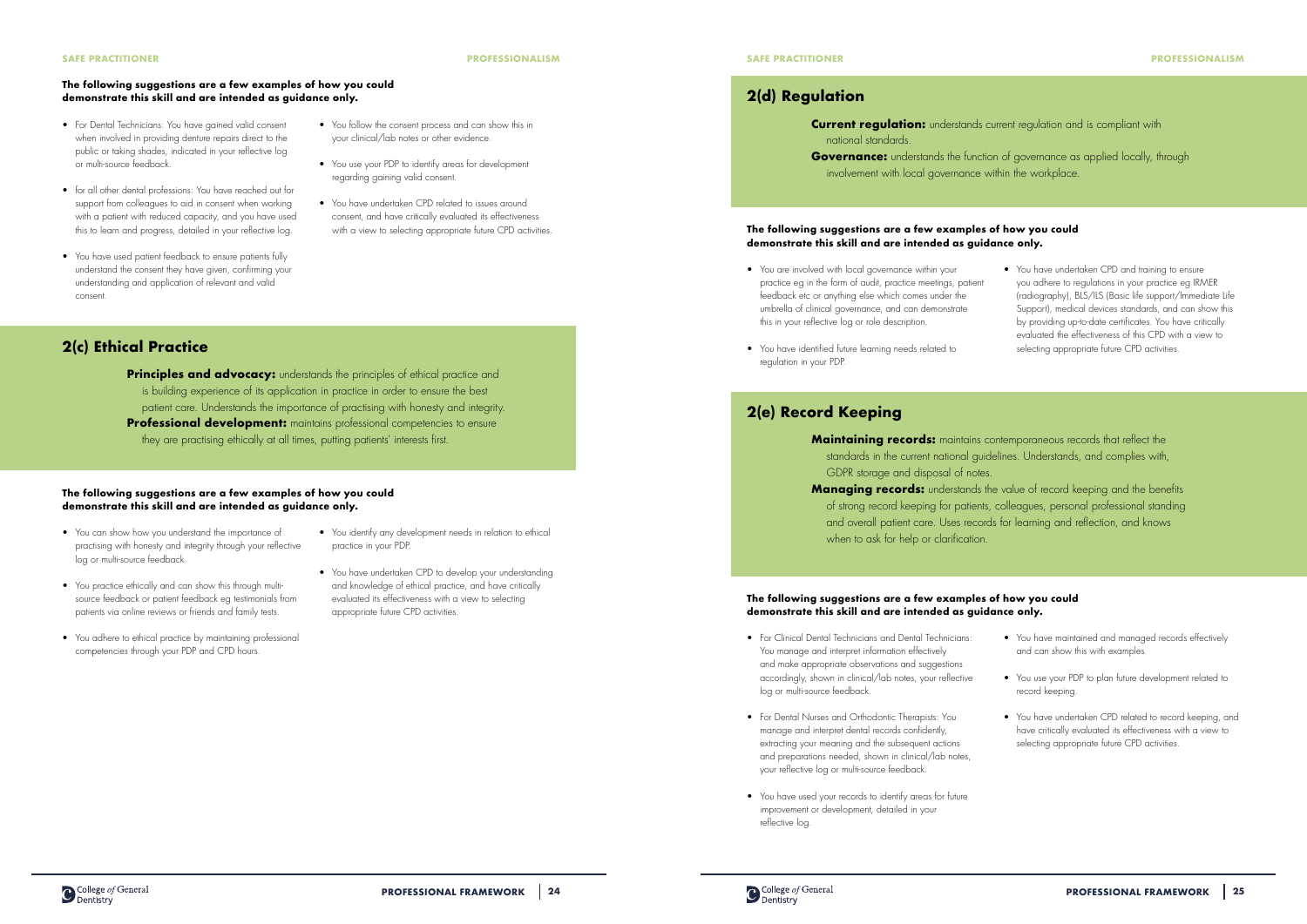**The following suggestions are a few examples of how you could demonstrate this skill and are intended as guidance only.**

- For Dental Technicians: You have gained valid consent when involved in providing denture repairs direct to the public or taking shades, indicated in your reflective log or multi-source feedback.
- for all other dental professions: You have reached out for support from colleagues to aid in consent when working with a patient with reduced capacity, and you have used this to learn and progress, detailed in your reflective log.
- You have used patient feedback to ensure patients fully understand the consent they have given, confirming your understanding and application of relevant and valid consent.
- You follow the consent process and can show this in your clinical/lab notes or other evidence.
- You use your PDP to identify areas for development regarding gaining valid consent.
- You have undertaken CPD related to issues around consent, and have critically evaluated its effectiveness with a view to selecting appropriate future CPD activities.

## 2(c) Ethical Practice

**Principles and advocacy:** understands the principles of ethical practice and is building experience of its application in practice in order to ensure the best patient care. Understands the importance of practising with honesty and integrity.

**Professional development:** maintains professional competencies to ensure they are practising ethically at all times, putting patients' interests first.

**The following suggestions are a few examples of how you could demonstrate this skill and are intended as guidance only.**

- You can show how you understand the importance of practising with honesty and integrity through your reflective log or multi-source feedback.
- You practice ethically and can show this through multi-source feedback or patient feedback eg testimonials from patients via online reviews or friends and family tests.
- You adhere to ethical practice by maintaining professional competencies through your PDP and CPD hours.
- You identify any development needs in relation to ethical practice in your PDP.
- You have undertaken CPD to develop your understanding and knowledge of ethical practice, and have critically evaluated its effectiveness with a view to selecting appropriate future CPD activities.

## 2(d) Regulation

**Current regulation:** understands current regulation and is compliant with national standards.

**Governance:** understands the function of governance as applied locally, through involvement with local governance within the workplace.

**The following suggestions are a few examples of how you could demonstrate this skill and are intended as guidance only.**

- You are involved with local governance within your practice eg in the form of audit, practice meetings, patient feedback etc or anything else which comes under the umbrella of clinical governance, and can demonstrate this in your reflective log or role description.
- You have identified future learning needs related to regulation in your PDP.
- You have undertaken CPD and training to ensure you adhere to regulations in your practice eg IRMER (radiography), BLS/ILS (Basic life support/Immediate Life Support), medical devices standards, and can show this by providing up-to-date certificates. You have critically evaluated the effectiveness of this CPD with a view to selecting appropriate future CPD activities.

## 2(e) Record Keeping

**Maintaining records:** maintains contemporaneous records that reflect the standards in the current national guidelines. Understands, and complies with, GDPR storage and disposal of notes.

**Managing records:** understands the value of record keeping and the benefits of strong record keeping for patients, colleagues, personal professional standing and overall patient care. Uses records for learning and reflection, and knows when to ask for help or clarification.

**The following suggestions are a few examples of how you could demonstrate this skill and are intended as guidance only.**

- For Clinical Dental Technicians and Dental Technicians: You manage and interpret information effectively and make appropriate observations and suggestions accordingly, shown in clinical/lab notes, your reflective log or multi-source feedback.
- For Dental Nurses and Orthodontic Therapists: You manage and interpret dental records confidently, extracting your meaning and the subsequent actions and preparations needed, shown in clinical/lab notes, your reflective log or multi-source feedback.
- You have used your records to identify areas for future improvement or development, detailed in your reflective log.
- You have maintained and managed records effectively and can show this with examples.
- You use your PDP to plan future development related to record keeping.
- You have undertaken CPD related to record keeping, and have critically evaluated its effectiveness with a view to selecting appropriate future CPD activities.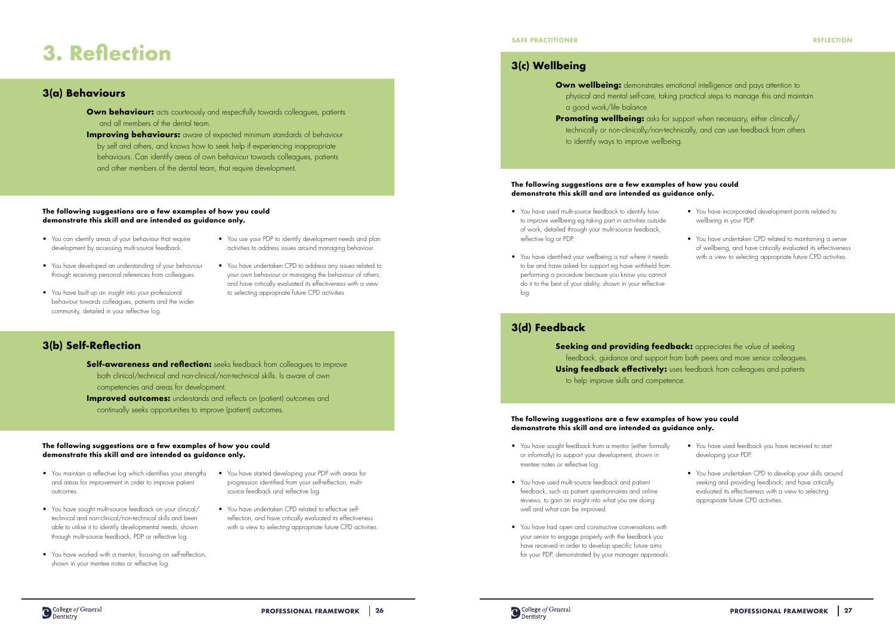# 3. Reflection

## 3(a) Behaviours

**Own behaviour:** acts courteously and respectfully towards colleagues, patients and all members of the dental team.

**Improving behaviours:** aware of expected minimum standards of behaviour by self and others, and knows how to seek help if experiencing inappropriate behaviours. Can identify areas of own behaviour towards colleagues, patients and other members of the dental team, that require development.

**The following suggestions are a few examples of how you could demonstrate this skill and are intended as guidance only.**

- You can identify areas of your behaviour that require development by accessing multi-source feedback.
- You have developed an understanding of your behaviour through receiving personal references from colleagues.
- You have built up an insight into your professional behaviour towards colleagues, patients and the wider community, detailed in your reflective log.
- You use your PDP to identify development needs and plan activities to address issues around managing behaviour.
- You have undertaken CPD to address any issues related to your own behaviour or managing the behaviour of others, and have critically evaluated its effectiveness with a view to selecting appropriate future CPD activities.

## 3(b) Self-Reflection

**Self-awareness and reflection:** seeks feedback from colleagues to improve both clinical/technical and non-clinical/non-technical skills. Is aware of own competencies and areas for development.

**Improved outcomes:** understands and reflects on (patient) outcomes and continually seeks opportunities to improve (patient) outcomes.

**The following suggestions are a few examples of how you could demonstrate this skill and are intended as guidance only.**

- You maintain a reflective log which identifies your strengths and areas for improvement in order to improve patient outcomes.
- You have sought multi-source feedback on your clinical/technical and non-clinical/non-technical skills and been able to utilise it to identify developmental needs, shown through multi-source feedback, PDP or reflective log.
- You have worked with a mentor, focusing on self-reflection, shown in your mentee notes or reflective log.
- You have started developing your PDP with areas for progression identified from your self-reflection, multi-source feedback and reflective log.
- You have undertaken CPD related to effective self-reflection, and have critically evaluated its effectiveness with a view to selecting appropriate future CPD activities.

## 3(c) Wellbeing

**Own wellbeing:** demonstrates emotional intelligence and pays attention to physical and mental self-care, taking practical steps to manage this and maintain a good work/life balance.

**Promoting wellbeing:** asks for support when necessary, either clinically/technically or non-clinically/non-technically, and can use feedback from others to identify ways to improve wellbeing.

**The following suggestions are a few examples of how you could demonstrate this skill and are intended as guidance only.**

- You have used multi-source feedback to identify how to improve wellbeing eg taking part in activities outside of work, detailed through your multi-source feedback, reflective log or PDP.
- You have identified your wellbeing is not where it needs to be and have asked for support eg have withheld from performing a procedure because you know you cannot do it to the best of your ability, shown in your reflective log.
- You have incorporated development points related to wellbeing in your PDP.
- You have undertaken CPD related to maintaining a sense of wellbeing, and have critically evaluated its effectiveness with a view to selecting appropriate future CPD activities.

## 3(d) Feedback

**Seeking and providing feedback:** appreciates the value of seeking feedback, guidance and support from both peers and more senior colleagues.

**Using feedback effectively:** uses feedback from colleagues and patients to help improve skills and competence.

**The following suggestions are a few examples of how you could demonstrate this skill and are intended as guidance only.**

- You have sought feedback from a mentor (either formally or informally) to support your development, shown in mentee notes or reflective log.
- You have used multi-source feedback and patient feedback, such as patient questionnaires and online reviews, to gain an insight into what you are doing well and what can be improved.
- You have had open and constructive conversations with your senior to engage properly with the feedback you have received in order to develop specific future aims for your PDP, demonstrated by your manager appraisals.
- You have used feedback you have received to start developing your PDP.
- You have undertaken CPD to develop your skills around seeking and providing feedback, and have critically evaluated its effectiveness with a view to selecting appropriate future CPD activities.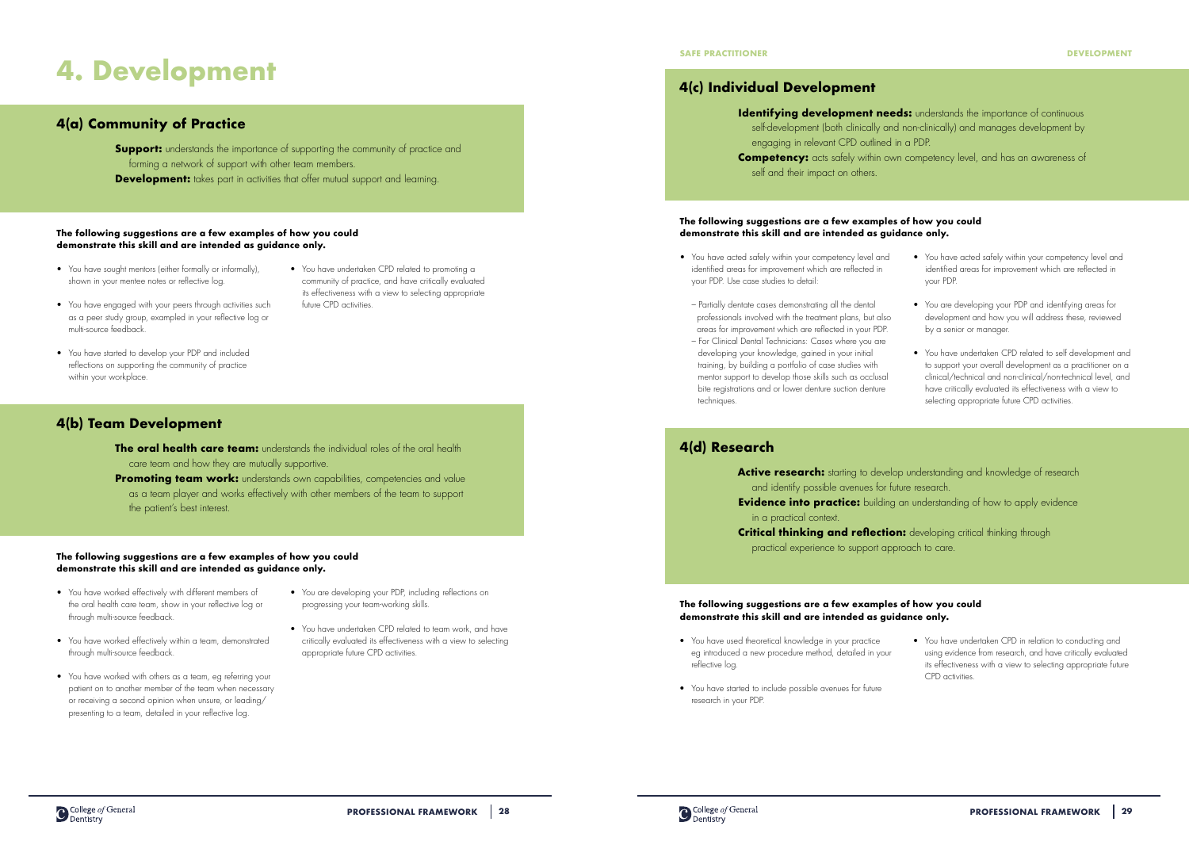# 4. Development

## 4(a) Community of Practice

**Support:** understands the importance of supporting the community of practice and forming a network of support with other team members.

**Development:** takes part in activities that offer mutual support and learning.

**The following suggestions are a few examples of how you could demonstrate this skill and are intended as guidance only.**

- You have sought mentors (either formally or informally), shown in your mentee notes or reflective log.
- You have engaged with your peers through activities such as a peer study group, exampled in your reflective log or multi-source feedback.
- You have started to develop your PDP and included reflections on supporting the community of practice within your workplace.
- You have undertaken CPD related to promoting a community of practice, and have critically evaluated its effectiveness with a view to selecting appropriate future CPD activities.

## 4(b) Team Development

**The oral health care team:** understands the individual roles of the oral health care team and how they are mutually supportive.

**Promoting team work:** understands own capabilities, competencies and value as a team player and works effectively with other members of the team to support the patient's best interest.

**The following suggestions are a few examples of how you could demonstrate this skill and are intended as guidance only.**

- You have worked effectively with different members of the oral health care team, show in your reflective log or through multi-source feedback.
- You have worked effectively within a team, demonstrated through multi-source feedback.
- You have worked with others as a team, eg referring your patient on to another member of the team when necessary or receiving a second opinion when unsure, or leading/presenting to a team, detailed in your reflective log.
- You are developing your PDP, including reflections on progressing your team-working skills.
- You have undertaken CPD related to team work, and have critically evaluated its effectiveness with a view to selecting appropriate future CPD activities.

## 4(c) Individual Development

**Identifying development needs:** understands the importance of continuous self-development (both clinically and non-clinically) and manages development by engaging in relevant CPD outlined in a PDP.

**Competency:** acts safely within own competency level, and has an awareness of self and their impact on others.

**The following suggestions are a few examples of how you could demonstrate this skill and are intended as guidance only.**

- You have acted safely within your competency level and identified areas for improvement which are reflected in your PDP. Use case studies to detail:
  - Partially dentate cases demonstrating all the dental professionals involved with the treatment plans, but also areas for improvement which are reflected in your PDP.
  - For Clinical Dental Technicians: Cases where you are developing your knowledge, gained in your initial training, by building a portfolio of case studies with mentor support to develop those skills such as occlusal bite registrations and or lower denture suction denture techniques.
- You have acted safely within your competency level and identified areas for improvement which are reflected in your PDP.
- You are developing your PDP and identifying areas for development and how you will address these, reviewed by a senior or manager.
- You have undertaken CPD related to self development and to support your overall development as a practitioner on a clinical/technical and non-clinical/non-technical level, and have critically evaluated its effectiveness with a view to selecting appropriate future CPD activities.

## 4(d) Research

**Active research:** starting to develop understanding and knowledge of research and identify possible avenues for future research.

**Evidence into practice:** building an understanding of how to apply evidence in a practical context.

**Critical thinking and reflection:** developing critical thinking through practical experience to support approach to care.

**The following suggestions are a few examples of how you could demonstrate this skill and are intended as guidance only.**

- You have used theoretical knowledge in your practice eg introduced a new procedure method, detailed in your reflective log.
- You have started to include possible avenues for future research in your PDP.
- You have undertaken CPD in relation to conducting and using evidence from research, and have critically evaluated its effectiveness with a view to selecting appropriate future CPD activities.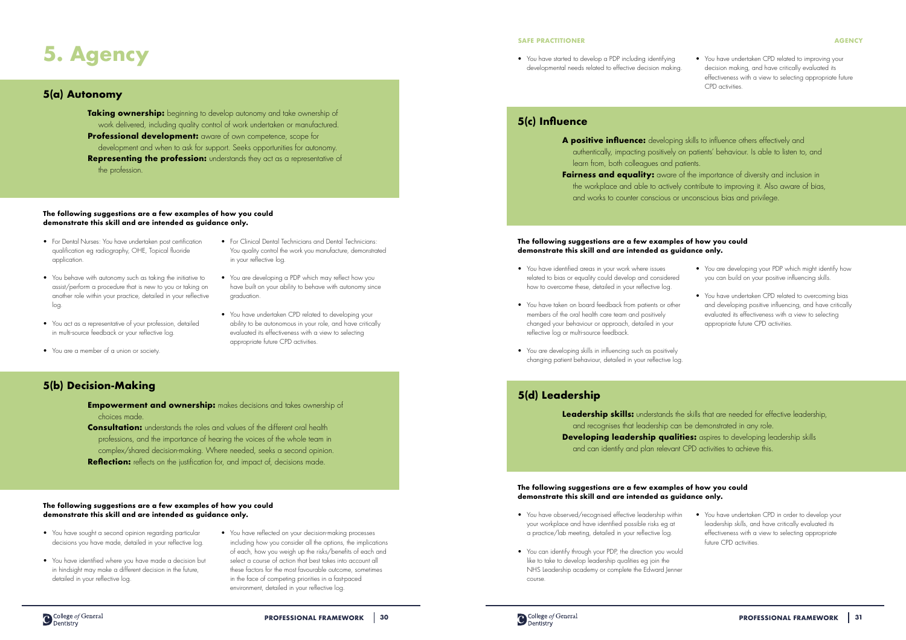# 5. Agency

## 5(a) Autonomy

**Taking ownership:** beginning to develop autonomy and take ownership of work delivered, including quality control of work undertaken or manufactured.

**Professional development:** aware of own competence, scope for development and when to ask for support. Seeks opportunities for autonomy.

**Representing the profession:** understands they act as a representative of the profession.

**The following suggestions are a few examples of how you could demonstrate this skill and are intended as guidance only.**

- For Dental Nurses: You have undertaken post certification qualification eg radiography, OHE, Topical fluoride application.
- You behave with autonomy such as taking the initiative to assist/perform a procedure that is new to you or taking on another role within your practice, detailed in your reflective log.
- You act as a representative of your profession, detailed in multi-source feedback or your reflective log.
- You are a member of a union or society.
- For Clinical Dental Technicians and Dental Technicians: You quality control the work you manufacture, demonstrated in your reflective log.
- You are developing a PDP which may reflect how you have built on your ability to behave with autonomy since graduation.
- You have undertaken CPD related to developing your ability to be autonomous in your role, and have critically evaluated its effectiveness with a view to selecting appropriate future CPD activities.

## 5(b) Decision-Making

**Empowerment and ownership:** makes decisions and takes ownership of choices made.

**Consultation:** understands the roles and values of the different oral health professions, and the importance of hearing the voices of the whole team in complex/shared decision-making. Where needed, seeks a second opinion.

**Reflection:** reflects on the justification for, and impact of, decisions made.

**The following suggestions are a few examples of how you could demonstrate this skill and are intended as guidance only.**

- You have sought a second opinion regarding particular decisions you have made, detailed in your reflective log.
- You have identified where you have made a decision but in hindsight may make a different decision in the future, detailed in your reflective log.
- You have reflected on your decision-making processes including how you consider all the options, the implications of each, how you weigh up the risks/benefits of each and select a course of action that best takes into account all these factors for the most favourable outcome, sometimes in the face of competing priorities in a fast-paced environment, detailed in your reflective log.

**SAFE PRACTITIONER**

- You have started to develop a PDP including identifying developmental needs related to effective decision making.

**AGENCY**

- You have undertaken CPD related to improving your decision making, and have critically evaluated its effectiveness with a view to selecting appropriate future CPD activities.

## 5(c) Influence

**A positive influence:** developing skills to influence others effectively and authentically, impacting positively on patients' behaviour. Is able to listen to, and learn from, both colleagues and patients.

**Fairness and equality:** aware of the importance of diversity and inclusion in the workplace and able to actively contribute to improving it. Also aware of bias, and works to counter conscious or unconscious bias and privilege.

**The following suggestions are a few examples of how you could demonstrate this skill and are intended as guidance only.**

- You have identified areas in your work where issues related to bias or equality could develop and considered how to overcome these, detailed in your reflective log.
- You have taken on board feedback from patients or other members of the oral health care team and positively changed your behaviour or approach, detailed in your reflective log or multi-source feedback.
- You are developing skills in influencing such as positively changing patient behaviour, detailed in your reflective log.
- You are developing your PDP which might identify how you can build on your positive influencing skills.
- You have undertaken CPD related to overcoming bias and developing positive influencing, and have critically evaluated its effectiveness with a view to selecting appropriate future CPD activities.

## 5(d) Leadership

**Leadership skills:** understands the skills that are needed for effective leadership, and recognises that leadership can be demonstrated in any role.

**Developing leadership qualities:** aspires to developing leadership skills and can identify and plan relevant CPD activities to achieve this.

**The following suggestions are a few examples of how you could demonstrate this skill and are intended as guidance only.**

- You have observed/recognised effective leadership within your workplace and have identified possible risks eg at a practice/lab meeting, detailed in your reflective log.
- You can identify through your PDP, the direction you would like to take to develop leadership qualities eg join the NHS Leadership academy or complete the Edward Jenner course.
- You have undertaken CPD in order to develop your leadership skills, and have critically evaluated its effectiveness with a view to selecting appropriate future CPD activities.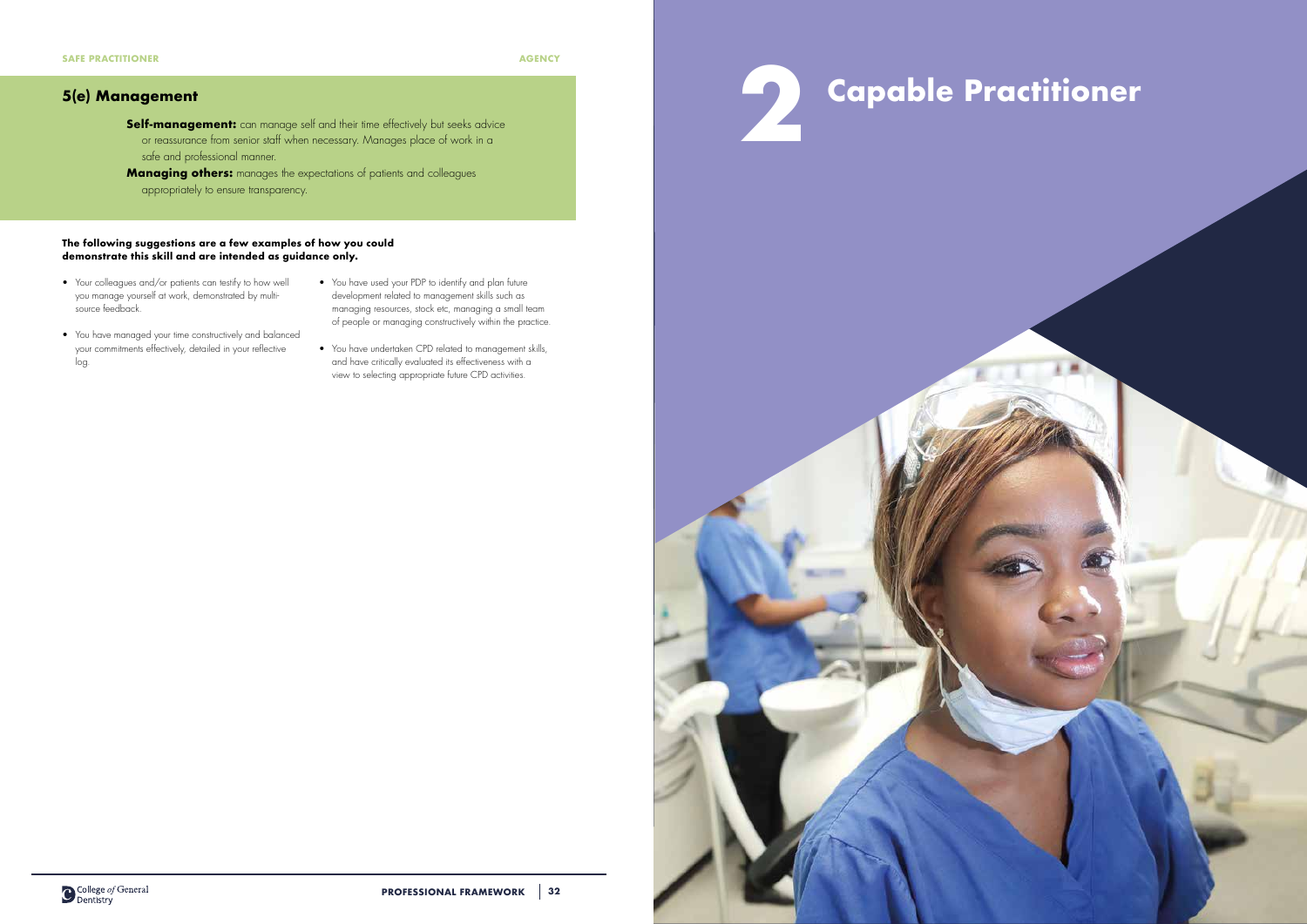## 5(e) Management

**Self-management:** can manage self and their time effectively but seeks advice or reassurance from senior staff when necessary. Manages place of work in a safe and professional manner.

**Managing others:** manages the expectations of patients and colleagues appropriately to ensure transparency.

**The following suggestions are a few examples of how you could demonstrate this skill and are intended as guidance only.**

- Your colleagues and/or patients can testify to how well you manage yourself at work, demonstrated by multi-source feedback.
- You have managed your time constructively and balanced your commitments effectively, detailed in your reflective log.
- You have used your PDP to identify and plan future development related to management skills such as managing resources, stock etc, managing a small team of people or managing constructively within the practice.
- You have undertaken CPD related to management skills, and have critically evaluated its effectiveness with a view to selecting appropriate future CPD activities.

# 2 Capable Practitioner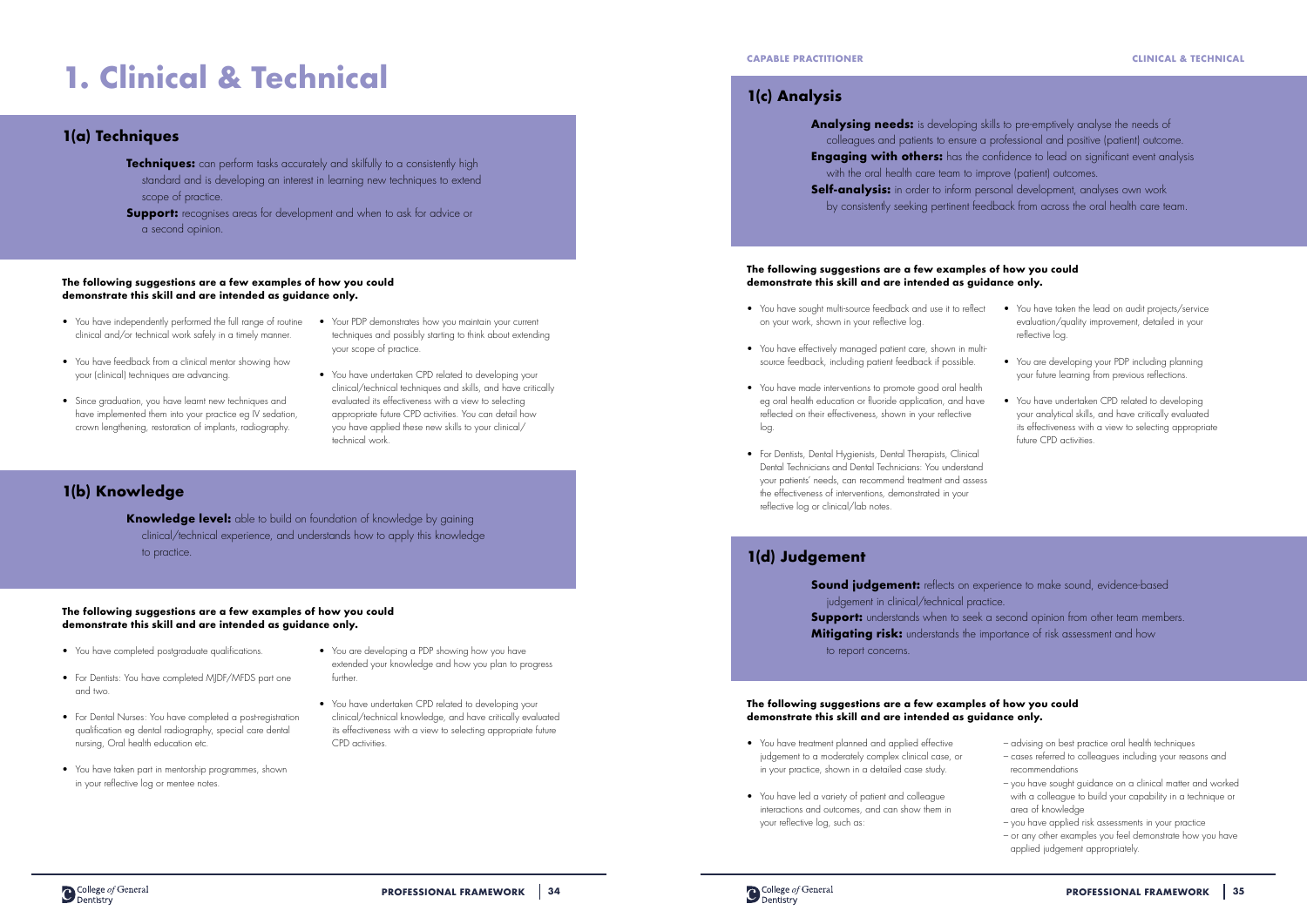# 1. Clinical & Technical

## 1(a) Techniques

**Techniques:** can perform tasks accurately and skilfully to a consistently high standard and is developing an interest in learning new techniques to extend scope of practice.

**Support:** recognises areas for development and when to ask for advice or a second opinion.

**The following suggestions are a few examples of how you could demonstrate this skill and are intended as guidance only.**

- You have independently performed the full range of routine clinical and/or technical work safely in a timely manner.
- You have feedback from a clinical mentor showing how your (clinical) techniques are advancing.
- Since graduation, you have learnt new techniques and have implemented them into your practice eg IV sedation, crown lengthening, restoration of implants, radiography.
- Your PDP demonstrates how you maintain your current techniques and possibly starting to think about extending your scope of practice.
- You have undertaken CPD related to developing your clinical/technical techniques and skills, and have critically evaluated its effectiveness with a view to selecting appropriate future CPD activities. You can detail how you have applied these new skills to your clinical/technical work.

## 1(b) Knowledge

**Knowledge level:** able to build on foundation of knowledge by gaining clinical/technical experience, and understands how to apply this knowledge to practice.

**The following suggestions are a few examples of how you could demonstrate this skill and are intended as guidance only.**

- You have completed postgraduate qualifications.
- For Dentists: You have completed MJDF/MFDS part one and two.
- For Dental Nurses: You have completed a post-registration qualification eg dental radiography, special care dental nursing, Oral health education etc.
- You have taken part in mentorship programmes, shown in your reflective log or mentee notes.
- You are developing a PDP showing how you have extended your knowledge and how you plan to progress further.
- You have undertaken CPD related to developing your clinical/technical knowledge, and have critically evaluated its effectiveness with a view to selecting appropriate future CPD activities.

## 1(c) Analysis

**Analysing needs:** is developing skills to pre-emptively analyse the needs of colleagues and patients to ensure a professional and positive (patient) outcome.

**Engaging with others:** has the confidence to lead on significant event analysis with the oral health care team to improve (patient) outcomes.

**Self-analysis:** in order to inform personal development, analyses own work by consistently seeking pertinent feedback from across the oral health care team.

**The following suggestions are a few examples of how you could demonstrate this skill and are intended as guidance only.**

- You have sought multi-source feedback and use it to reflect on your work, shown in your reflective log.
- You have effectively managed patient care, shown in multi-source feedback, including patient feedback if possible.
- You have made interventions to promote good oral health eg oral health education or fluoride application, and have reflected on their effectiveness, shown in your reflective log.
- For Dentists, Dental Hygienists, Dental Therapists, Clinical Dental Technicians and Dental Technicians: You understand your patients' needs, can recommend treatment and assess the effectiveness of interventions, demonstrated in your reflective log or clinical/lab notes.
- You have taken the lead on audit projects/service evaluation/quality improvement, detailed in your reflective log.
- You are developing your PDP including planning your future learning from previous reflections.
- You have undertaken CPD related to developing your analytical skills, and have critically evaluated its effectiveness with a view to selecting appropriate future CPD activities.

## 1(d) Judgement

**Sound judgement:** reflects on experience to make sound, evidence-based judgement in clinical/technical practice.

**Support:** understands when to seek a second opinion from other team members.

**Mitigating risk:** understands the importance of risk assessment and how to report concerns.

**The following suggestions are a few examples of how you could demonstrate this skill and are intended as guidance only.**

- You have treatment planned and applied effective judgement to a moderately complex clinical case, or in your practice, shown in a detailed case study.
- You have led a variety of patient and colleague interactions and outcomes, and can show them in your reflective log, such as:
  - advising on best practice oral health techniques
  - cases referred to colleagues including your reasons and recommendations
  - you have sought guidance on a clinical matter and worked with a colleague to build your capability in a technique or area of knowledge
  - you have applied risk assessments in your practice
  - or any other examples you feel demonstrate how you have applied judgement appropriately.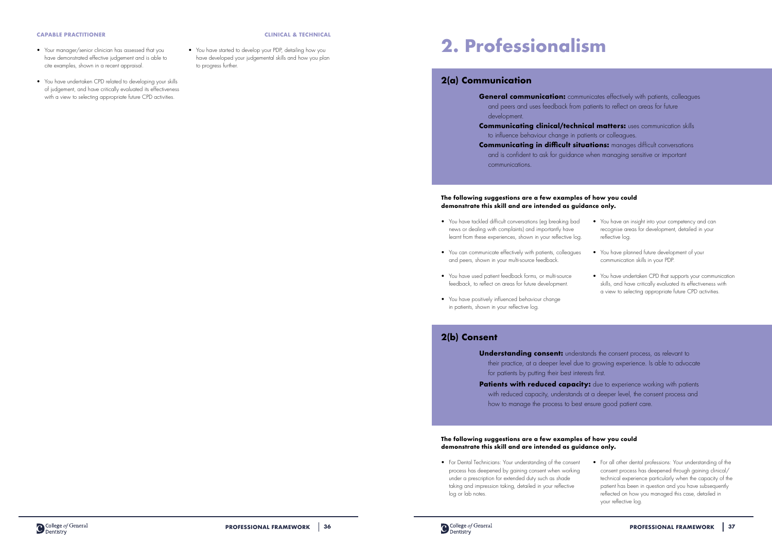**CAPABLE PRACTITIONER** **CLINICAL & TECHNICAL**

- Your manager/senior clinician has assessed that you have demonstrated effective judgement and is able to cite examples, shown in a recent appraisal.
- You have undertaken CPD related to developing your skills of judgement, and have critically evaluated its effectiveness with a view to selecting appropriate future CPD activities.
- You have started to develop your PDP, detailing how you have developed your judgemental skills and how you plan to progress further.

# 2. Professionalism

## 2(a) Communication

**General communication:** communicates effectively with patients, colleagues and peers and uses feedback from patients to reflect on areas for future development.

**Communicating clinical/technical matters:** uses communication skills to influence behaviour change in patients or colleagues.

**Communicating in difficult situations:** manages difficult conversations and is confident to ask for guidance when managing sensitive or important communications.

**The following suggestions are a few examples of how you could demonstrate this skill and are intended as guidance only.**

- You have tackled difficult conversations (eg breaking bad news or dealing with complaints) and importantly have learnt from these experiences, shown in your reflective log.
- You can communicate effectively with patients, colleagues and peers, shown in your multi-source feedback.
- You have used patient feedback forms, or multi-source feedback, to reflect on areas for future development.
- You have positively influenced behaviour change in patients, shown in your reflective log.
- You have an insight into your competency and can recognise areas for development, detailed in your reflective log.
- You have planned future development of your communication skills in your PDP.
- You have undertaken CPD that supports your communication skills, and have critically evaluated its effectiveness with a view to selecting appropriate future CPD activities.

## 2(b) Consent

**Understanding consent:** understands the consent process, as relevant to their practice, at a deeper level due to growing experience. Is able to advocate for patients by putting their best interests first.

**Patients with reduced capacity:** due to experience working with patients with reduced capacity, understands at a deeper level, the consent process and how to manage the process to best ensure good patient care.

**The following suggestions are a few examples of how you could demonstrate this skill and are intended as guidance only.**

- For Dental Technicians: Your understanding of the consent process has deepened by gaining consent when working under a prescription for extended duty such as shade taking and impression taking, detailed in your reflective log or lab notes.
- For all other dental professions: Your understanding of the consent process has deepened through gaining clinical/ technical experience particularly when the capacity of the patient has been in question and you have subsequently reflected on how you managed this case, detailed in your reflective log.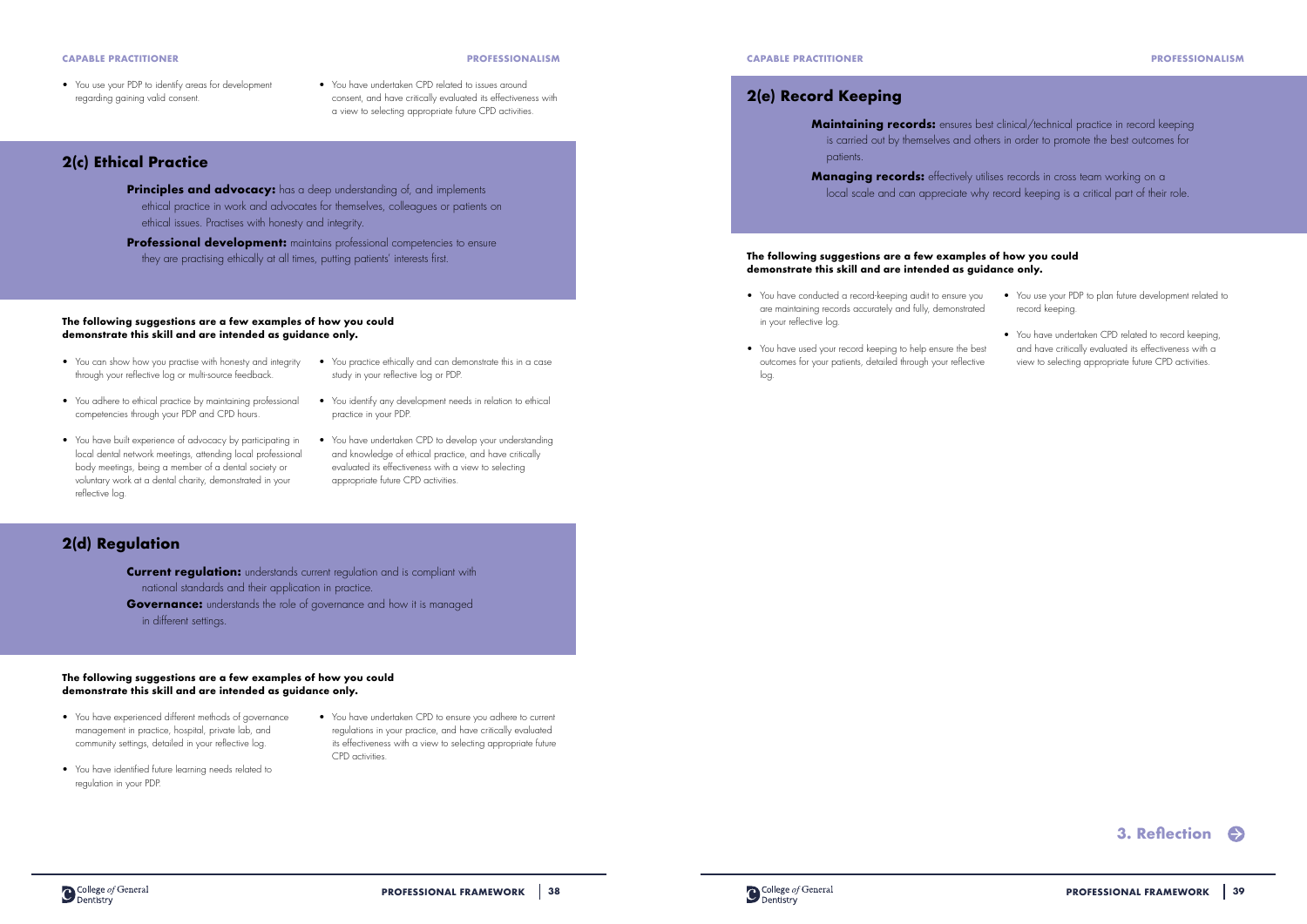- You use your PDP to identify areas for development regarding gaining valid consent.
- You have undertaken CPD related to issues around consent, and have critically evaluated its effectiveness with a view to selecting appropriate future CPD activities.

## 2(c) Ethical Practice

**Principles and advocacy:** has a deep understanding of, and implements ethical practice in work and advocates for themselves, colleagues or patients on ethical issues. Practises with honesty and integrity.

**Professional development:** maintains professional competencies to ensure they are practising ethically at all times, putting patients' interests first.

**The following suggestions are a few examples of how you could demonstrate this skill and are intended as guidance only.**

- You can show how you practise with honesty and integrity through your reflective log or multi-source feedback.
- You adhere to ethical practice by maintaining professional competencies through your PDP and CPD hours.
- You have built experience of advocacy by participating in local dental network meetings, attending local professional body meetings, being a member of a dental society or voluntary work at a dental charity, demonstrated in your reflective log.
- You practice ethically and can demonstrate this in a case study in your reflective log or PDP.
- You identify any development needs in relation to ethical practice in your PDP.
- You have undertaken CPD to develop your understanding and knowledge of ethical practice, and have critically evaluated its effectiveness with a view to selecting appropriate future CPD activities.

## 2(d) Regulation

**Current regulation:** understands current regulation and is compliant with national standards and their application in practice.

**Governance:** understands the role of governance and how it is managed in different settings.

**The following suggestions are a few examples of how you could demonstrate this skill and are intended as guidance only.**

- You have experienced different methods of governance management in practice, hospital, private lab, and community settings, detailed in your reflective log.
- You have identified future learning needs related to regulation in your PDP.
- You have undertaken CPD to ensure you adhere to current regulations in your practice, and have critically evaluated its effectiveness with a view to selecting appropriate future CPD activities.

## 2(e) Record Keeping

**Maintaining records:** ensures best clinical/technical practice in record keeping is carried out by themselves and others in order to promote the best outcomes for patients.

**Managing records:** effectively utilises records in cross team working on a local scale and can appreciate why record keeping is a critical part of their role.

**The following suggestions are a few examples of how you could demonstrate this skill and are intended as guidance only.**

- You have conducted a record-keeping audit to ensure you are maintaining records accurately and fully, demonstrated in your reflective log.
- You have used your record keeping to help ensure the best outcomes for your patients, detailed through your reflective log.
- You use your PDP to plan future development related to record keeping.
- You have undertaken CPD related to record keeping, and have critically evaluated its effectiveness with a view to selecting appropriate future CPD activities.

**3. Reflection**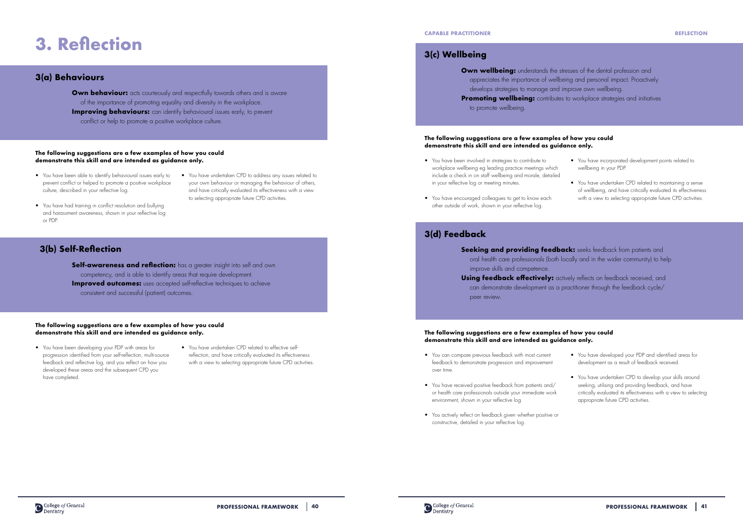# 3. Reflection

## 3(a) Behaviours

**Own behaviour:** acts courteously and respectfully towards others and is aware of the importance of promoting equality and diversity in the workplace.

**Improving behaviours:** can identify behavioural issues early, to prevent conflict or help to promote a positive workplace culture.

**The following suggestions are a few examples of how you could demonstrate this skill and are intended as guidance only.**

- You have been able to identify behavioural issues early to prevent conflict or helped to promote a positive workplace culture, described in your reflective log.
- You have had training in conflict resolution and bullying and harassment awareness, shown in your reflective log or PDP.
- You have undertaken CPD to address any issues related to your own behaviour or managing the behaviour of others, and have critically evaluated its effectiveness with a view to selecting appropriate future CPD activities.

## 3(b) Self-Reflection

**Self-awareness and reflection:** has a greater insight into self and own competency, and is able to identify areas that require development.

**Improved outcomes:** uses accepted self-reflective techniques to achieve consistent and successful (patient) outcomes.

**The following suggestions are a few examples of how you could demonstrate this skill and are intended as guidance only.**

- You have been developing your PDP with areas for progression identified from your self-reflection, multi-source feedback and reflective log, and you reflect on how you developed these areas and the subsequent CPD you have completed.
- You have undertaken CPD related to effective self-reflection, and have critically evaluated its effectiveness with a view to selecting appropriate future CPD activities.

## 3(c) Wellbeing

**Own wellbeing:** understands the stresses of the dental profession and appreciates the importance of wellbeing and personal impact. Proactively develops strategies to manage and improve own wellbeing.

**Promoting wellbeing:** contributes to workplace strategies and initiatives to promote wellbeing.

**The following suggestions are a few examples of how you could demonstrate this skill and are intended as guidance only.**

- You have been involved in strategies to contribute to workplace wellbeing eg leading practice meetings which include a check in on staff wellbeing and morale, detailed in your reflective log or meeting minutes.
- You have encouraged colleagues to get to know each other outside of work, shown in your reflective log.
- You have incorporated development points related to wellbeing in your PDP.
- You have undertaken CPD related to maintaining a sense of wellbeing, and have critically evaluated its effectiveness with a view to selecting appropriate future CPD activities.

## 3(d) Feedback

**Seeking and providing feedback:** seeks feedback from patients and oral health care professionals (both locally and in the wider community) to help improve skills and competence.

**Using feedback effectively:** actively reflects on feedback received, and can demonstrate development as a practitioner through the feedback cycle/peer review.

**The following suggestions are a few examples of how you could demonstrate this skill and are intended as guidance only.**

- You can compare previous feedback with most current feedback to demonstrate progression and improvement over time.
- You have received positive feedback from patients and/or health care professionals outside your immediate work environment, shown in your reflective log.
- You actively reflect on feedback given whether positive or constructive, detailed in your reflective log.
- You have developed your PDP and identified areas for development as a result of feedback received.
- You have undertaken CPD to develop your skills around seeking, utilising and providing feedback, and have critically evaluated its effectiveness with a view to selecting appropriate future CPD activities.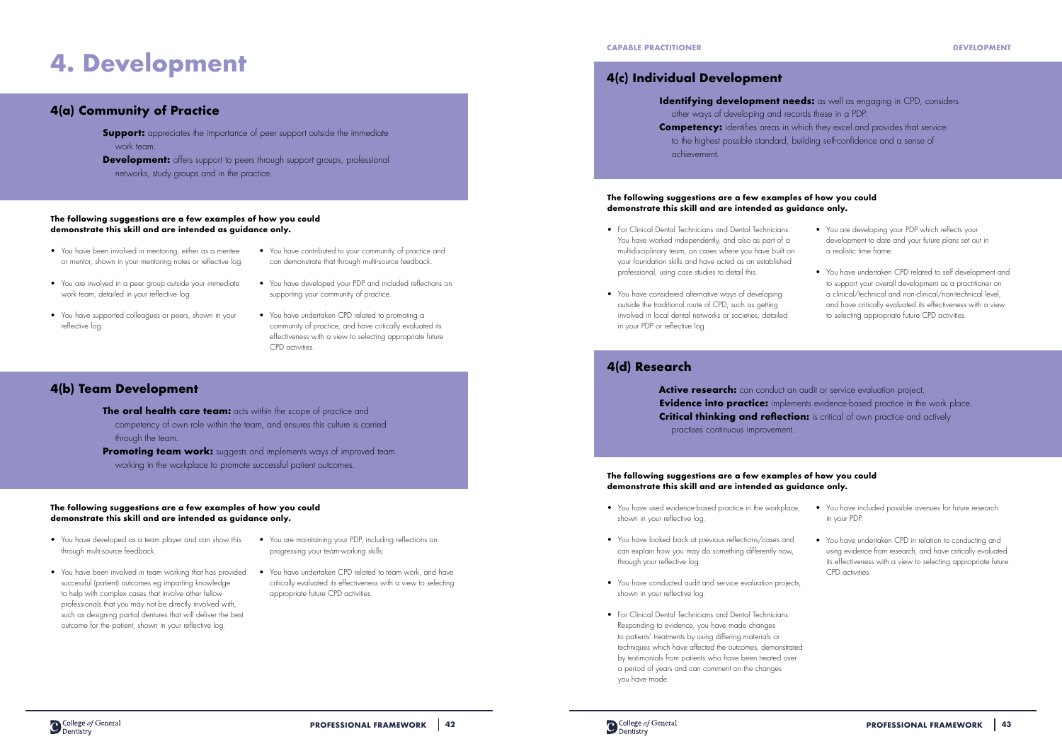# 4. Development

## 4(a) Community of Practice

**Support:** appreciates the importance of peer support outside the immediate work team.

**Development:** offers support to peers through support groups, professional networks, study groups and in the practice.

**The following suggestions are a few examples of how you could demonstrate this skill and are intended as guidance only.**

- You have been involved in mentoring, either as a mentee or mentor, shown in your mentoring notes or reflective log.
- You are involved in a peer group outside your immediate work team, detailed in your reflective log.
- You have supported colleagues or peers, shown in your reflective log.
- You have contributed to your community of practice and can demonstrate that through multi-source feedback.
- You have developed your PDP and included reflections on supporting your community of practice.
- You have undertaken CPD related to promoting a community of practice, and have critically evaluated its effectiveness with a view to selecting appropriate future CPD activities.

## 4(b) Team Development

**The oral health care team:** acts within the scope of practice and competency of own role within the team, and ensures this culture is carried through the team.

**Promoting team work:** suggests and implements ways of improved team working in the workplace to promote successful patient outcomes.

**The following suggestions are a few examples of how you could demonstrate this skill and are intended as guidance only.**

- You have developed as a team player and can show this through multi-source feedback.
- You have been involved in team working that has provided successful (patient) outcomes eg imparting knowledge to help with complex cases that involve other fellow professionals that you may not be directly involved with, such as designing partial dentures that will deliver the best outcome for the patient, shown in your reflective log.
- You are maintaining your PDP, including reflections on progressing your team-working skills.
- You have undertaken CPD related to team work, and have critically evaluated its effectiveness with a view to selecting appropriate future CPD activities.

## 4(c) Individual Development

**Identifying development needs:** as well as engaging in CPD, considers other ways of developing and records these in a PDP.

**Competency:** identifies areas in which they excel and provides that service to the highest possible standard, building self-confidence and a sense of achievement.

**The following suggestions are a few examples of how you could demonstrate this skill and are intended as guidance only.**

- For Clinical Dental Technicians and Dental Technicians: You have worked independently, and also as part of a multidisciplinary team, on cases where you have built on your foundation skills and have acted as an established professional, using case studies to detail this.
- You have considered alternative ways of developing outside the traditional route of CPD, such as getting involved in local dental networks or societies, detailed in your PDP or reflective log.
- You are developing your PDP which reflects your development to date and your future plans set out in a realistic time frame.
- You have undertaken CPD related to self development and to support your overall development as a practitioner on a clinical/technical and non-clinical/non-technical level, and have critically evaluated its effectiveness with a view to selecting appropriate future CPD activities.

## 4(d) Research

**Active research:** can conduct an audit or service evaluation project.

**Evidence into practice:** implements evidence-based practice in the work place.

**Critical thinking and reflection:** is critical of own practice and actively practises continuous improvement.

**The following suggestions are a few examples of how you could demonstrate this skill and are intended as guidance only.**

- You have used evidence-based practice in the workplace, shown in your reflective log.
- You have looked back at previous reflections/cases and can explain how you may do something differently now, through your reflective log.
- You have conducted audit and service evaluation projects, shown in your reflective log.
- For Clinical Dental Technicians and Dental Technicians: Responding to evidence, you have made changes to patients' treatments by using differing materials or techniques which have affected the outcomes, demonstrated by testimonials from patients who have been treated over a period of years and can comment on the changes you have made.
- You have included possible avenues for future research in your PDP.
- You have undertaken CPD in relation to conducting and using evidence from research, and have critically evaluated its effectiveness with a view to selecting appropriate future CPD activities.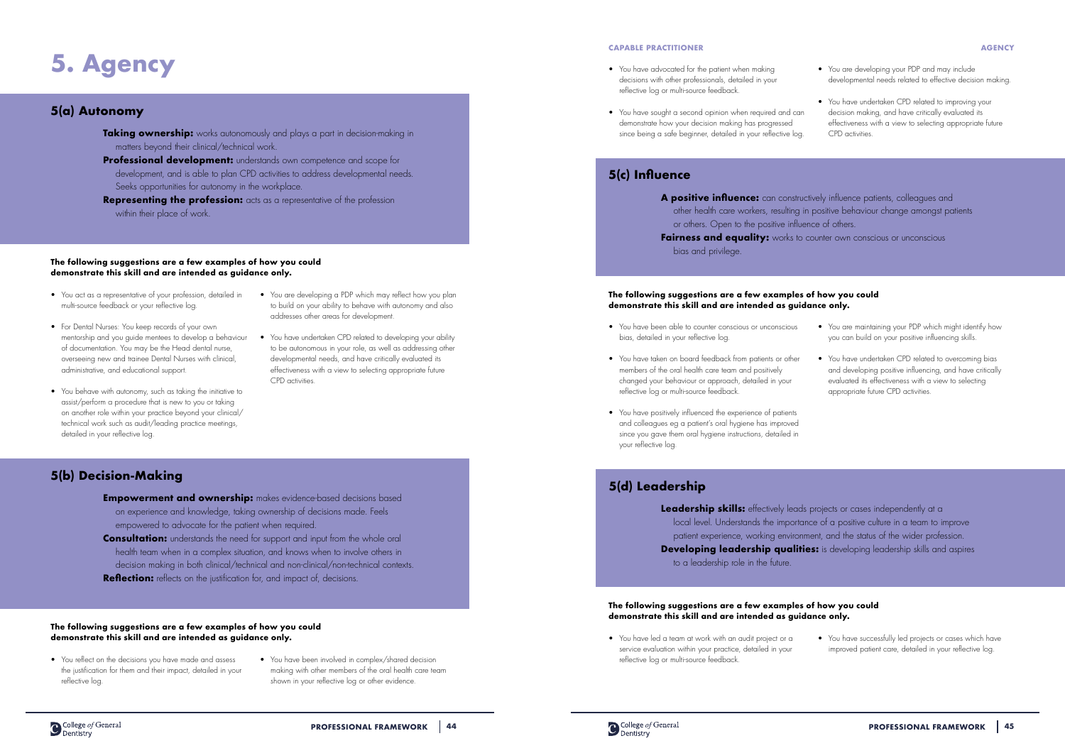# 5. Agency

## 5(a) Autonomy

**Taking ownership:** works autonomously and plays a part in decision-making in matters beyond their clinical/technical work.

**Professional development:** understands own competence and scope for development, and is able to plan CPD activities to address developmental needs. Seeks opportunities for autonomy in the workplace.

**Representing the profession:** acts as a representative of the profession within their place of work.

**The following suggestions are a few examples of how you could demonstrate this skill and are intended as guidance only.**

- You act as a representative of your profession, detailed in multi-source feedback or your reflective log.
- For Dental Nurses: You keep records of your own mentorship and you guide mentees to develop a behaviour of documentation. You may be the Head dental nurse, overseeing new and trainee Dental Nurses with clinical, administrative, and educational support.
- You behave with autonomy, such as taking the initiative to assist/perform a procedure that is new to you or taking on another role within your practice beyond your clinical/technical work such as audit/leading practice meetings, detailed in your reflective log.
- You are developing a PDP which may reflect how you plan to build on your ability to behave with autonomy and also addresses other areas for development.
- You have undertaken CPD related to developing your ability to be autonomous in your role, as well as addressing other developmental needs, and have critically evaluated its effectiveness with a view to selecting appropriate future CPD activities.

## 5(b) Decision-Making

**Empowerment and ownership:** makes evidence-based decisions based on experience and knowledge, taking ownership of decisions made. Feels empowered to advocate for the patient when required.

**Consultation:** understands the need for support and input from the whole oral health team when in a complex situation, and knows when to involve others in decision making in both clinical/technical and non-clinical/non-technical contexts.

**Reflection:** reflects on the justification for, and impact of, decisions.

**The following suggestions are a few examples of how you could demonstrate this skill and are intended as guidance only.**

- You reflect on the decisions you have made and assess the justification for them and their impact, detailed in your reflective log.
- You have been involved in complex/shared decision making with other members of the oral health care team shown in your reflective log or other evidence.
- You have advocated for the patient when making decisions with other professionals, detailed in your reflective log or multi-source feedback.
- You have sought a second opinion when required and can demonstrate how your decision making has progressed since being a safe beginner, detailed in your reflective log.
- You are developing your PDP and may include developmental needs related to effective decision making.
- You have undertaken CPD related to improving your decision making, and have critically evaluated its effectiveness with a view to selecting appropriate future CPD activities.

## 5(c) Influence

**A positive influence:** can constructively influence patients, colleagues and other health care workers, resulting in positive behaviour change amongst patients or others. Open to the positive influence of others.

**Fairness and equality:** works to counter own conscious or unconscious bias and privilege.

**The following suggestions are a few examples of how you could demonstrate this skill and are intended as guidance only.**

- You have been able to counter conscious or unconscious bias, detailed in your reflective log.
- You have taken on board feedback from patients or other members of the oral health care team and positively changed your behaviour or approach, detailed in your reflective log or multi-source feedback.
- You have positively influenced the experience of patients and colleagues eg a patient's oral hygiene has improved since you gave them oral hygiene instructions, detailed in your reflective log.
- You are maintaining your PDP which might identify how you can build on your positive influencing skills.
- You have undertaken CPD related to overcoming bias and developing positive influencing, and have critically evaluated its effectiveness with a view to selecting appropriate future CPD activities.

## 5(d) Leadership

**Leadership skills:** effectively leads projects or cases independently at a local level. Understands the importance of a positive culture in a team to improve patient experience, working environment, and the status of the wider profession.

**Developing leadership qualities:** is developing leadership skills and aspires to a leadership role in the future.

**The following suggestions are a few examples of how you could demonstrate this skill and are intended as guidance only.**

- You have led a team at work with an audit project or a service evaluation within your practice, detailed in your reflective log or multi-source feedback.
- You have successfully led projects or cases which have improved patient care, detailed in your reflective log.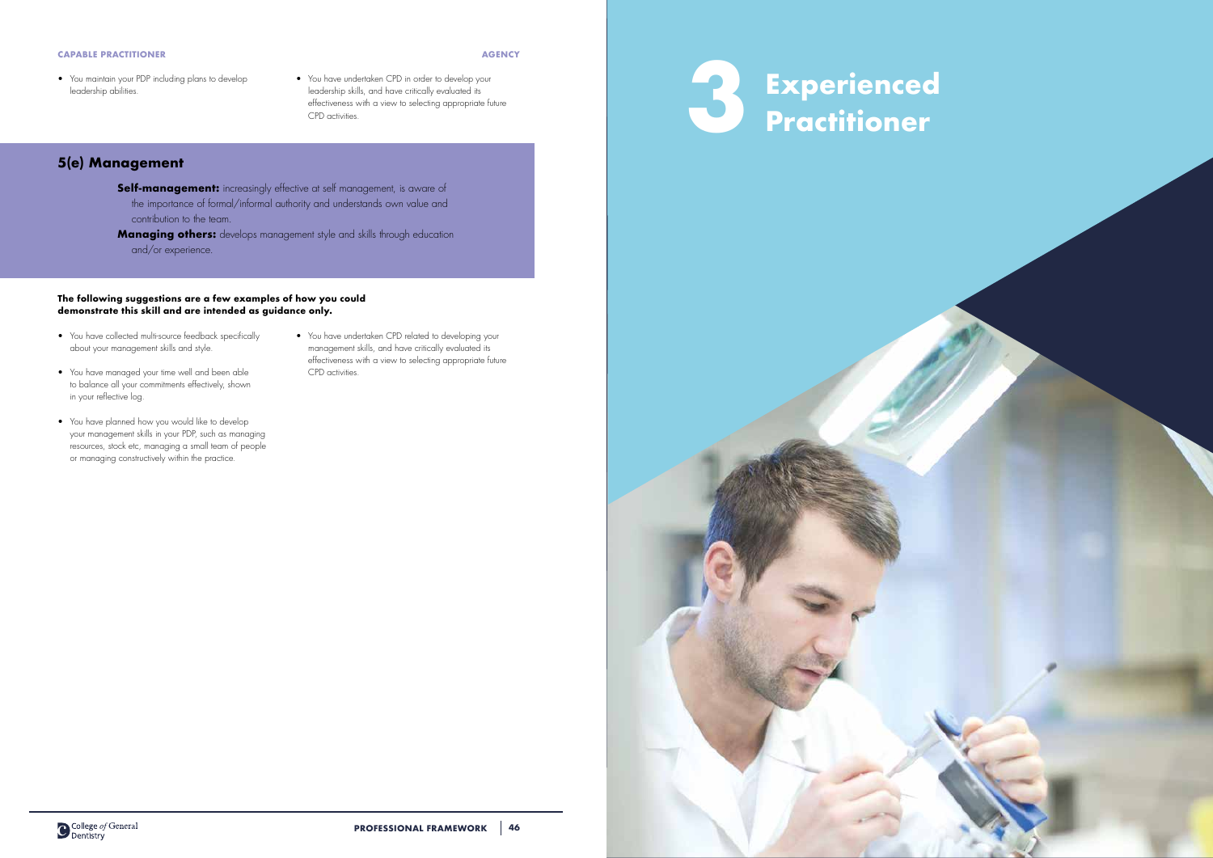- You maintain your PDP including plans to develop leadership abilities.
- You have undertaken CPD in order to develop your leadership skills, and have critically evaluated its effectiveness with a view to selecting appropriate future CPD activities.

## 5(e) Management

**Self-management:** increasingly effective at self management, is aware of the importance of formal/informal authority and understands own value and contribution to the team.

**Managing others:** develops management style and skills through education and/or experience.

**The following suggestions are a few examples of how you could demonstrate this skill and are intended as guidance only.**

- You have collected multi-source feedback specifically about your management skills and style.
- You have managed your time well and been able to balance all your commitments effectively, shown in your reflective log.
- You have planned how you would like to develop your management skills in your PDP, such as managing resources, stock etc, managing a small team of people or managing constructively within the practice.
- You have undertaken CPD related to developing your management skills, and have critically evaluated its effectiveness with a view to selecting appropriate future CPD activities.

# 3 Experienced Practitioner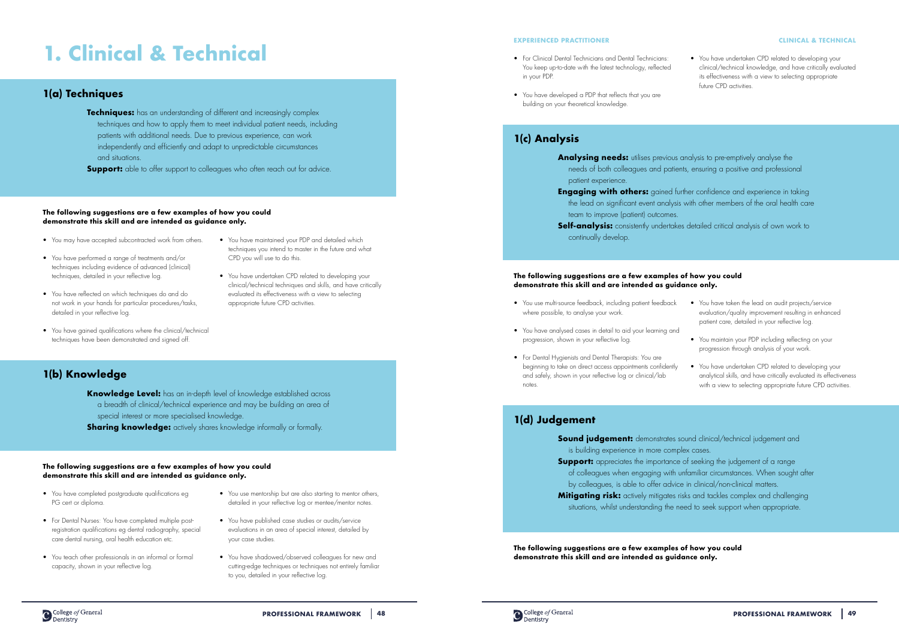# 1. Clinical & Technical

## 1(a) Techniques

**Techniques:** has an understanding of different and increasingly complex techniques and how to apply them to meet individual patient needs, including patients with additional needs. Due to previous experience, can work independently and efficiently and adapt to unpredictable circumstances and situations.

**Support:** able to offer support to colleagues who often reach out for advice.

**The following suggestions are a few examples of how you could demonstrate this skill and are intended as guidance only.**

- You may have accepted subcontracted work from others.
- You have performed a range of treatments and/or techniques including evidence of advanced (clinical) techniques, detailed in your reflective log.
- You have reflected on which techniques do and do not work in your hands for particular procedures/tasks, detailed in your reflective log.
- You have gained qualifications where the clinical/technical techniques have been demonstrated and signed off.
- You have maintained your PDP and detailed which techniques you intend to master in the future and what CPD you will use to do this.
- You have undertaken CPD related to developing your clinical/technical techniques and skills, and have critically evaluated its effectiveness with a view to selecting appropriate future CPD activities.

## 1(b) Knowledge

**Knowledge Level:** has an in-depth level of knowledge established across a breadth of clinical/technical experience and may be building an area of special interest or more specialised knowledge.

**Sharing knowledge:** actively shares knowledge informally or formally.

**The following suggestions are a few examples of how you could demonstrate this skill and are intended as guidance only.**

- You have completed postgraduate qualifications eg PG cert or diploma.
- For Dental Nurses: You have completed multiple post-registration qualifications eg dental radiography, special care dental nursing, oral health education etc.
- You teach other professionals in an informal or formal capacity, shown in your reflective log.
- You use mentorship but are also starting to mentor others, detailed in your reflective log or mentee/mentor notes.
- You have published case studies or audits/service evaluations in an area of special interest, detailed by your case studies.
- You have shadowed/observed colleagues for new and cutting-edge techniques or techniques not entirely familiar to you, detailed in your reflective log.
- For Clinical Dental Technicians and Dental Technicians: You keep up-to-date with the latest technology, reflected in your PDP.
- You have developed a PDP that reflects that you are building on your theoretical knowledge.
- You have undertaken CPD related to developing your clinical/technical knowledge, and have critically evaluated its effectiveness with a view to selecting appropriate future CPD activities.

## 1(c) Analysis

**Analysing needs:** utilises previous analysis to pre-emptively analyse the needs of both colleagues and patients, ensuring a positive and professional patient experience.

**Engaging with others:** gained further confidence and experience in taking the lead on significant event analysis with other members of the oral health care team to improve (patient) outcomes.

**Self-analysis:** consistently undertakes detailed critical analysis of own work to continually develop.

**The following suggestions are a few examples of how you could demonstrate this skill and are intended as guidance only.**

- You use multi-source feedback, including patient feedback where possible, to analyse your work.
- You have analysed cases in detail to aid your learning and progression, shown in your reflective log.
- For Dental Hygienists and Dental Therapists: You are beginning to take on direct access appointments confidently and safely, shown in your reflective log or clinical/lab notes.
- You have taken the lead on audit projects/service evaluation/quality improvement resulting in enhanced patient care, detailed in your reflective log.
- You maintain your PDP including reflecting on your progression through analysis of your work.
- You have undertaken CPD related to developing your analytical skills, and have critically evaluated its effectiveness with a view to selecting appropriate future CPD activities.

## 1(d) Judgement

**Sound judgement:** demonstrates sound clinical/technical judgement and is building experience in more complex cases.

**Support:** appreciates the importance of seeking the judgement of a range of colleagues when engaging with unfamiliar circumstances. When sought after by colleagues, is able to offer advice in clinical/non-clinical matters.

**Mitigating risk:** actively mitigates risks and tackles complex and challenging situations, whilst understanding the need to seek support when appropriate.

**The following suggestions are a few examples of how you could demonstrate this skill and are intended as guidance only.**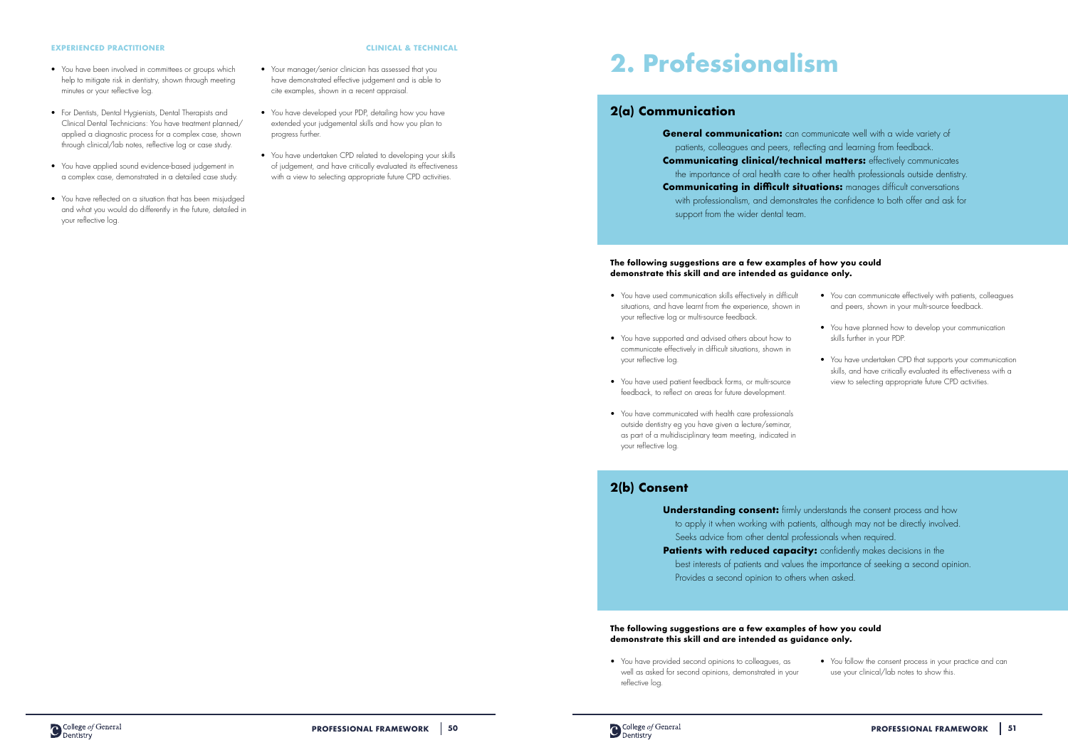**EXPERIENCED PRACTITIONER**

- You have been involved in committees or groups which help to mitigate risk in dentistry, shown through meeting minutes or your reflective log.
- For Dentists, Dental Hygienists, Dental Therapists and Clinical Dental Technicians: You have treatment planned/applied a diagnostic process for a complex case, shown through clinical/lab notes, reflective log or case study.
- You have applied sound evidence-based judgement in a complex case, demonstrated in a detailed case study.
- You have reflected on a situation that has been misjudged and what you would do differently in the future, detailed in your reflective log.
- Your manager/senior clinician has assessed that you have demonstrated effective judgement and is able to cite examples, shown in a recent appraisal.
- You have developed your PDP, detailing how you have extended your judgemental skills and how you plan to progress further.
- You have undertaken CPD related to developing your skills of judgement, and have critically evaluated its effectiveness with a view to selecting appropriate future CPD activities.

# 2. Professionalism

## 2(a) Communication

**General communication:** can communicate well with a wide variety of patients, colleagues and peers, reflecting and learning from feedback.

**Communicating clinical/technical matters:** effectively communicates the importance of oral health care to other health professionals outside dentistry.

**Communicating in difficult situations:** manages difficult conversations with professionalism, and demonstrates the confidence to both offer and ask for support from the wider dental team.

**The following suggestions are a few examples of how you could demonstrate this skill and are intended as guidance only.**

- You have used communication skills effectively in difficult situations, and have learnt from the experience, shown in your reflective log or multi-source feedback.
- You have supported and advised others about how to communicate effectively in difficult situations, shown in your reflective log.
- You have used patient feedback forms, or multi-source feedback, to reflect on areas for future development.
- You have communicated with health care professionals outside dentistry eg you have given a lecture/seminar, as part of a multidisciplinary team meeting, indicated in your reflective log.
- You can communicate effectively with patients, colleagues and peers, shown in your multi-source feedback.
- You have planned how to develop your communication skills further in your PDP.
- You have undertaken CPD that supports your communication skills, and have critically evaluated its effectiveness with a view to selecting appropriate future CPD activities.

## 2(b) Consent

**Understanding consent:** firmly understands the consent process and how to apply it when working with patients, although may not be directly involved. Seeks advice from other dental professionals when required.

**Patients with reduced capacity:** confidently makes decisions in the best interests of patients and values the importance of seeking a second opinion. Provides a second opinion to others when asked.

**The following suggestions are a few examples of how you could demonstrate this skill and are intended as guidance only.**

- You have provided second opinions to colleagues, as well as asked for second opinions, demonstrated in your reflective log.
- You follow the consent process in your practice and can use your clinical/lab notes to show this.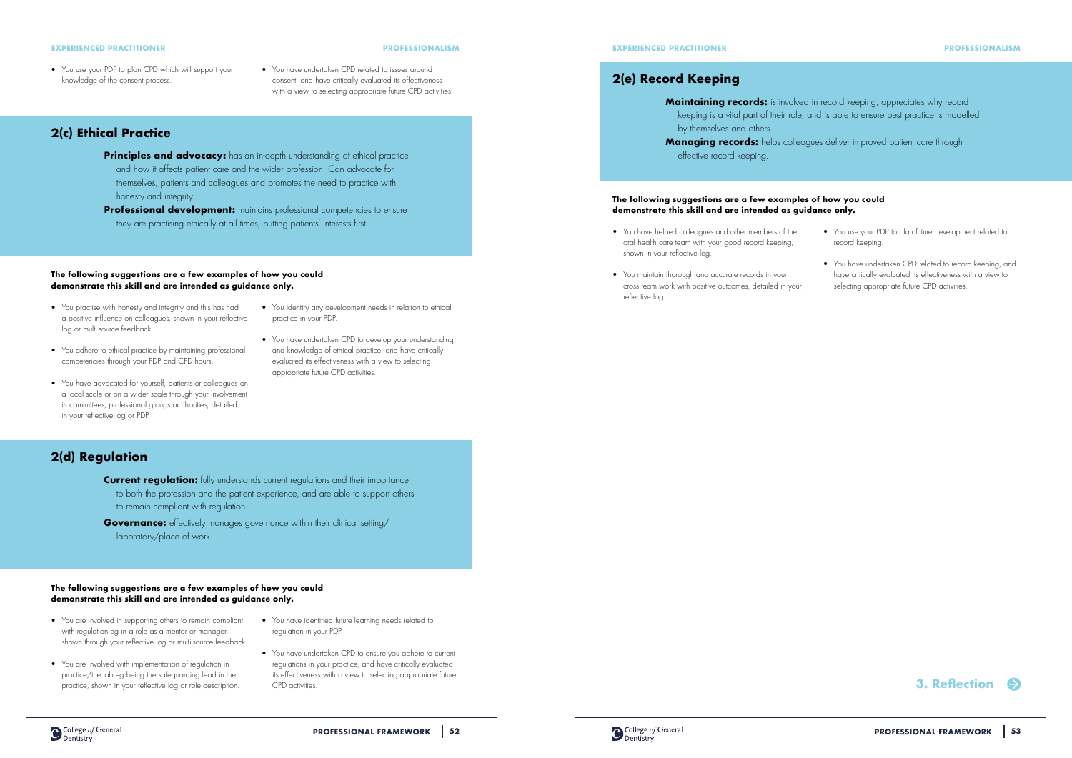- You use your PDP to plan CPD which will support your knowledge of the consent process.
- You have undertaken CPD related to issues around consent, and have critically evaluated its effectiveness with a view to selecting appropriate future CPD activities.

## 2(c) Ethical Practice

**Principles and advocacy:** has an in-depth understanding of ethical practice and how it affects patient care and the wider profession. Can advocate for themselves, patients and colleagues and promotes the need to practice with honesty and integrity.

**Professional development:** maintains professional competencies to ensure they are practising ethically at all times, putting patients' interests first.

**The following suggestions are a few examples of how you could demonstrate this skill and are intended as guidance only.**

- You practise with honesty and integrity and this has had a positive influence on colleagues, shown in your reflective log or multi-source feedback.
- You adhere to ethical practice by maintaining professional competencies through your PDP and CPD hours.
- You have advocated for yourself, patients or colleagues on a local scale or on a wider scale through your involvement in committees, professional groups or charities, detailed in your reflective log or PDP.
- You identify any development needs in relation to ethical practice in your PDP.
- You have undertaken CPD to develop your understanding and knowledge of ethical practice, and have critically evaluated its effectiveness with a view to selecting appropriate future CPD activities.

## 2(d) Regulation

**Current regulation:** fully understands current regulations and their importance to both the profession and the patient experience, and are able to support others to remain compliant with regulation.

**Governance:** effectively manages governance within their clinical setting/laboratory/place of work.

**The following suggestions are a few examples of how you could demonstrate this skill and are intended as guidance only.**

- You are involved in supporting others to remain compliant with regulation eg in a role as a mentor or manager, shown through your reflective log or multi-source feedback.
- You are involved with implementation of regulation in practice/the lab eg being the safeguarding lead in the practice, shown in your reflective log or role description.
- You have identified future learning needs related to regulation in your PDP.
- You have undertaken CPD to ensure you adhere to current regulations in your practice, and have critically evaluated its effectiveness with a view to selecting appropriate future CPD activities.

## 2(e) Record Keeping

**Maintaining records:** is involved in record keeping, appreciates why record keeping is a vital part of their role, and is able to ensure best practice is modelled by themselves and others.

**Managing records:** helps colleagues deliver improved patient care through effective record keeping.

**The following suggestions are a few examples of how you could demonstrate this skill and are intended as guidance only.**

- You have helped colleagues and other members of the oral health care team with your good record keeping, shown in your reflective log.
- You maintain thorough and accurate records in your cross team work with positive outcomes, detailed in your reflective log.
- You use your PDP to plan future development related to record keeping.
- You have undertaken CPD related to record keeping, and have critically evaluated its effectiveness with a view to selecting appropriate future CPD activities.

**3. Reflection**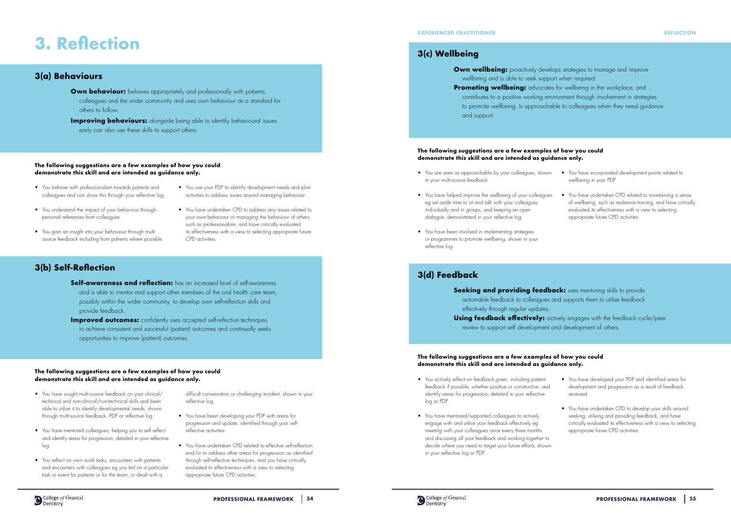# 3. Reflection

## 3(a) Behaviours

**Own behaviour:** behaves appropriately and professionally with patients, colleagues and the wider community and uses own behaviour as a standard for others to follow.

**Improving behaviours:** alongside being able to identify behavioural issues early can also use these skills to support others.

**The following suggestions are a few examples of how you could demonstrate this skill and are intended as guidance only.**

- You behave with professionalism towards patients and colleagues and can show this through your reflective log.
- You understand the impact of your behaviour through personal references from colleagues.
- You gain an insight into your behaviour through multi-source feedback including from patients where possible.
- You use your PDP to identify development needs and plan activities to address issues around managing behaviour.
- You have undertaken CPD to address any issues related to your own behaviour or managing the behaviour of others, such as professionalism, and have critically evaluated its effectiveness with a view to selecting appropriate future CPD activities.

## 3(b) Self-Reflection

**Self-awareness and reflection:** has an increased level of self-awareness and is able to mentor and support other members of the oral health care team, possibly within the wider community, to develop own self-reflection skills and provide feedback.

**Improved outcomes:** confidently uses accepted self-reflective techniques to achieve consistent and successful (patient) outcomes and continually seeks opportunities to improve (patient) outcomes.

**The following suggestions are a few examples of how you could demonstrate this skill and are intended as guidance only.**

- You have sought multi-source feedback on your clinical/technical and non-clinical/non-technical skills and been able to utilise it to identify developmental needs, shown through multi-source feedback, PDP or reflective log.
- You have mentored colleagues, helping you to self reflect and identify areas for progression, detailed in your reflective log.
- You reflect on own work tasks, encounters with patients and encounters with colleagues eg you led on a particular task or event for patients or for the team, or dealt with a difficult conversation or challenging incident, shown in your reflective log.
- You have been developing your PDP with areas for progression and update, identified through your self-reflective activities.
- You have undertaken CPD related to effective self-reflection and/or to address other areas for progression as identified through self-reflective techniques, and you have critically evaluated its effectiveness with a view to selecting appropriate future CPD activities.

## 3(c) Wellbeing

**Own wellbeing:** proactively develops strategies to manage and improve wellbeing and is able to seek support when required.

**Promoting wellbeing:** advocates for wellbeing in the workplace, and contributes to a positive working environment through involvement in strategies to promote wellbeing. Is approachable to colleagues when they need guidance and support.

**The following suggestions are a few examples of how you could demonstrate this skill and are intended as guidance only.**

- You are seen as approachable by your colleagues, shown in your multi-source feedback.
- You have helped improve the wellbeing of your colleagues eg set aside time to sit and talk with your colleagues individually and in groups, and keeping an open dialogue, demonstrated in your reflective log.
- You have been involved in implementing strategies or programmes to promote wellbeing, shown in your reflective log.
- You have incorporated development points related to wellbeing in your PDP.
- You have undertaken CPD related to maintaining a sense of wellbeing, such as resilience training, and have critically evaluated its effectiveness with a view to selecting appropriate future CPD activities.

## 3(d) Feedback

**Seeking and providing feedback:** uses mentoring skills to provide actionable feedback to colleagues and supports them to utilise feedback effectively through regular updates.

**Using feedback effectively:** actively engages with the feedback cycle/peer review to support self development and development of others.

**The following suggestions are a few examples of how you could demonstrate this skill and are intended as guidance only.**

- You actively reflect on feedback given, including patient feedback if possible, whether positive or constructive, and identify areas for progression, detailed in your reflective log or PDP.
- You have mentored/supported colleagues to actively engage with and utilise your feedback effectively eg meeting with your colleagues once every three months and discussing all your feedback and working together to decide where you need to target your future efforts, shown in your reflective log or PDP.
- You have developed your PDP and identified areas for development and progression as a result of feedback received.
- You have undertaken CPD to develop your skills around seeking, utilising and providing feedback, and have critically evaluated its effectiveness with a view to selecting appropriate future CPD activities.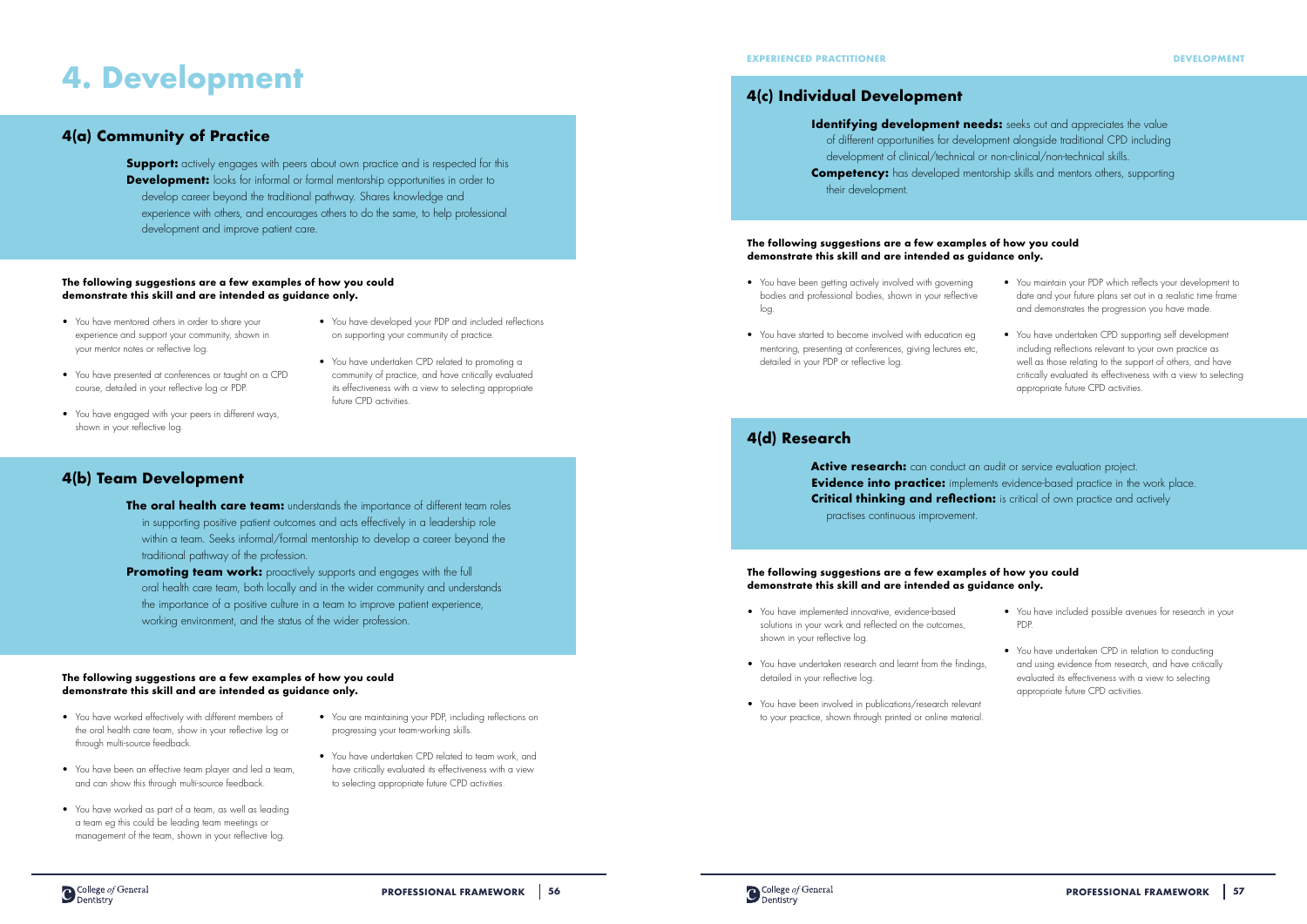# 4. Development

## 4(a) Community of Practice

**Support:** actively engages with peers about own practice and is respected for this

**Development:** looks for informal or formal mentorship opportunities in order to develop career beyond the traditional pathway. Shares knowledge and experience with others, and encourages others to do the same, to help professional development and improve patient care.

**The following suggestions are a few examples of how you could demonstrate this skill and are intended as guidance only.**

- You have mentored others in order to share your experience and support your community, shown in your mentor notes or reflective log.
- You have presented at conferences or taught on a CPD course, detailed in your reflective log or PDP.
- You have engaged with your peers in different ways, shown in your reflective log.
- You have developed your PDP and included reflections on supporting your community of practice.
- You have undertaken CPD related to promoting a community of practice, and have critically evaluated its effectiveness with a view to selecting appropriate future CPD activities.

## 4(b) Team Development

**The oral health care team:** understands the importance of different team roles in supporting positive patient outcomes and acts effectively in a leadership role within a team. Seeks informal/formal mentorship to develop a career beyond the traditional pathway of the profession.

**Promoting team work:** proactively supports and engages with the full oral health care team, both locally and in the wider community and understands the importance of a positive culture in a team to improve patient experience, working environment, and the status of the wider profession.

**The following suggestions are a few examples of how you could demonstrate this skill and are intended as guidance only.**

- You have worked effectively with different members of the oral health care team, show in your reflective log or through multi-source feedback.
- You have been an effective team player and led a team, and can show this through multi-source feedback.
- You have worked as part of a team, as well as leading a team eg this could be leading team meetings or management of the team, shown in your reflective log.
- You are maintaining your PDP, including reflections on progressing your team-working skills.
- You have undertaken CPD related to team work, and have critically evaluated its effectiveness with a view to selecting appropriate future CPD activities.

## 4(c) Individual Development

**Identifying development needs:** seeks out and appreciates the value of different opportunities for development alongside traditional CPD including development of clinical/technical or non-clinical/non-technical skills.

**Competency:** has developed mentorship skills and mentors others, supporting their development.

**The following suggestions are a few examples of how you could demonstrate this skill and are intended as guidance only.**

- You have been getting actively involved with governing bodies and professional bodies, shown in your reflective log.
- You have started to become involved with education eg mentoring, presenting at conferences, giving lectures etc, detailed in your PDP or reflective log.
- You maintain your PDP which reflects your development to date and your future plans set out in a realistic time frame and demonstrates the progression you have made.
- You have undertaken CPD supporting self development including reflections relevant to your own practice as well as those relating to the support of others, and have critically evaluated its effectiveness with a view to selecting appropriate future CPD activities.

## 4(d) Research

**Active research:** can conduct an audit or service evaluation project.

**Evidence into practice:** implements evidence-based practice in the work place.

**Critical thinking and reflection:** is critical of own practice and actively practises continuous improvement.

**The following suggestions are a few examples of how you could demonstrate this skill and are intended as guidance only.**

- You have implemented innovative, evidence-based solutions in your work and reflected on the outcomes, shown in your reflective log.
- You have undertaken research and learnt from the findings, detailed in your reflective log.
- You have been involved in publications/research relevant to your practice, shown through printed or online material.
- You have included possible avenues for research in your PDP.
- You have undertaken CPD in relation to conducting and using evidence from research, and have critically evaluated its effectiveness with a view to selecting appropriate future CPD activities.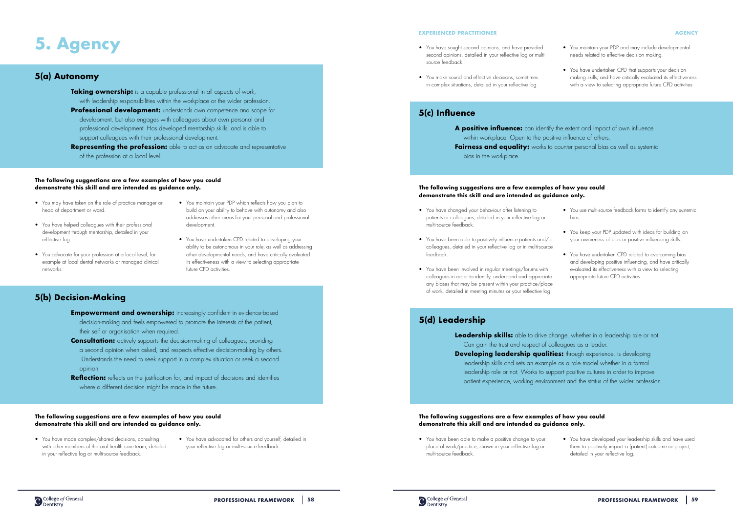# 5. Agency

## 5(a) Autonomy

**Taking ownership:** is a capable professional in all aspects of work, with leadership responsibilities within the workplace or the wider profession.

**Professional development:** understands own competence and scope for development, but also engages with colleagues about own personal and professional development. Has developed mentorship skills, and is able to support colleagues with their professional development.

**Representing the profession:** able to act as an advocate and representative of the profession at a local level.

**The following suggestions are a few examples of how you could demonstrate this skill and are intended as guidance only.**

- You may have taken on the role of practice manager or head of department or ward.
- You have helped colleagues with their professional development through mentorship, detailed in your reflective log.
- You advocate for your profession at a local level, for example at local dental networks or managed clinical networks.
- You maintain your PDP which reflects how you plan to build on your ability to behave with autonomy and also addresses other areas for your personal and professional development.
- You have undertaken CPD related to developing your ability to be autonomous in your role, as well as addressing other developmental needs, and have critically evaluated its effectiveness with a view to selecting appropriate future CPD activities.

## 5(b) Decision-Making

**Empowerment and ownership:** increasingly confident in evidence-based decision-making and feels empowered to promote the interests of the patient, their self or organisation when required.

**Consultation:** actively supports the decision-making of colleagues, providing a second opinion when asked, and respects effective decision-making by others. Understands the need to seek support in a complex situation or seek a second opinion.

**Reflection:** reflects on the justification for, and impact of decisions and identifies where a different decision might be made in the future.

**The following suggestions are a few examples of how you could demonstrate this skill and are intended as guidance only.**

- You have made complex/shared decisions, consulting with other members of the oral health care team, detailed in your reflective log or multi-source feedback.
- You have advocated for others and yourself, detailed in your reflective log or multi-source feedback.
- You have sought second opinions, and have provided second opinions, detailed in your reflective log or multi-source feedback.
- You make sound and effective decisions, sometimes in complex situations, detailed in your reflective log.
- You maintain your PDP and may include developmental needs related to effective decision making.
- You have undertaken CPD that supports your decision-making skills, and have critically evaluated its effectiveness with a view to selecting appropriate future CPD activities.

## 5(c) Influence

**A positive influence:** can identify the extent and impact of own influence within workplace. Open to the positive influence of others.

**Fairness and equality:** works to counter personal bias as well as systemic bias in the workplace.

**The following suggestions are a few examples of how you could demonstrate this skill and are intended as guidance only.**

- You have changed your behaviour after listening to patients or colleagues, detailed in your reflective log or multi-source feedback.
- You have been able to positively influence patients and/or colleagues, detailed in your reflective log or in multi-source feedback.
- You have been involved in regular meetings/forums with colleagues in order to identify, understand and appreciate any biases that may be present within your practice/place of work, detailed in meeting minutes or your reflective log.
- You use multi-source feedback forms to identify any systemic bias.
- You keep your PDP updated with ideas for building on your awareness of bias or positive influencing skills.
- You have undertaken CPD related to overcoming bias and developing positive influencing, and have critically evaluated its effectiveness with a view to selecting appropriate future CPD activities.

## 5(d) Leadership

**Leadership skills:** able to drive change, whether in a leadership role or not. Can gain the trust and respect of colleagues as a leader.

**Developing leadership qualities:** through experience, is developing leadership skills and sets an example as a role model whether in a formal leadership role or not. Works to support positive cultures in order to improve patient experience, working environment and the status of the wider profession.

**The following suggestions are a few examples of how you could demonstrate this skill and are intended as guidance only.**

- You have been able to make a positive change to your place of work/practice, shown in your reflective log or multi-source feedback.
- You have developed your leadership skills and have used them to positively impact a (patient) outcome or project, detailed in your reflective log.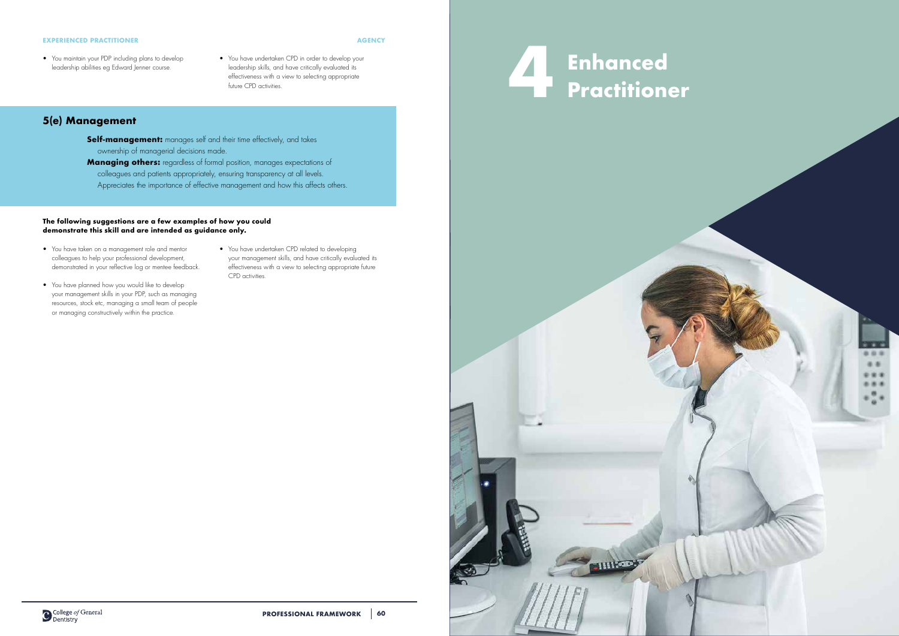**EXPERIENCED PRACTITIONER**

**AGENCY**

- You maintain your PDP including plans to develop leadership abilities eg Edward Jenner course.
- You have undertaken CPD in order to develop your leadership skills, and have critically evaluated its effectiveness with a view to selecting appropriate future CPD activities.

## 5(e) Management

**Self-management:** manages self and their time effectively, and takes ownership of managerial decisions made.

**Managing others:** regardless of formal position, manages expectations of colleagues and patients appropriately, ensuring transparency at all levels. Appreciates the importance of effective management and how this affects others.

**The following suggestions are a few examples of how you could demonstrate this skill and are intended as guidance only.**

- You have taken on a management role and mentor colleagues to help your professional development, demonstrated in your reflective log or mentee feedback.
- You have planned how you would like to develop your management skills in your PDP, such as managing resources, stock etc, managing a small team of people or managing constructively within the practice.
- You have undertaken CPD related to developing your management skills, and have critically evaluated its effectiveness with a view to selecting appropriate future CPD activities.

# 4 Enhanced Practitioner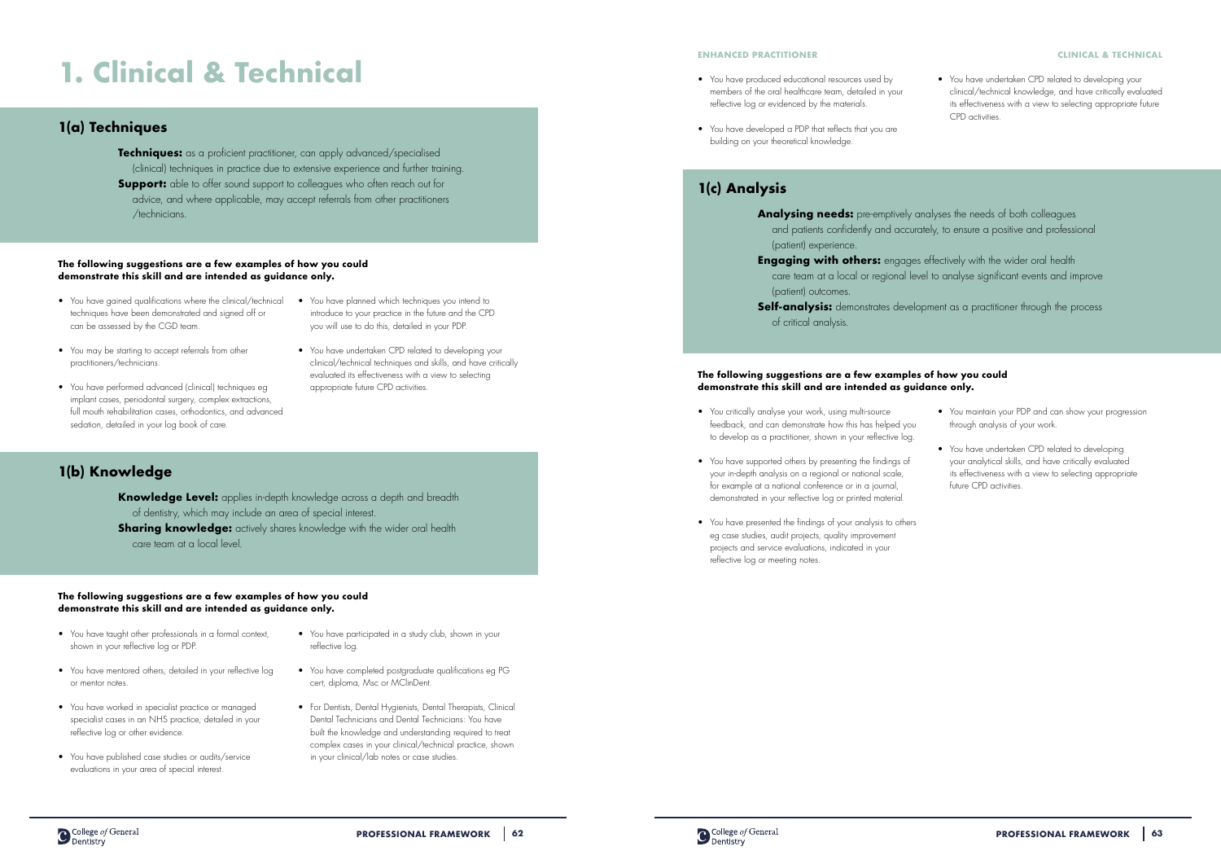# 1. Clinical & Technical

## 1(a) Techniques

**Techniques:** as a proficient practitioner, can apply advanced/specialised (clinical) techniques in practice due to extensive experience and further training.

**Support:** able to offer sound support to colleagues who often reach out for advice, and where applicable, may accept referrals from other practitioners /technicians.

**The following suggestions are a few examples of how you could demonstrate this skill and are intended as guidance only.**

- You have gained qualifications where the clinical/technical techniques have been demonstrated and signed off or can be assessed by the CGD team.
- You may be starting to accept referrals from other practitioners/technicians.
- You have performed advanced (clinical) techniques eg implant cases, periodontal surgery, complex extractions, full mouth rehabilitation cases, orthodontics, and advanced sedation, detailed in your log book of care.
- You have planned which techniques you intend to introduce to your practice in the future and the CPD you will use to do this, detailed in your PDP.
- You have undertaken CPD related to developing your clinical/technical techniques and skills, and have critically evaluated its effectiveness with a view to selecting appropriate future CPD activities.

## 1(b) Knowledge

**Knowledge Level:** applies in-depth knowledge across a depth and breadth of dentistry, which may include an area of special interest.

**Sharing knowledge:** actively shares knowledge with the wider oral health care team at a local level.

**The following suggestions are a few examples of how you could demonstrate this skill and are intended as guidance only.**

- You have taught other professionals in a formal context, shown in your reflective log or PDP.
- You have mentored others, detailed in your reflective log or mentor notes.
- You have worked in specialist practice or managed specialist cases in an NHS practice, detailed in your reflective log or other evidence.
- You have published case studies or audits/service evaluations in your area of special interest.
- You have participated in a study club, shown in your reflective log.
- You have completed postgraduate qualifications eg PG cert, diploma, Msc or MClinDent.
- For Dentists, Dental Hygienists, Dental Therapists, Clinical Dental Technicians and Dental Technicians: You have built the knowledge and understanding required to treat complex cases in your clinical/technical practice, shown in your clinical/lab notes or case studies.
- You have produced educational resources used by members of the oral healthcare team, detailed in your reflective log or evidenced by the materials.
- You have developed a PDP that reflects that you are building on your theoretical knowledge.
- You have undertaken CPD related to developing your clinical/technical knowledge, and have critically evaluated its effectiveness with a view to selecting appropriate future CPD activities.

## 1(c) Analysis

**Analysing needs:** pre-emptively analyses the needs of both colleagues and patients confidently and accurately, to ensure a positive and professional (patient) experience.

**Engaging with others:** engages effectively with the wider oral health care team at a local or regional level to analyse significant events and improve (patient) outcomes.

**Self-analysis:** demonstrates development as a practitioner through the process of critical analysis.

**The following suggestions are a few examples of how you could demonstrate this skill and are intended as guidance only.**

- You critically analyse your work, using multi-source feedback, and can demonstrate how this has helped you to develop as a practitioner, shown in your reflective log.
- You have supported others by presenting the findings of your in-depth analysis on a regional or national scale, for example at a national conference or in a journal, demonstrated in your reflective log or printed material.
- You have presented the findings of your analysis to others eg case studies, audit projects, quality improvement projects and service evaluations, indicated in your reflective log or meeting notes.
- You maintain your PDP and can show your progression through analysis of your work.
- You have undertaken CPD related to developing your analytical skills, and have critically evaluated its effectiveness with a view to selecting appropriate future CPD activities.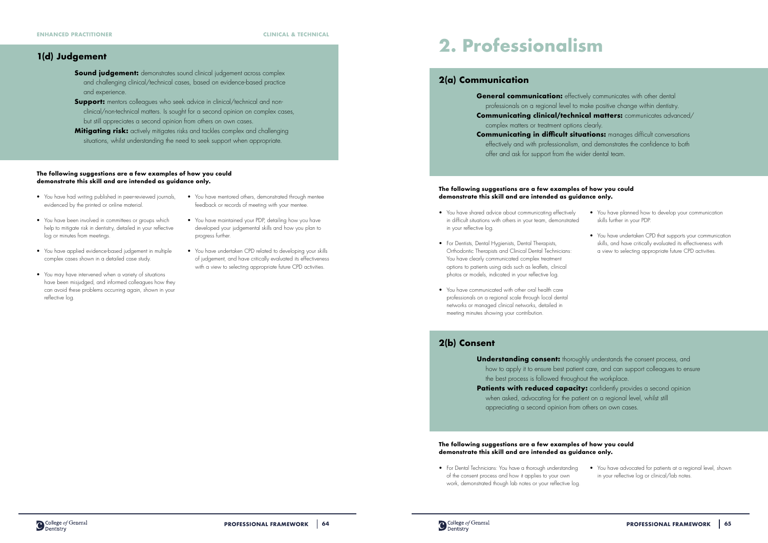### 1(d) Judgement

**Sound judgement:** demonstrates sound clinical judgement across complex and challenging clinical/technical cases, based on evidence-based practice and experience.

**Support:** mentors colleagues who seek advice in clinical/technical and non-clinical/non-technical matters. Is sought for a second opinion on complex cases, but still appreciates a second opinion from others on own cases.

**Mitigating risk:** actively mitigates risks and tackles complex and challenging situations, whilst understanding the need to seek support when appropriate.

**The following suggestions are a few examples of how you could demonstrate this skill and are intended as guidance only.**

- You have had writing published in peer-reviewed journals, evidenced by the printed or online material.
- You have been involved in committees or groups which help to mitigate risk in dentistry, detailed in your reflective log or minutes from meetings.
- You have applied evidence-based judgement in multiple complex cases shown in a detailed case study.
- You may have intervened when a variety of situations have been misjudged, and informed colleagues how they can avoid these problems occurring again, shown in your reflective log.
- You have mentored others, demonstrated through mentee feedback or records of meeting with your mentee.
- You have maintained your PDP, detailing how you have developed your judgemental skills and how you plan to progress further.
- You have undertaken CPD related to developing your skills of judgement, and have critically evaluated its effectiveness with a view to selecting appropriate future CPD activities.

# 2. Professionalism

## 2(a) Communication

**General communication:** effectively communicates with other dental professionals on a regional level to make positive change within dentistry.

**Communicating clinical/technical matters:** communicates advanced/complex matters or treatment options clearly.

**Communicating in difficult situations:** manages difficult conversations effectively and with professionalism, and demonstrates the confidence to both offer and ask for support from the wider dental team.

**The following suggestions are a few examples of how you could demonstrate this skill and are intended as guidance only.**

- You have shared advice about communicating effectively in difficult situations with others in your team, demonstrated in your reflective log.
- For Dentists, Dental Hygienists, Dental Therapists, Orthodontic Therapists and Clinical Dental Technicians: You have clearly communicated complex treatment options to patients using aids such as leaflets, clinical photos or models, indicated in your reflective log.
- You have communicated with other oral health care professionals on a regional scale through local dental networks or managed clinical networks, detailed in meeting minutes showing your contribution.
- You have planned how to develop your communication skills further in your PDP.
- You have undertaken CPD that supports your communication skills, and have critically evaluated its effectiveness with a view to selecting appropriate future CPD activities.

## 2(b) Consent

**Understanding consent:** thoroughly understands the consent process, and how to apply it to ensure best patient care, and can support colleagues to ensure the best process is followed throughout the workplace.

**Patients with reduced capacity:** confidently provides a second opinion when asked, advocating for the patient on a regional level, whilst still appreciating a second opinion from others on own cases.

**The following suggestions are a few examples of how you could demonstrate this skill and are intended as guidance only.**

- For Dental Technicians: You have a thorough understanding of the consent process and how it applies to your own work, demonstrated though lab notes or your reflective log.
- You have advocated for patients at a regional level, shown in your reflective log or clinical/lab notes.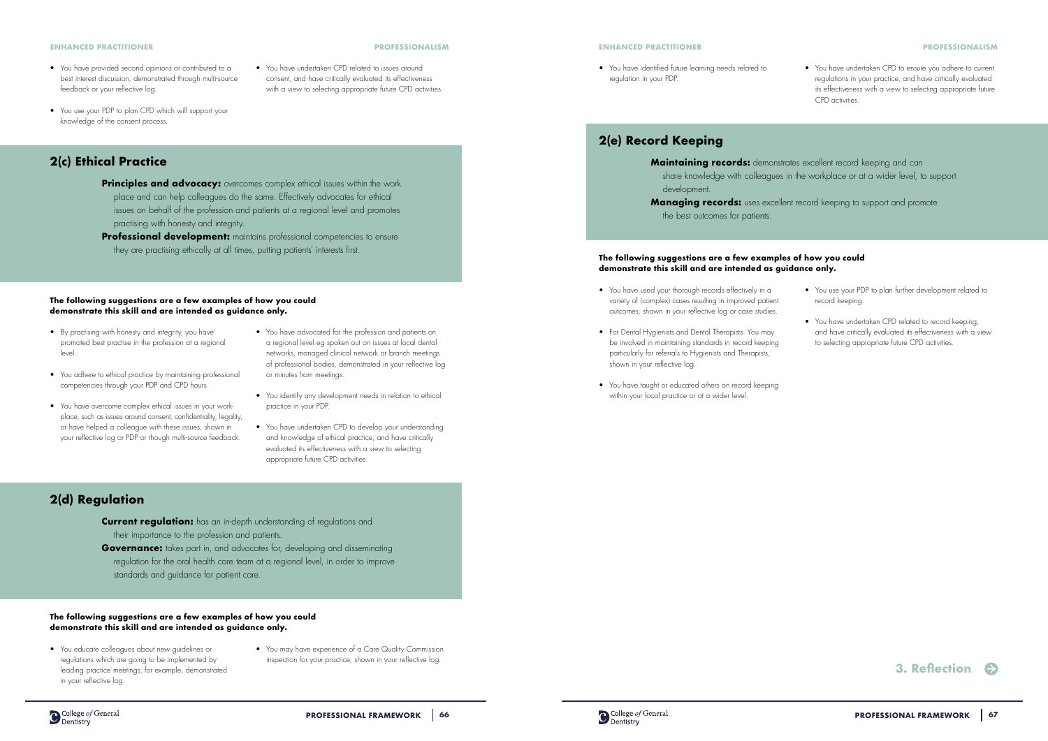- You have provided second opinions or contributed to a best interest discussion, demonstrated through multi-source feedback or your reflective log.
- You use your PDP to plan CPD which will support your knowledge of the consent process.
- You have undertaken CPD related to issues around consent, and have critically evaluated its effectiveness with a view to selecting appropriate future CPD activities.

## 2(c) Ethical Practice

**Principles and advocacy:** overcomes complex ethical issues within the work place and can help colleagues do the same. Effectively advocates for ethical issues on behalf of the profession and patients at a regional level and promotes practising with honesty and integrity.

**Professional development:** maintains professional competencies to ensure they are practising ethically at all times, putting patients' interests first.

**The following suggestions are a few examples of how you could demonstrate this skill and are intended as guidance only.**

- By practising with honesty and integrity, you have promoted best practise in the profession at a regional level.
- You adhere to ethical practice by maintaining professional competencies through your PDP and CPD hours.
- You have overcome complex ethical issues in your workplace, such as issues around consent, confidentiality, legality, or have helped a colleague with these issues, shown in your reflective log or PDP or though multi-source feedback.
- You have advocated for the profession and patients on a regional level eg spoken out on issues at local dental networks, managed clinical network or branch meetings of professional bodies, demonstrated in your reflective log or minutes from meetings.
- You identify any development needs in relation to ethical practice in your PDP.
- You have undertaken CPD to develop your understanding and knowledge of ethical practice, and have critically evaluated its effectiveness with a view to selecting appropriate future CPD activities.

## 2(d) Regulation

**Current regulation:** has an in-depth understanding of regulations and their importance to the profession and patients.

**Governance:** takes part in, and advocates for, developing and disseminating regulation for the oral health care team at a regional level, in order to improve standards and guidance for patient care.

**The following suggestions are a few examples of how you could demonstrate this skill and are intended as guidance only.**

- You educate colleagues about new guidelines or regulations which are going to be implemented by leading practice meetings, for example, demonstrated in your reflective log.
- You may have experience of a Care Quality Commission inspection for your practice, shown in your reflective log.
- You have identified future learning needs related to regulation in your PDP.
- You have undertaken CPD to ensure you adhere to current regulations in your practice, and have critically evaluated its effectiveness with a view to selecting appropriate future CPD activities.

## 2(e) Record Keeping

**Maintaining records:** demonstrates excellent record keeping and can share knowledge with colleagues in the workplace or at a wider level, to support development.

**Managing records:** uses excellent record keeping to support and promote the best outcomes for patients.

**The following suggestions are a few examples of how you could demonstrate this skill and are intended as guidance only.**

- You have used your thorough records effectively in a variety of (complex) cases resulting in improved patient outcomes, shown in your reflective log or case studies.
- For Dental Hygienists and Dental Therapists: You may be involved in maintaining standards in record keeping particularly for referrals to Hygienists and Therapists, shown in your reflective log.
- You have taught or educated others on record keeping within your local practice or at a wider level.
- You use your PDP to plan further development related to record keeping.
- You have undertaken CPD related to record keeping, and have critically evaluated its effectiveness with a view to selecting appropriate future CPD activities.

**3. Reflection**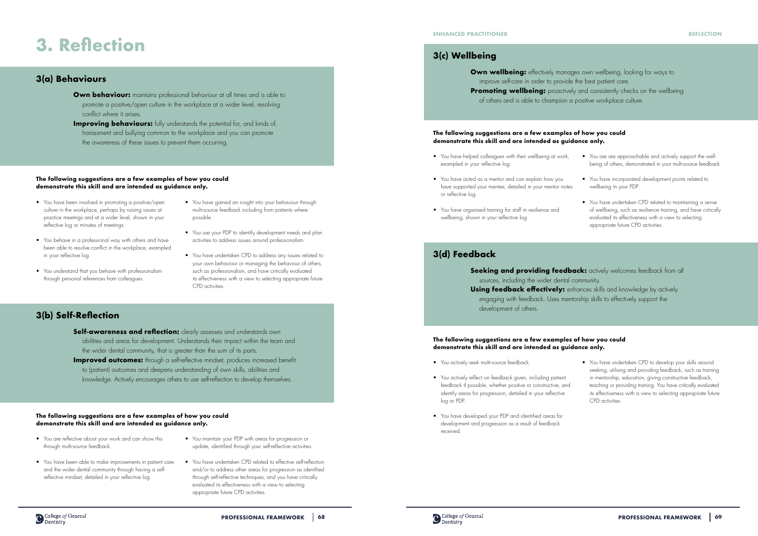# 3. Reflection

## 3(a) Behaviours

**Own behaviour:** maintains professional behaviour at all times and is able to promote a positive/open culture in the workplace at a wider level, resolving conflict where it arises.

**Improving behaviours:** fully understands the potential for, and kinds of, harassment and bullying common to the workplace and you can promote the awareness of these issues to prevent them occurring.

**The following suggestions are a few examples of how you could demonstrate this skill and are intended as guidance only.**

- You have been involved in promoting a positive/open culture in the workplace, perhaps by raising issues at practice meetings and at a wider level, shown in your reflective log or minutes of meetings.
- You behave in a professional way with others and have been able to resolve conflict in the workplace, exampled in your reflective log.
- You understand that you behave with professionalism through personal references from colleagues.
- You have gained an insight into your behaviour through multi-source feedback including from patients where possible.
- You use your PDP to identify development needs and plan activities to address issues around professionalism.
- You have undertaken CPD to address any issues related to your own behaviour or managing the behaviour of others, such as professionalism, and have critically evaluated its effectiveness with a view to selecting appropriate future CPD activities.

## 3(b) Self-Reflection

**Self-awareness and reflection:** clearly assesses and understands own abilities and areas for development. Understands their impact within the team and the wider dental community, that is greater than the sum of its parts.

**Improved outcomes:** through a self-reflective mindset, produces increased benefit to (patient) outcomes and deepens understanding of own skills, abilities and knowledge. Actively encourages others to use self-reflection to develop themselves.

**The following suggestions are a few examples of how you could demonstrate this skill and are intended as guidance only.**

- You are reflective about your work and can show this through multi-source feedback.
- You have been able to make improvements in patient care and the wider dental community through having a self-reflective mindset, detailed in your reflective log.
- You maintain your PDP with areas for progression or update, identified through your self-reflective activities.
- You have undertaken CPD related to effective self-reflection and/or to address other areas for progression as identified through self-reflective techniques, and you have critically evaluated its effectiveness with a view to selecting appropriate future CPD activities.

## 3(c) Wellbeing

**Own wellbeing:** effectively manages own wellbeing, looking for ways to improve self-care in order to provide the best patient care.

**Promoting wellbeing:** proactively and consistently checks on the wellbeing of others and is able to champion a positive workplace culture.

**The following suggestions are a few examples of how you could demonstrate this skill and are intended as guidance only.**

- You have helped colleagues with their wellbeing at work, exampled in your reflective log.
- You have acted as a mentor and can explain how you have supported your mentee, detailed in your mentor notes or reflective log.
- You have organised training for staff in resilience and wellbeing, shown in your reflective log.
- You are are approachable and actively support the well-being of others, demonstrated in your multi-source feedback.
- You have incorporated development points related to wellbeing in your PDP.
- You have undertaken CPD related to maintaining a sense of wellbeing, such as resilience training, and have critically evaluated its effectiveness with a view to selecting appropriate future CPD activities.

## 3(d) Feedback

**Seeking and providing feedback:** actively welcomes feedback from all sources, including the wider dental community.

**Using feedback effectively:** enhances skills and knowledge by actively engaging with feedback. Uses mentorship skills to effectively support the development of others.

**The following suggestions are a few examples of how you could demonstrate this skill and are intended as guidance only.**

- You actively seek multi-source feedback.
- You actively reflect on feedback given, including patient feedback if possible, whether positive or constructive, and identify areas for progression, detailed in your reflective log or PDP.
- You have developed your PDP and identified areas for development and progression as a result of feedback received.
- You have undertaken CPD to develop your skills around seeking, utilising and providing feedback, such as training in mentorship, education, giving constructive feedback, teaching or providing training. You have critically evaluated its effectiveness with a view to selecting appropriate future CPD activities.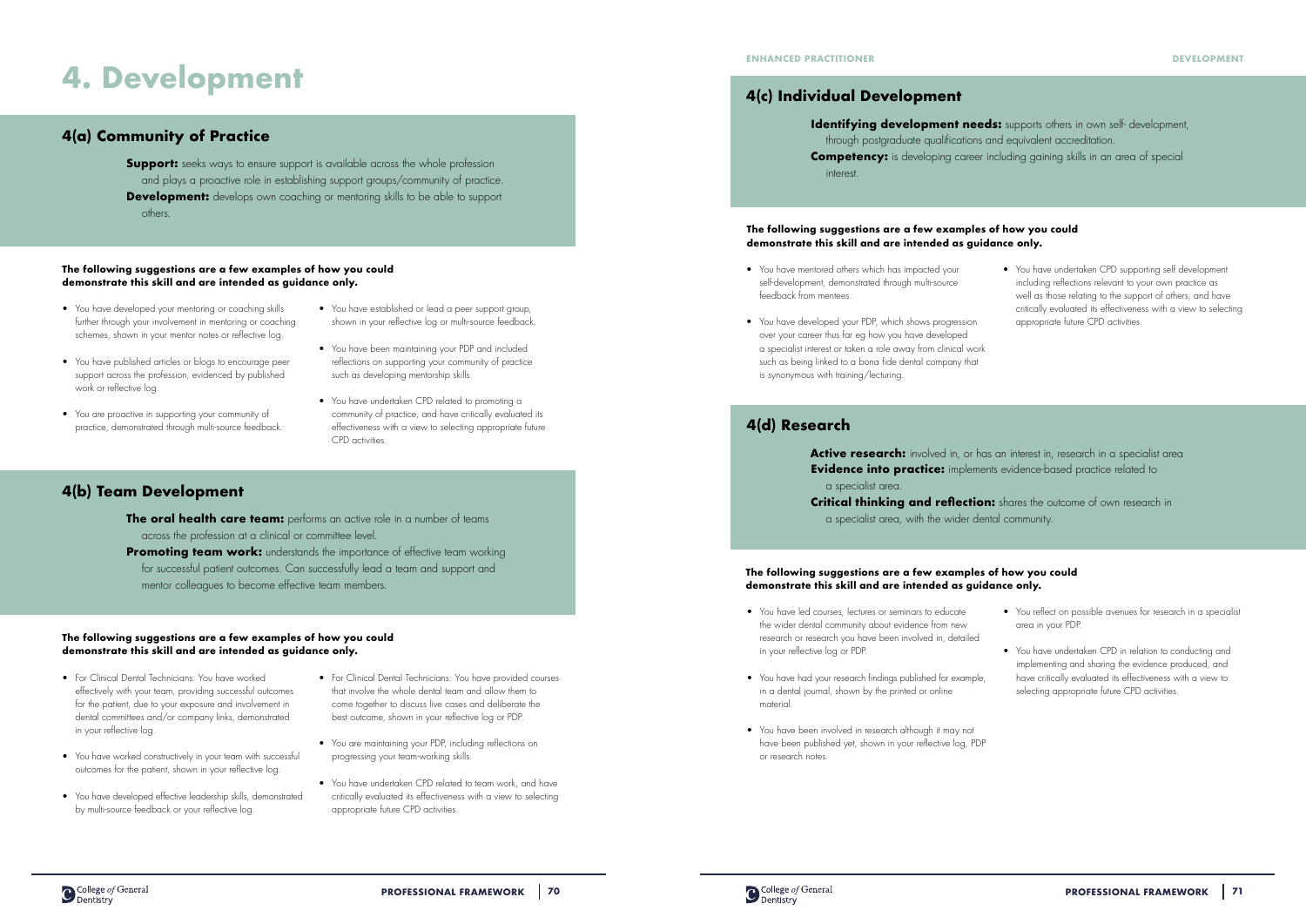# 4. Development

## 4(a) Community of Practice

**Support:** seeks ways to ensure support is available across the whole profession and plays a proactive role in establishing support groups/community of practice.

**Development:** develops own coaching or mentoring skills to be able to support others.

**The following suggestions are a few examples of how you could demonstrate this skill and are intended as guidance only.**

- You have developed your mentoring or coaching skills further through your involvement in mentoring or coaching schemes, shown in your mentor notes or reflective log.
- You have published articles or blogs to encourage peer support across the profession, evidenced by published work or reflective log.
- You are proactive in supporting your community of practice, demonstrated through multi-source feedback.
- You have established or lead a peer support group, shown in your reflective log or multi-source feedback.
- You have been maintaining your PDP and included reflections on supporting your community of practice such as developing mentorship skills.
- You have undertaken CPD related to promoting a community of practice, and have critically evaluated its effectiveness with a view to selecting appropriate future CPD activities.

## 4(b) Team Development

**The oral health care team:** performs an active role in a number of teams across the profession at a clinical or committee level.

**Promoting team work:** understands the importance of effective team working for successful patient outcomes. Can successfully lead a team and support and mentor colleagues to become effective team members.

**The following suggestions are a few examples of how you could demonstrate this skill and are intended as guidance only.**

- For Clinical Dental Technicians: You have worked effectively with your team, providing successful outcomes for the patient, due to your exposure and involvement in dental committees and/or company links, demonstrated in your reflective log.
- You have worked constructively in your team with successful outcomes for the patient, shown in your reflective log.
- You have developed effective leadership skills, demonstrated by multi-source feedback or your reflective log.
- For Clinical Dental Technicians: You have provided courses that involve the whole dental team and allow them to come together to discuss live cases and deliberate the best outcome, shown in your reflective log or PDP.
- You are maintaining your PDP, including reflections on progressing your team-working skills.
- You have undertaken CPD related to team work, and have critically evaluated its effectiveness with a view to selecting appropriate future CPD activities.

## 4(c) Individual Development

**Identifying development needs:** supports others in own self- development, through postgraduate qualifications and equivalent accreditation.

**Competency:** is developing career including gaining skills in an area of special interest.

**The following suggestions are a few examples of how you could demonstrate this skill and are intended as guidance only.**

- You have mentored others which has impacted your self-development, demonstrated through multi-source feedback from mentees.
- You have developed your PDP, which shows progression over your career thus far eg how you have developed a specialist interest or taken a role away from clinical work such as being linked to a bona fide dental company that is synonymous with training/lecturing.
- You have undertaken CPD supporting self development including reflections relevant to your own practice as well as those relating to the support of others, and have critically evaluated its effectiveness with a view to selecting appropriate future CPD activities.

## 4(d) Research

**Active research:** involved in, or has an interest in, research in a specialist area

**Evidence into practice:** implements evidence-based practice related to a specialist area.

**Critical thinking and reflection:** shares the outcome of own research in a specialist area, with the wider dental community.

**The following suggestions are a few examples of how you could demonstrate this skill and are intended as guidance only.**

- You have led courses, lectures or seminars to educate the wider dental community about evidence from new research or research you have been involved in, detailed in your reflective log or PDP.
- You have had your research findings published for example, in a dental journal, shown by the printed or online material.
- You have been involved in research although it may not have been published yet, shown in your reflective log, PDP or research notes.
- You reflect on possible avenues for research in a specialist area in your PDP.
- You have undertaken CPD in relation to conducting and implementing and sharing the evidence produced, and have critically evaluated its effectiveness with a view to selecting appropriate future CPD activities.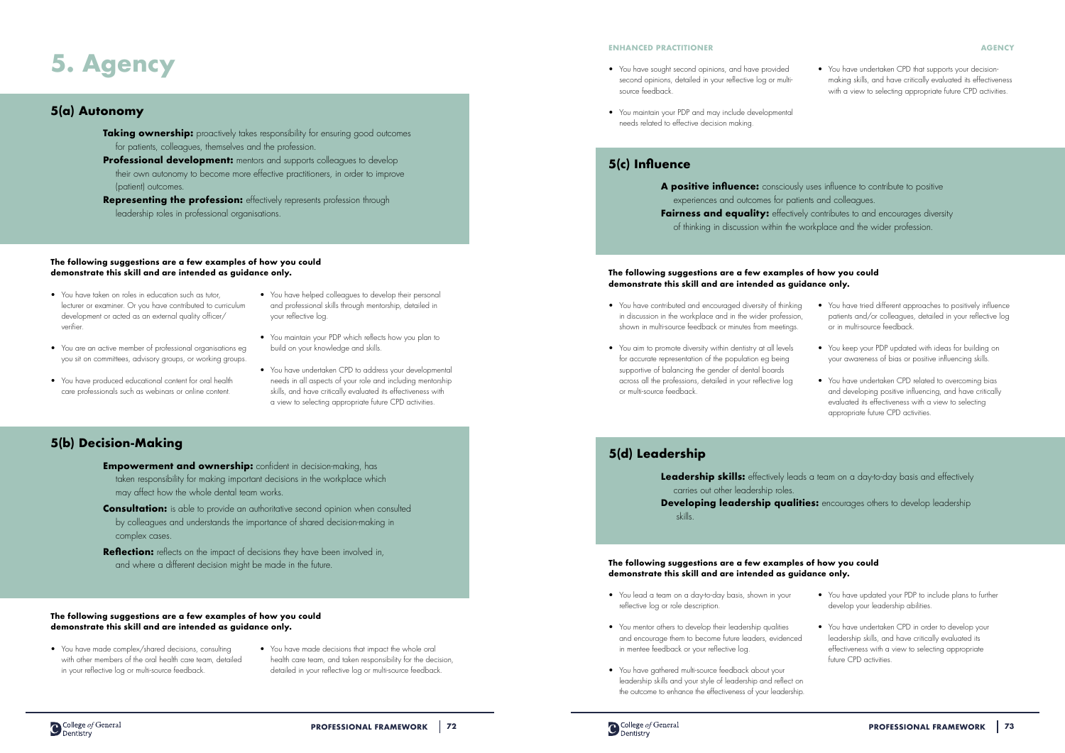# 5. Agency

## 5(a) Autonomy

**Taking ownership:** proactively takes responsibility for ensuring good outcomes for patients, colleagues, themselves and the profession.

**Professional development:** mentors and supports colleagues to develop their own autonomy to become more effective practitioners, in order to improve (patient) outcomes.

**Representing the profession:** effectively represents profession through leadership roles in professional organisations.

**The following suggestions are a few examples of how you could demonstrate this skill and are intended as guidance only.**

- You have taken on roles in education such as tutor, lecturer or examiner. Or you have contributed to curriculum development or acted as an external quality officer/verifier.
- You are an active member of professional organisations eg you sit on committees, advisory groups, or working groups.
- You have produced educational content for oral health care professionals such as webinars or online content.
- You have helped colleagues to develop their personal and professional skills through mentorship, detailed in your reflective log.
- You maintain your PDP which reflects how you plan to build on your knowledge and skills.
- You have undertaken CPD to address your developmental needs in all aspects of your role and including mentorship skills, and have critically evaluated its effectiveness with a view to selecting appropriate future CPD activities.

## 5(b) Decision-Making

**Empowerment and ownership:** confident in decision-making, has taken responsibility for making important decisions in the workplace which may affect how the whole dental team works.

**Consultation:** is able to provide an authoritative second opinion when consulted by colleagues and understands the importance of shared decision-making in complex cases.

**Reflection:** reflects on the impact of decisions they have been involved in, and where a different decision might be made in the future.

**The following suggestions are a few examples of how you could demonstrate this skill and are intended as guidance only.**

- You have made complex/shared decisions, consulting with other members of the oral health care team, detailed in your reflective log or multi-source feedback.
- You have made decisions that impact the whole oral health care team, and taken responsibility for the decision, detailed in your reflective log or multi-source feedback.
- You have sought second opinions, and have provided second opinions, detailed in your reflective log or multi-source feedback.
- You maintain your PDP and may include developmental needs related to effective decision making.
- You have undertaken CPD that supports your decision-making skills, and have critically evaluated its effectiveness with a view to selecting appropriate future CPD activities.

## 5(c) Influence

**A positive influence:** consciously uses influence to contribute to positive experiences and outcomes for patients and colleagues.

**Fairness and equality:** effectively contributes to and encourages diversity of thinking in discussion within the workplace and the wider profession.

**The following suggestions are a few examples of how you could demonstrate this skill and are intended as guidance only.**

- You have contributed and encouraged diversity of thinking in discussion in the workplace and in the wider profession, shown in multi-source feedback or minutes from meetings.
- You aim to promote diversity within dentistry at all levels for accurate representation of the population eg being supportive of balancing the gender of dental boards across all the professions, detailed in your reflective log or multi-source feedback.
- You have tried different approaches to positively influence patients and/or colleagues, detailed in your reflective log or in multi-source feedback.
- You keep your PDP updated with ideas for building on your awareness of bias or positive influencing skills.
- You have undertaken CPD related to overcoming bias and developing positive influencing, and have critically evaluated its effectiveness with a view to selecting appropriate future CPD activities.

## 5(d) Leadership

**Leadership skills:** effectively leads a team on a day-to-day basis and effectively carries out other leadership roles.

**Developing leadership qualities:** encourages others to develop leadership skills.

**The following suggestions are a few examples of how you could demonstrate this skill and are intended as guidance only.**

- You lead a team on a day-to-day basis, shown in your reflective log or role description.
- You mentor others to develop their leadership qualities and encourage them to become future leaders, evidenced in mentee feedback or your reflective log.
- You have gathered multi-source feedback about your leadership skills and your style of leadership and reflect on the outcome to enhance the effectiveness of your leadership.
- You have updated your PDP to include plans to further develop your leadership abilities.
- You have undertaken CPD in order to develop your leadership skills, and have critically evaluated its effectiveness with a view to selecting appropriate future CPD activities.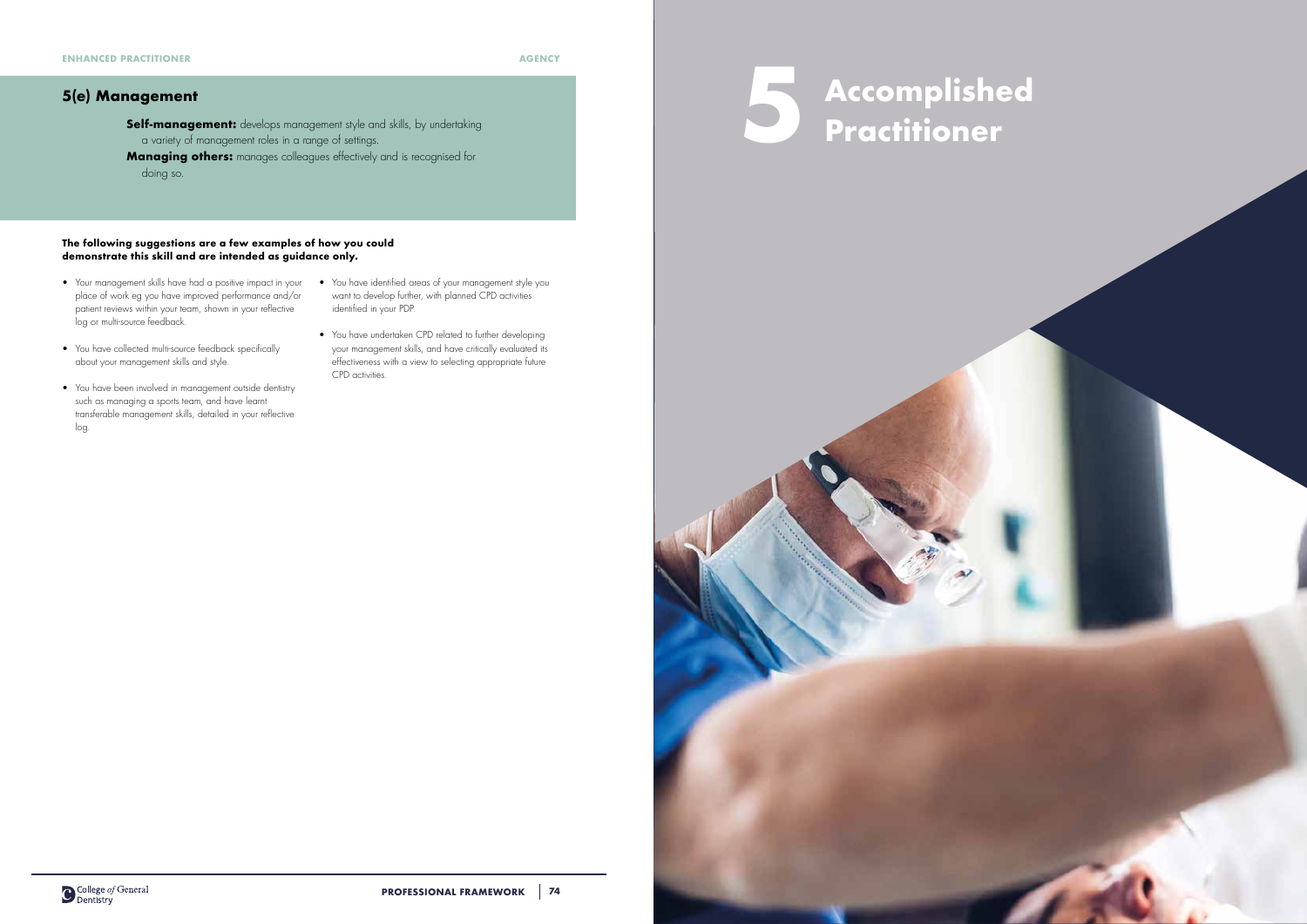## 5(e) Management

**Self-management:** develops management style and skills, by undertaking a variety of management roles in a range of settings.

**Managing others:** manages colleagues effectively and is recognised for doing so.

**The following suggestions are a few examples of how you could demonstrate this skill and are intended as guidance only.**

- Your management skills have had a positive impact in your place of work eg you have improved performance and/or patient reviews within your team, shown in your reflective log or multi-source feedback.
- You have collected multi-source feedback specifically about your management skills and style.
- You have been involved in management outside dentistry such as managing a sports team, and have learnt transferable management skills, detailed in your reflective log.
- You have identified areas of your management style you want to develop further, with planned CPD activities identified in your PDP.
- You have undertaken CPD related to further developing your management skills, and have critically evaluated its effectiveness with a view to selecting appropriate future CPD activities.

# 5 Accomplished Practitioner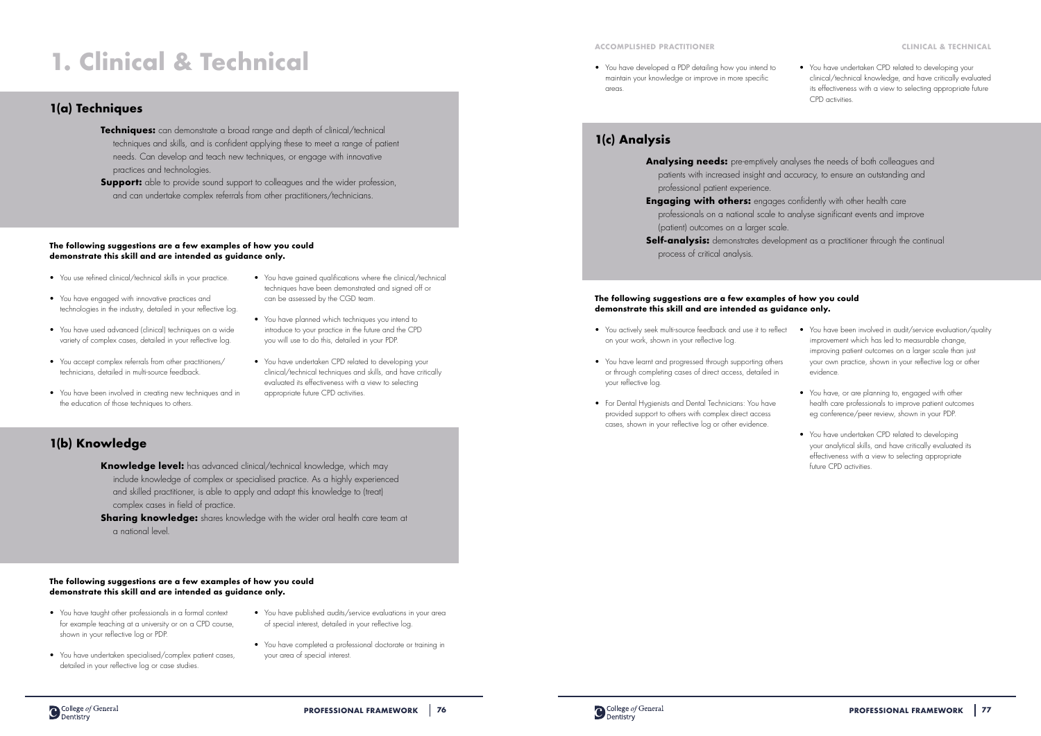# 1. Clinical & Technical

## 1(a) Techniques

**Techniques:** can demonstrate a broad range and depth of clinical/technical techniques and skills, and is confident applying these to meet a range of patient needs. Can develop and teach new techniques, or engage with innovative practices and technologies.

**Support:** able to provide sound support to colleagues and the wider profession, and can undertake complex referrals from other practitioners/technicians.

**The following suggestions are a few examples of how you could demonstrate this skill and are intended as guidance only.**

- You use refined clinical/technical skills in your practice.
- You have engaged with innovative practices and technologies in the industry, detailed in your reflective log.
- You have used advanced (clinical) techniques on a wide variety of complex cases, detailed in your reflective log.
- You accept complex referrals from other practitioners/technicians, detailed in multi-source feedback.
- You have been involved in creating new techniques and in the education of those techniques to others.
- You have gained qualifications where the clinical/technical techniques have been demonstrated and signed off or can be assessed by the CGD team.
- You have planned which techniques you intend to introduce to your practice in the future and the CPD you will use to do this, detailed in your PDP.
- You have undertaken CPD related to developing your clinical/technical techniques and skills, and have critically evaluated its effectiveness with a view to selecting appropriate future CPD activities.

## 1(b) Knowledge

**Knowledge level:** has advanced clinical/technical knowledge, which may include knowledge of complex or specialised practice. As a highly experienced and skilled practitioner, is able to apply and adapt this knowledge to (treat) complex cases in field of practice.

**Sharing knowledge:** shares knowledge with the wider oral health care team at a national level.

**The following suggestions are a few examples of how you could demonstrate this skill and are intended as guidance only.**

- You have taught other professionals in a formal context for example teaching at a university or on a CPD course, shown in your reflective log or PDP.
- You have undertaken specialised/complex patient cases, detailed in your reflective log or case studies.
- You have published audits/service evaluations in your area of special interest, detailed in your reflective log.
- You have completed a professional doctorate or training in your area of special interest.
- You have developed a PDP detailing how you intend to maintain your knowledge or improve in more specific areas.
- You have undertaken CPD related to developing your clinical/technical knowledge, and have critically evaluated its effectiveness with a view to selecting appropriate future CPD activities.

## 1(c) Analysis

**Analysing needs:** pre-emptively analyses the needs of both colleagues and patients with increased insight and accuracy, to ensure an outstanding and professional patient experience.

**Engaging with others:** engages confidently with other health care professionals on a national scale to analyse significant events and improve (patient) outcomes on a larger scale.

**Self-analysis:** demonstrates development as a practitioner through the continual process of critical analysis.

**The following suggestions are a few examples of how you could demonstrate this skill and are intended as guidance only.**

- You actively seek multi-source feedback and use it to reflect on your work, shown in your reflective log.
- You have learnt and progressed through supporting others or through completing cases of direct access, detailed in your reflective log.
- For Dental Hygienists and Dental Technicians: You have provided support to others with complex direct access cases, shown in your reflective log or other evidence.
- You have been involved in audit/service evaluation/quality improvement which has led to measurable change, improving patient outcomes on a larger scale than just your own practice, shown in your reflective log or other evidence.
- You have, or are planning to, engaged with other health care professionals to improve patient outcomes eg conference/peer review, shown in your PDP.
- You have undertaken CPD related to developing your analytical skills, and have critically evaluated its effectiveness with a view to selecting appropriate future CPD activities.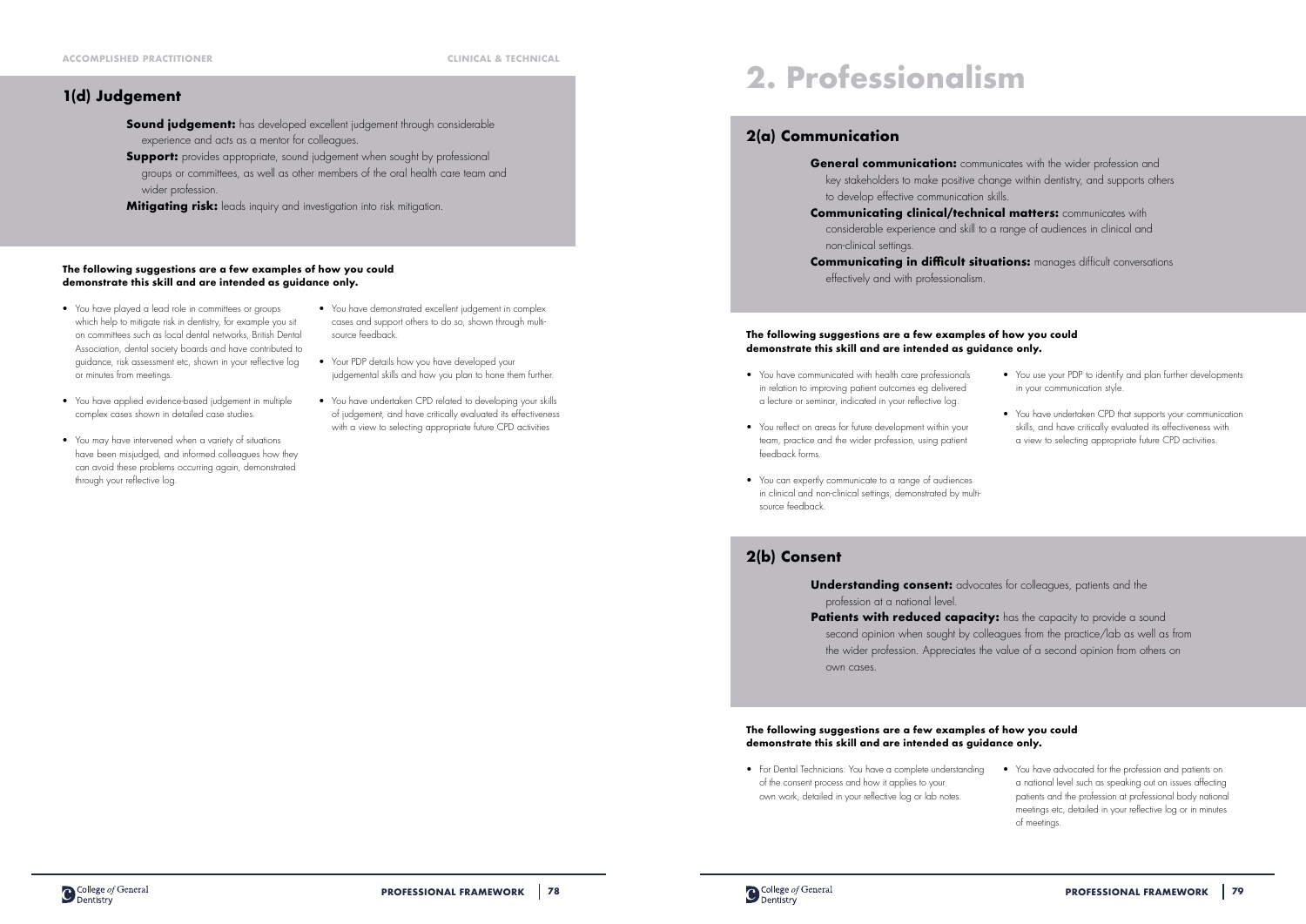## 1(d) Judgement

**Sound judgement:** has developed excellent judgement through considerable experience and acts as a mentor for colleagues.

**Support:** provides appropriate, sound judgement when sought by professional groups or committees, as well as other members of the oral health care team and wider profession.

**Mitigating risk:** leads inquiry and investigation into risk mitigation.

**The following suggestions are a few examples of how you could demonstrate this skill and are intended as guidance only.**

- You have played a lead role in committees or groups which help to mitigate risk in dentistry, for example you sit on committees such as local dental networks, British Dental Association, dental society boards and have contributed to guidance, risk assessment etc, shown in your reflective log or minutes from meetings.
- You have applied evidence-based judgement in multiple complex cases shown in detailed case studies.
- You may have intervened when a variety of situations have been misjudged, and informed colleagues how they can avoid these problems occurring again, demonstrated through your reflective log.
- You have demonstrated excellent judgement in complex cases and support others to do so, shown through multi-source feedback.
- Your PDP details how you have developed your judgemental skills and how you plan to hone them further.
- You have undertaken CPD related to developing your skills of judgement, and have critically evaluated its effectiveness with a view to selecting appropriate future CPD activities

# 2. Professionalism

## 2(a) Communication

**General communication:** communicates with the wider profession and key stakeholders to make positive change within dentistry, and supports others to develop effective communication skills.

**Communicating clinical/technical matters:** communicates with considerable experience and skill to a range of audiences in clinical and non-clinical settings.

**Communicating in difficult situations:** manages difficult conversations effectively and with professionalism.

**The following suggestions are a few examples of how you could demonstrate this skill and are intended as guidance only.**

- You have communicated with health care professionals in relation to improving patient outcomes eg delivered a lecture or seminar, indicated in your reflective log.
- You reflect on areas for future development within your team, practice and the wider profession, using patient feedback forms.
- You can expertly communicate to a range of audiences in clinical and non-clinical settings, demonstrated by multi-source feedback.
- You use your PDP to identify and plan further developments in your communication style.
- You have undertaken CPD that supports your communication skills, and have critically evaluated its effectiveness with a view to selecting appropriate future CPD activities.

## 2(b) Consent

**Understanding consent:** advocates for colleagues, patients and the profession at a national level.

**Patients with reduced capacity:** has the capacity to provide a sound second opinion when sought by colleagues from the practice/lab as well as from the wider profession. Appreciates the value of a second opinion from others on own cases.

**The following suggestions are a few examples of how you could demonstrate this skill and are intended as guidance only.**

- For Dental Technicians: You have a complete understanding of the consent process and how it applies to your own work, detailed in your reflective log or lab notes.
- You have advocated for the profession and patients on a national level such as speaking out on issues affecting patients and the profession at professional body national meetings etc, detailed in your reflective log or in minutes of meetings.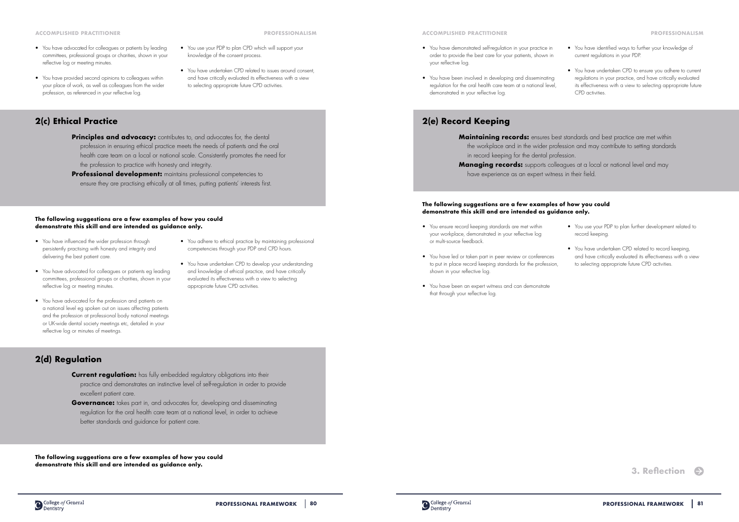- You have advocated for colleagues or patients by leading committees, professional groups or charities, shown in your reflective log or meeting minutes.
- You have provided second opinions to colleagues within your place of work, as well as colleagues from the wider profession, as referenced in your reflective log.
- You use your PDP to plan CPD which will support your knowledge of the consent process.
- You have undertaken CPD related to issues around consent, and have critically evaluated its effectiveness with a view to selecting appropriate future CPD activities.

## 2(c) Ethical Practice

**Principles and advocacy:** contributes to, and advocates for, the dental profession in ensuring ethical practice meets the needs of patients and the oral health care team on a local or national scale. Consistently promotes the need for the profession to practice with honesty and integrity.

**Professional development:** maintains professional competencies to ensure they are practising ethically at all times, putting patients' interests first.

**The following suggestions are a few examples of how you could demonstrate this skill and are intended as guidance only.**

- You have influenced the wider profession through persistently practising with honesty and integrity and delivering the best patient care.
- You have advocated for colleagues or patients eg leading committees, professional groups or charities, shown in your reflective log or meeting minutes.
- You have advocated for the profession and patients on a national level eg spoken out on issues affecting patients and the profession at professional body national meetings or UK-wide dental society meetings etc, detailed in your reflective log or minutes of meetings.
- You adhere to ethical practice by maintaining professional competencies through your PDP and CPD hours.
- You have undertaken CPD to develop your understanding and knowledge of ethical practice, and have critically evaluated its effectiveness with a view to selecting appropriate future CPD activities.

## 2(d) Regulation

**Current regulation:** has fully embedded regulatory obligations into their practice and demonstrates an instinctive level of self-regulation in order to provide excellent patient care.

**Governance:** takes part in, and advocates for, developing and disseminating regulation for the oral health care team at a national level, in order to achieve better standards and guidance for patient care.

**The following suggestions are a few examples of how you could demonstrate this skill and are intended as guidance only.**

- You have demonstrated self-regulation in your practice in order to provide the best care for your patients, shown in your reflective log.
- You have been involved in developing and disseminating regulation for the oral health care team at a national level, demonstrated in your reflective log.
- You have identified ways to further your knowledge of current regulations in your PDP.
- You have undertaken CPD to ensure you adhere to current regulations in your practice, and have critically evaluated its effectiveness with a view to selecting appropriate future CPD activities.

## 2(e) Record Keeping

**Maintaining records:** ensures best standards and best practice are met within the workplace and in the wider profession and may contribute to setting standards in record keeping for the dental profession.

**Managing records:** supports colleagues at a local or national level and may have experience as an expert witness in their field.

**The following suggestions are a few examples of how you could demonstrate this skill and are intended as guidance only.**

- You ensure record keeping standards are met within your workplace, demonstrated in your reflective log or multi-source feedback.
- You have led or taken part in peer review or conferences to put in place record keeping standards for the profession, shown in your reflective log.
- You have been an expert witness and can demonstrate that through your reflective log.
- You use your PDP to plan further development related to record keeping.
- You have undertaken CPD related to record keeping, and have critically evaluated its effectiveness with a view to selecting appropriate future CPD activities.

3. Reflection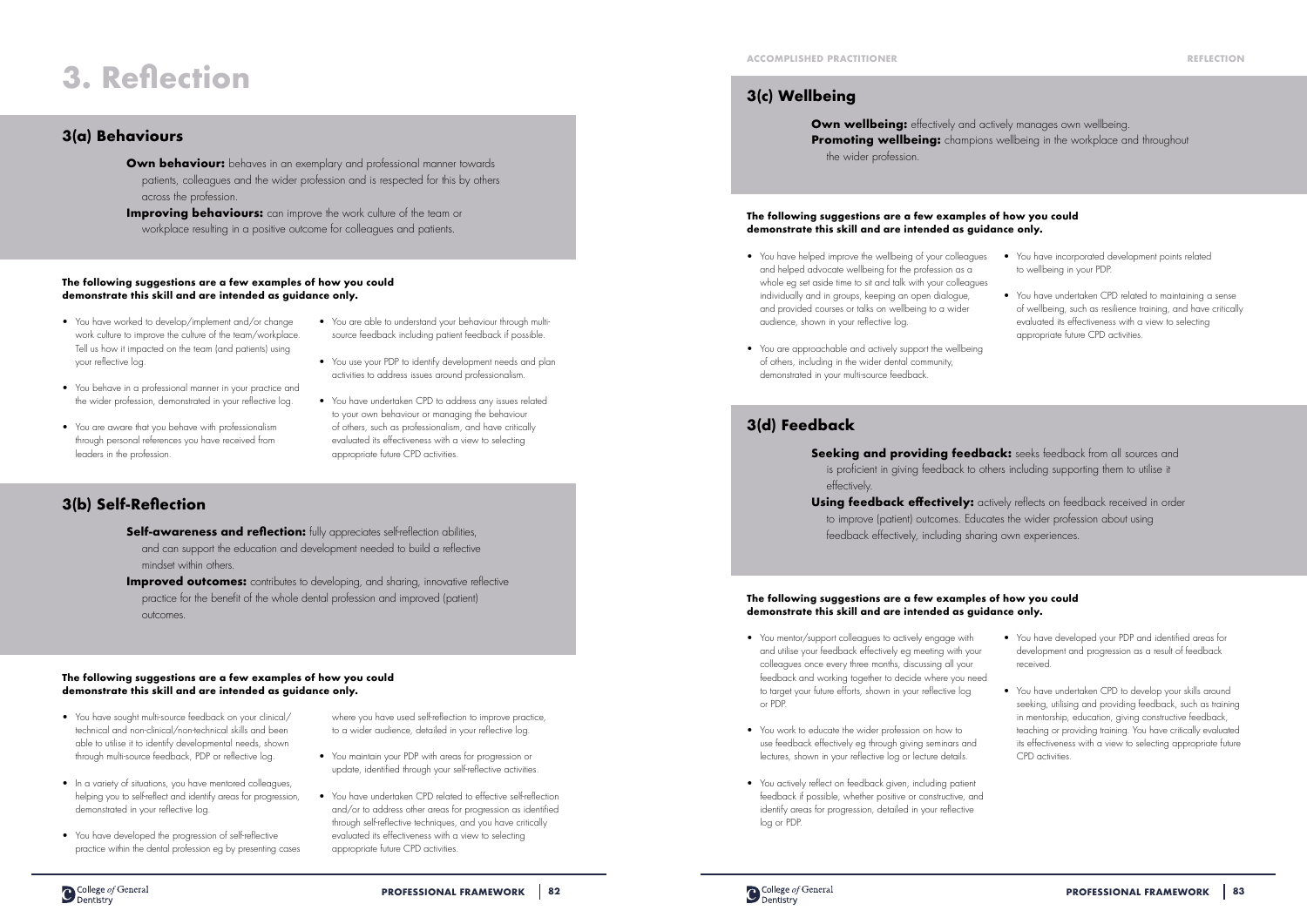# 3. Reflection

## 3(a) Behaviours

**Own behaviour:** behaves in an exemplary and professional manner towards patients, colleagues and the wider profession and is respected for this by others across the profession.

**Improving behaviours:** can improve the work culture of the team or workplace resulting in a positive outcome for colleagues and patients.

**The following suggestions are a few examples of how you could demonstrate this skill and are intended as guidance only.**

- You have worked to develop/implement and/or change work culture to improve the culture of the team/workplace. Tell us how it impacted on the team (and patients) using your reflective log.
- You behave in a professional manner in your practice and the wider profession, demonstrated in your reflective log.
- You are aware that you behave with professionalism through personal references you have received from leaders in the profession.
- You are able to understand your behaviour through multi-source feedback including patient feedback if possible.
- You use your PDP to identify development needs and plan activities to address issues around professionalism.
- You have undertaken CPD to address any issues related to your own behaviour or managing the behaviour of others, such as professionalism, and have critically evaluated its effectiveness with a view to selecting appropriate future CPD activities.

## 3(b) Self-Reflection

**Self-awareness and reflection:** fully appreciates self-reflection abilities, and can support the education and development needed to build a reflective mindset within others.

**Improved outcomes:** contributes to developing, and sharing, innovative reflective practice for the benefit of the whole dental profession and improved (patient) outcomes.

**The following suggestions are a few examples of how you could demonstrate this skill and are intended as guidance only.**

- You have sought multi-source feedback on your clinical/technical and non-clinical/non-technical skills and been able to utilise it to identify developmental needs, shown through multi-source feedback, PDP or reflective log.
- In a variety of situations, you have mentored colleagues, helping you to self-reflect and identify areas for progression, demonstrated in your reflective log.
- You have developed the progression of self-reflective practice within the dental profession eg by presenting cases where you have used self-reflection to improve practice, to a wider audience, detailed in your reflective log.
- You maintain your PDP with areas for progression or update, identified through your self-reflective activities.
- You have undertaken CPD related to effective self-reflection and/or to address other areas for progression as identified through self-reflective techniques, and you have critically evaluated its effectiveness with a view to selecting appropriate future CPD activities.

## 3(c) Wellbeing

**Own wellbeing:** effectively and actively manages own wellbeing.

**Promoting wellbeing:** champions wellbeing in the workplace and throughout the wider profession.

**The following suggestions are a few examples of how you could demonstrate this skill and are intended as guidance only.**

- You have helped improve the wellbeing of your colleagues and helped advocate wellbeing for the profession as a whole eg set aside time to sit and talk with your colleagues individually and in groups, keeping an open dialogue, and provided courses or talks on wellbeing to a wider audience, shown in your reflective log.
- You are approachable and actively support the wellbeing of others, including in the wider dental community, demonstrated in your multi-source feedback.
- You have incorporated development points related to wellbeing in your PDP.
- You have undertaken CPD related to maintaining a sense of wellbeing, such as resilience training, and have critically evaluated its effectiveness with a view to selecting appropriate future CPD activities.

## 3(d) Feedback

**Seeking and providing feedback:** seeks feedback from all sources and is proficient in giving feedback to others including supporting them to utilise it effectively.

**Using feedback effectively:** actively reflects on feedback received in order to improve (patient) outcomes. Educates the wider profession about using feedback effectively, including sharing own experiences.

**The following suggestions are a few examples of how you could demonstrate this skill and are intended as guidance only.**

- You mentor/support colleagues to actively engage with and utilise your feedback effectively eg meeting with your colleagues once every three months, discussing all your feedback and working together to decide where you need to target your future efforts, shown in your reflective log or PDP.
- You work to educate the wider profession on how to use feedback effectively eg through giving seminars and lectures, shown in your reflective log or lecture details.
- You actively reflect on feedback given, including patient feedback if possible, whether positive or constructive, and identify areas for progression, detailed in your reflective log or PDP.
- You have developed your PDP and identified areas for development and progression as a result of feedback received.
- You have undertaken CPD to develop your skills around seeking, utilising and providing feedback, such as training in mentorship, education, giving constructive feedback, teaching or providing training. You have critically evaluated its effectiveness with a view to selecting appropriate future CPD activities.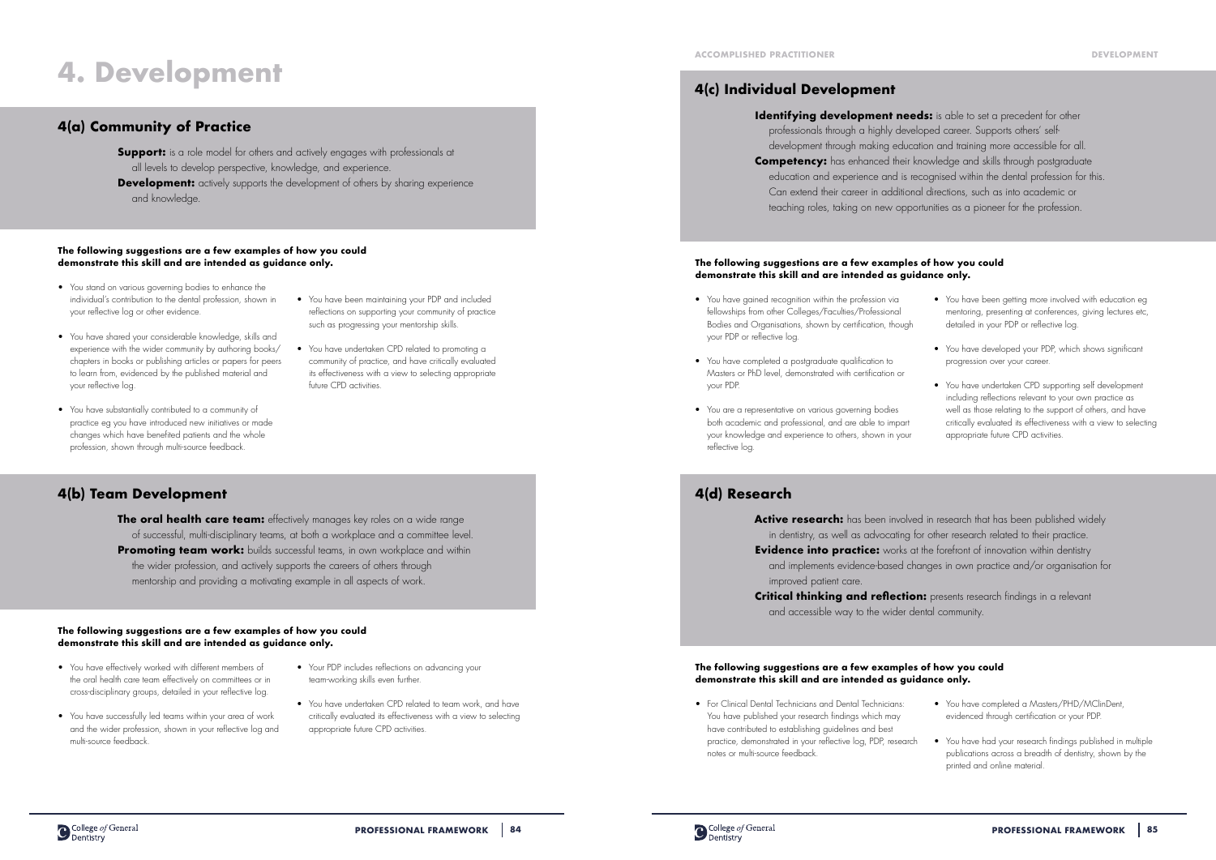# 4. Development

## 4(a) Community of Practice

**Support:** is a role model for others and actively engages with professionals at all levels to develop perspective, knowledge, and experience.

**Development:** actively supports the development of others by sharing experience and knowledge.

**The following suggestions are a few examples of how you could demonstrate this skill and are intended as guidance only.**

- You stand on various governing bodies to enhance the individual's contribution to the dental profession, shown in your reflective log or other evidence.
- You have shared your considerable knowledge, skills and experience with the wider community by authoring books/ chapters in books or publishing articles or papers for peers to learn from, evidenced by the published material and your reflective log.
- You have substantially contributed to a community of practice eg you have introduced new initiatives or made changes which have benefited patients and the whole profession, shown through multi-source feedback.
- You have been maintaining your PDP and included reflections on supporting your community of practice such as progressing your mentorship skills.
- You have undertaken CPD related to promoting a community of practice, and have critically evaluated its effectiveness with a view to selecting appropriate future CPD activities.

## 4(b) Team Development

**The oral health care team:** effectively manages key roles on a wide range of successful, multi-disciplinary teams, at both a workplace and a committee level.

**Promoting team work:** builds successful teams, in own workplace and within the wider profession, and actively supports the careers of others through mentorship and providing a motivating example in all aspects of work.

**The following suggestions are a few examples of how you could demonstrate this skill and are intended as guidance only.**

- You have effectively worked with different members of the oral health care team effectively on committees or in cross-disciplinary groups, detailed in your reflective log.
- You have successfully led teams within your area of work and the wider profession, shown in your reflective log and multi-source feedback.
- Your PDP includes reflections on advancing your team-working skills even further.
- You have undertaken CPD related to team work, and have critically evaluated its effectiveness with a view to selecting appropriate future CPD activities.

## 4(c) Individual Development

**Identifying development needs:** is able to set a precedent for other professionals through a highly developed career. Supports others' self-development through making education and training more accessible for all.

**Competency:** has enhanced their knowledge and skills through postgraduate education and experience and is recognised within the dental profession for this. Can extend their career in additional directions, such as into academic or teaching roles, taking on new opportunities as a pioneer for the profession.

**The following suggestions are a few examples of how you could demonstrate this skill and are intended as guidance only.**

- You have gained recognition within the profession via fellowships from other Colleges/Faculties/Professional Bodies and Organisations, shown by certification, though your PDP or reflective log.
- You have completed a postgraduate qualification to Masters or PhD level, demonstrated with certification or your PDP.
- You are a representative on various governing bodies both academic and professional, and are able to impart your knowledge and experience to others, shown in your reflective log.
- You have been getting more involved with education eg mentoring, presenting at conferences, giving lectures etc, detailed in your PDP or reflective log.
- You have developed your PDP, which shows significant progression over your career.
- You have undertaken CPD supporting self development including reflections relevant to your own practice as well as those relating to the support of others, and have critically evaluated its effectiveness with a view to selecting appropriate future CPD activities.

## 4(d) Research

**Active research:** has been involved in research that has been published widely in dentistry, as well as advocating for other research related to their practice.

**Evidence into practice:** works at the forefront of innovation within dentistry and implements evidence-based changes in own practice and/or organisation for improved patient care.

**Critical thinking and reflection:** presents research findings in a relevant and accessible way to the wider dental community.

**The following suggestions are a few examples of how you could demonstrate this skill and are intended as guidance only.**

- For Clinical Dental Technicians and Dental Technicians: You have published your research findings which may have contributed to establishing guidelines and best practice, demonstrated in your reflective log, PDP, research notes or multi-source feedback.
- You have completed a Masters/PHD/MClinDent, evidenced through certification or your PDP.
- You have had your research findings published in multiple publications across a breadth of dentistry, shown by the printed and online material.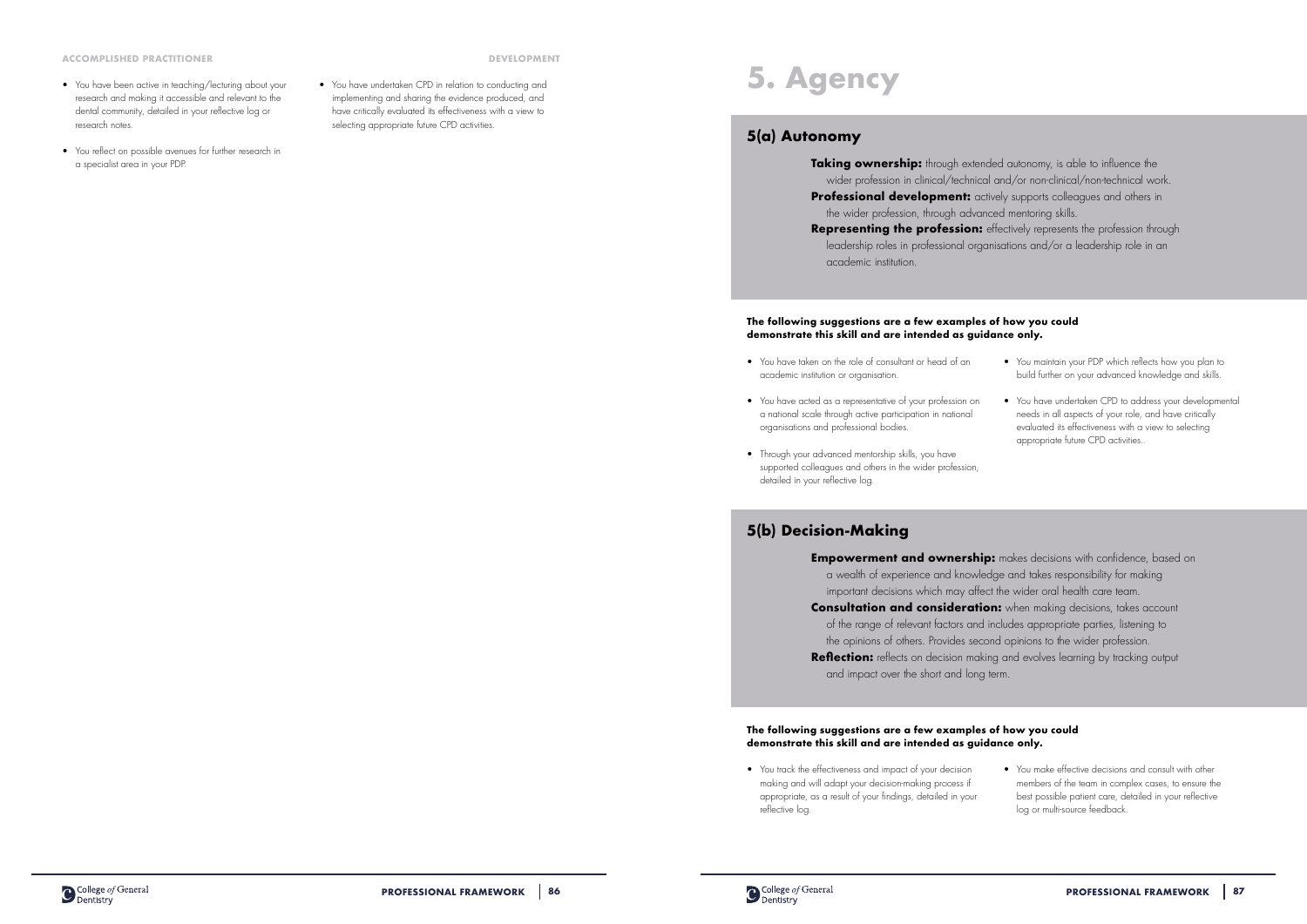**ACCOMPLISHED PRACTITIONER**

- You have been active in teaching/lecturing about your research and making it accessible and relevant to the dental community, detailed in your reflective log or research notes.
- You reflect on possible avenues for further research in a specialist area in your PDP.

**DEVELOPMENT**

- You have undertaken CPD in relation to conducting and implementing and sharing the evidence produced, and have critically evaluated its effectiveness with a view to selecting appropriate future CPD activities.

# 5. Agency

## 5(a) Autonomy

**Taking ownership:** through extended autonomy, is able to influence the wider profession in clinical/technical and/or non-clinical/non-technical work.

**Professional development:** actively supports colleagues and others in the wider profession, through advanced mentoring skills.

**Representing the profession:** effectively represents the profession through leadership roles in professional organisations and/or a leadership role in an academic institution.

**The following suggestions are a few examples of how you could demonstrate this skill and are intended as guidance only.**

- You have taken on the role of consultant or head of an academic institution or organisation.
- You have acted as a representative of your profession on a national scale through active participation in national organisations and professional bodies.
- Through your advanced mentorship skills, you have supported colleagues and others in the wider profession, detailed in your reflective log.
- You maintain your PDP which reflects how you plan to build further on your advanced knowledge and skills.
- You have undertaken CPD to address your developmental needs in all aspects of your role, and have critically evaluated its effectiveness with a view to selecting appropriate future CPD activities.

## 5(b) Decision-Making

**Empowerment and ownership:** makes decisions with confidence, based on a wealth of experience and knowledge and takes responsibility for making important decisions which may affect the wider oral health care team.

**Consultation and consideration:** when making decisions, takes account of the range of relevant factors and includes appropriate parties, listening to the opinions of others. Provides second opinions to the wider profession.

**Reflection:** reflects on decision making and evolves learning by tracking output and impact over the short and long term.

**The following suggestions are a few examples of how you could demonstrate this skill and are intended as guidance only.**

- You track the effectiveness and impact of your decision making and will adapt your decision-making process if appropriate, as a result of your findings, detailed in your reflective log.
- You make effective decisions and consult with other members of the team in complex cases, to ensure the best possible patient care, detailed in your reflective log or multi-source feedback.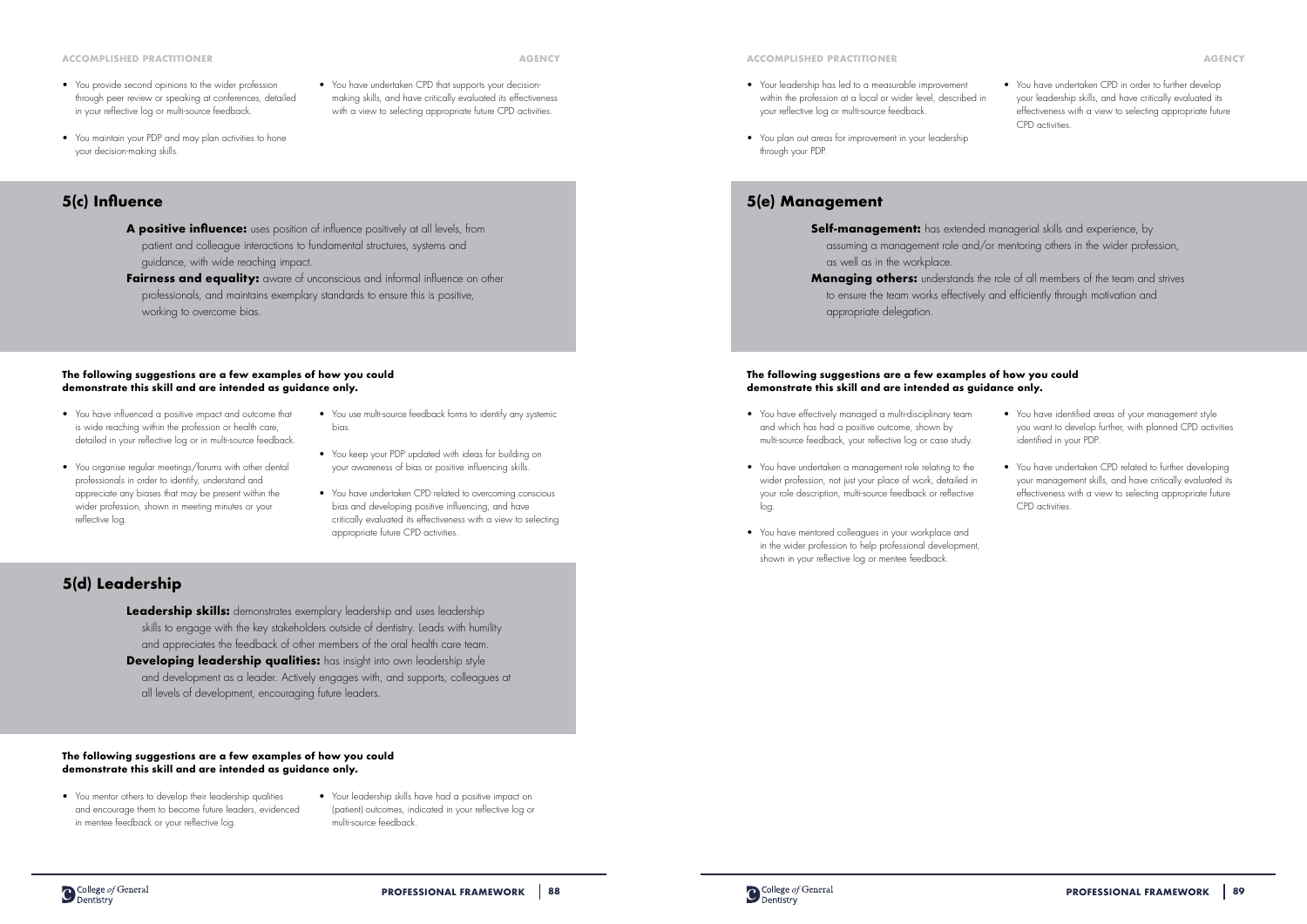- You provide second opinions to the wider profession through peer review or speaking at conferences, detailed in your reflective log or multi-source feedback.
- You maintain your PDP and may plan activities to hone your decision-making skills.
- You have undertaken CPD that supports your decision-making skills, and have critically evaluated its effectiveness with a view to selecting appropriate future CPD activities.

## 5(c) Influence

**A positive influence:** uses position of influence positively at all levels, from patient and colleague interactions to fundamental structures, systems and guidance, with wide reaching impact.

**Fairness and equality:** aware of unconscious and informal influence on other professionals, and maintains exemplary standards to ensure this is positive, working to overcome bias.

**The following suggestions are a few examples of how you could demonstrate this skill and are intended as guidance only.**

- You have influenced a positive impact and outcome that is wide reaching within the profession or health care, detailed in your reflective log or in multi-source feedback.
- You organise regular meetings/forums with other dental professionals in order to identify, understand and appreciate any biases that may be present within the wider profession, shown in meeting minutes or your reflective log.
- You use multi-source feedback forms to identify any systemic bias.
- You keep your PDP updated with ideas for building on your awareness of bias or positive influencing skills.
- You have undertaken CPD related to overcoming conscious bias and developing positive influencing, and have critically evaluated its effectiveness with a view to selecting appropriate future CPD activities.

## 5(d) Leadership

**Leadership skills:** demonstrates exemplary leadership and uses leadership skills to engage with the key stakeholders outside of dentistry. Leads with humility and appreciates the feedback of other members of the oral health care team.

**Developing leadership qualities:** has insight into own leadership style and development as a leader. Actively engages with, and supports, colleagues at all levels of development, encouraging future leaders.

**The following suggestions are a few examples of how you could demonstrate this skill and are intended as guidance only.**

- You mentor others to develop their leadership qualities and encourage them to become future leaders, evidenced in mentee feedback or your reflective log.
- Your leadership skills have had a positive impact on (patient) outcomes, indicated in your reflective log or multi-source feedback.
- Your leadership has led to a measurable improvement within the profession at a local or wider level, described in your reflective log or multi-source feedback.
- You plan out areas for improvement in your leadership through your PDP.
- You have undertaken CPD in order to further develop your leadership skills, and have critically evaluated its effectiveness with a view to selecting appropriate future CPD activities.

## 5(e) Management

**Self-management:** has extended managerial skills and experience, by assuming a management role and/or mentoring others in the wider profession, as well as in the workplace.

**Managing others:** understands the role of all members of the team and strives to ensure the team works effectively and efficiently through motivation and appropriate delegation.

**The following suggestions are a few examples of how you could demonstrate this skill and are intended as guidance only.**

- You have effectively managed a multi-disciplinary team and which has had a positive outcome, shown by multi-source feedback, your reflective log or case study.
- You have undertaken a management role relating to the wider profession, not just your place of work, detailed in your role description, multi-source feedback or reflective log.
- You have mentored colleagues in your workplace and in the wider profession to help professional development, shown in your reflective log or mentee feedback.
- You have identified areas of your management style you want to develop further, with planned CPD activities identified in your PDP.
- You have undertaken CPD related to further developing your management skills, and have critically evaluated its effectiveness with a view to selecting appropriate future CPD activities.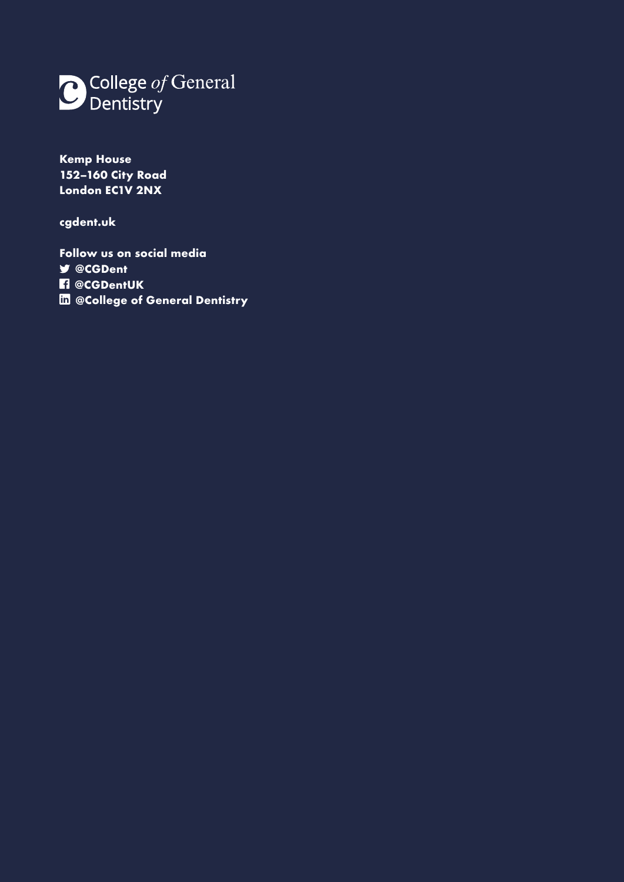College *of* General Dentistry

**Kemp House**
**152–160 City Road**
**London EC1V 2NX**

**cgdent.uk**

**Follow us on social media**
**@CGDent**
**@CGDentUK**
**@College of General Dentistry**